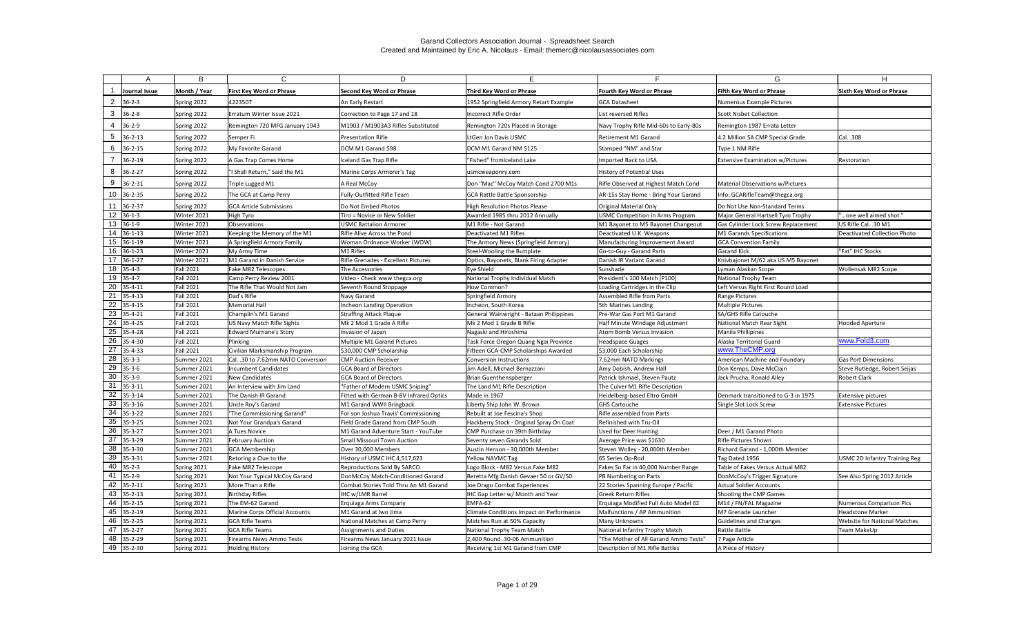# Garand Collectors Association Journal - Spreadsheet Search
Created and Maintained by Eric A. Nicolaus - Email: themerc@nicolausassociates.com

| | A | B | C | D | E | F | G | H |
|---|---|---|---|---|---|---|---|---|
| 1 | Journal Issue | Month / Year | First Key Word or Phrase | Second Key Word or Phrase | Third Key Word or Phrase | Fourth Key Word or Phrase | Fifth Key Word or Phrase | Sixth Key Word or Phrase |
| 2 | 36-2-3 | Spring 2022 | 4223507 | An Early Restart | 1952 Springfield Armory Retart Example | GCA Datasheet | Numerous Example Pictures | |
| 3 | 36-2-8 | Spring 2022 | Erratum Winter Issue 2021 | Correction to Page 17 and 18 | Incorrect Rifle Order | List reversed Rifles | Scott Nisbet Collection | |
| 4 | 36-2-9 | Spring 2022 | Remington 720 MFG January 1943 | M1903 / M1903A3 Rifles Substituted | Remington 720s Placed in Storage | Navy Trophy Rifle Mid-60s to Early-80s | Remington 1987 Errata Letter | |
| 5 | 36-2-13 | Spring 2022 | Semper Fi | Presentation Rifle | LtGen Jon Davis USMC | Retirement M1 Garand | 4.2 Million SA CMP Special Grade | Cal. .308 |
| 6 | 36-2-15 | Spring 2022 | My Favorite Garand | DCM M1 Garand $98 | DCM M1 Garand NM $125 | Stamped "NM" and Star | Type 1 NM Rifle | |
| 7 | 36-2-19 | Spring 2022 | A Gas Trap Comes Home | Iceland Gas Trap Rifle | "Fished" fromIceland Lake | Imported Back to USA | Extensive Examination w/Pictures | Restoration |
| 8 | 36-2-27 | Spring 2022 | "I Shall Return," Said the M1 | Marine Corps Armorer's Tag | usmcweaponry.com | History of Potential Uses | | |
| 9 | 36-2-31 | Spring 2022 | Triple Lugged M1 | A Real McCoy | Don "Mac" McCoy Match Cond 2700 M1s | Rifle Observed at Highest Match Cond | Material Observations w/Pictures | |
| 10 | 36-2-35 | Spring 2022 | The GCA at Camp Perry | Fully-Outfitted Rifle Team | GCA Rattle Battle Sponsorship | AR-15s Stay Home - Bring Your Garand | Info: GCARifleTeam@thegca.org | |
| 11 | 36-2-37 | Spring 2022 | GCA Article Submissions | Do Not Embed Photos | High Resolution Photos Please | Original Material Only | Do Not Use Non-Standard Terms | |
| 12 | 36-1-3 | Winter 2021 | High Tyro | Tiro = Novice or New Soldier | Awarded 1985 thru 2012 Annually | USMC Competition in Arms Program | Major General Hartsell Tyro Trophy | "...one well aimed shot." |
| 13 | 36-1-9 | Winter 2021 | Observations | USMC Battalion Armorer | M1 Rifle - Not Garand | M1 Bayonet to M5 Bayonet Changeout | Gas Cylinder Lock Screw Replacement | US Rifle Cal. .30 M1 |
| 14 | 36-1-13 | Winter 2021 | Keeping the Memory of the M1 | Rifle Alive Across the Pond | Deactivated M1 Rifles | Deactivated U.K. Weapons | M1 Garands Specifications | Deactivated Collection Photo |
| 15 | 36-1-19 | Winter 2021 | A Springfield Armory Family | Woman Ordnance Worker (WOW) | The Armory News (Springfield Armory) | Manufacturing Improvement Award | GCA Convention Family | |
| 16 | 36-1-23 | Winter 2021 | My Army Time | M1 Rifles | Steel-Wooling the Buttplate | Go-to-Guy - Garand Parts | Garand Kick | "Fat" IHC Stocks |
| 17 | 36-1-27 | Winter 2021 | M1 Garand in Danish Service | Rifle Grenades - Excellent Pictures | Optics, Bayonets, Blank Firing Adapter | Danish IR Variant Garand | Knivbajonet M/62 aka US M5 Bayonet | |
| 18 | 35-4-3 | Fall 2021 | Fake M82 Telescopes | The Accessories | Eye Shield | Sunshade | Lyman Alaskan Scope | Wollensak M82 Scope |
| 19 | 35-4-7 | Fall 2021 | Camp Perry Review 2001 | Video - Check www.thegca.org | National Trophy Individual Match | President's 100 Match [P100] | National Trophy Team | |
| 20 | 35-4-11 | Fall 2021 | The Rifle That Would Not Jam | Seventh Round Stoppage | How Common? | Loading Cartridges in the Clip | Left Versus Right First Round Load | |
| 21 | 35-4-13 | Fall 2021 | Dad's Rifle | Navy Garand | Springfield Armory | Assembled Rifle from Parts | Range Pictures | |
| 22 | 35-4-15 | Fall 2021 | Memorial Hall | Incheon Landing Operation | Incheon, South Korea | 5th Marines Landing | Multiple Pictures | |
| 23 | 35-4-21 | Fall 2021 | Champlin's M1 Garand | Straffing Attack Plaque | General Wainwright - Bataan Philippines | Pre-War Gas Port M1 Garand | SA/GHS Rifle Catouche | |
| 24 | 35-4-25 | Fall 2021 | US Navy Match Rifle Sights | Mk 2 Mod 1 Grade A Rifle | Mk 2 Mod 1 Grade B Rifle | Half Minute Windage Adjustment | National Match Rear Sight | Hooded Aperture |
| 25 | 35-4-28 | Fall 2021 | Edward Murnane's Story | Invasion of Japan | Nagaski and Hiroshima | Atom Bomb Versus Invasion | Manila Phillipines | |
| 26 | 35-4-30 | Fall 2021 | Plinking | Multiple M1 Garand Pictures | Task Force Oregon Quang Ngai Province | Headspace Guages | Alaska Territorial Guard | www.Fold3.com |
| 27 | 35-4-33 | Fall 2021 | Civilian Marksmanship Program | $30,000 CMP Scholarship | Fifteen GCA-CMP Scholarships Awarded | $3,000 Each Scholarship | www.TheCMP.org | |
| 28 | 35-3-3 | Summer 2021 | Cal. .30 to 7.62mm NATO Conversion | CMP Auction Receiver | Conversion Instructions | 7.62mm NATO Markings | American Machine and Foundary | Gas Port Dimensions |
| 29 | 35-3-6 | Summer 2021 | Incumbent Candidates | GCA Board of Directors | Jim Adell, Michael Bernazzani | Amy Dobish, Andrew Hall | Don Kemps, Dave McClain | Steve Rutledge, Robert Seijas |
| 30 | 35-3-9 | Summer 2021 | New Candidates | GCA Board of Directors | Brian Guenthenspberger | Patrick Ishmael, Steven Pautz | Jack Prucha, Ronald Alley | Robert Clark |
| 31 | 35-3-11 | Summer 2021 | An Interview with Jim Land | "Father of Modern USMC Sniping" | The Land M1 Rifle Description | The Culver M1 Rifle Description | | |
| 32 | 35-3-14 | Summer 2021 | The Danish IR Garand | Fitted with German B-8V Infrared Optics | Made in 1967 | Heidelberg-based Eltro GmbH | Denmark transitioned to G-3 in 1975 | Extensive pictures |
| 33 | 35-3-16 | Summer 2021 | Uncle Roy's Garand | M1 Garand WWII Bringback | Liberty Ship John W. Brown | GHS Cartouche | Single Slot Lock Screw | Extensive Pictures |
| 34 | 35-3-22 | Summer 2021 | "The Commissioning Garand" | For son Joshua Travis' Commissioning | Rebuilt at Joe Fescina's Shop | Rifle assembled from Parts | | |
| 35 | 35-3-25 | Summer 2021 | Not Your Grandpa's Garand | Field Grade Garand from CMP South | Hackberry Stock - Original Spray On Coat | Refinished with Tru-Oil | | |
| 36 | 35-3-27 | Summer 2021 | A Tues Novice | M1 Garand Adventure Start - YouTube | CMP Purchase on 39th Birthday | Used for Deer Hunting | Deer / M1 Garand Photo | |
| 37 | 35-3-29 | Summer 2021 | February Auction | Small Missouri Town Auction | Seventy seven Garands Sold | Average Price was $1630 | Rifle Pictures Shown | |
| 38 | 35-3-30 | Summer 2021 | GCA Membership | Over 30,000 Members | Austin Henson - 30,000th Member | Steven Wolley - 20,000th Member | Richard Garand - 1,000th Member | |
| 39 | 35-3-31 | Summer 2021 | Retoring a Clue to the | History of USMC IHC 4,517,623 | Yellow NAVMC Tag | 65 Series Op-Rod | Tag Dated 1956 | USMC 2D Infantry Training Reg |
| 40 | 35-2-3 | Spring 2021 | Fake M82 Telescope | Reproductions Sold By SARCO | Logo Block - M82 Versus Fake M82 | Fakes So Far in 40,000 Number Range | Table of Fakes Versus Actual M82 | |
| 41 | 35-2-9 | Spring 2021 | Not Your Typical McCoy Garand | DonMcCoy Match-Conditioned Garand | Beretta Mfg Danish Gevaer 50 or GV/50 | PB Numbering on Parts | DonMcCoy's Trigger Signature | See Also Spring 2012 Article |
| 42 | 35-2-11 | Spring 2021 | More Than a Rifle | Combat Stories Told Thru An M1 Garand | Joe Drago Combat Experiences | 22 Stories Spanning Europe / Pacific | Actual Soldier Accounts | |
| 43 | 35-2-13 | Spring 2021 | Birthday Rifles | IHC w/LMR Barrel | IHC Gap Letter w/ Month and Year | Greek Return Rifles | Shooting the CMP Games | |
| 44 | 35-2-15 | Spring 2021 | The EM-62 Garand | Erquiaga Arms Company | EMFA-62 | Erquiaga Modified Full Auto Model 62 | M14 / FN/FAL Magazine | Numerous Comparison Pics |
| 45 | 35-2-19 | Spring 2021 | Marine Corps Official Accounts | M1 Garand at Iwo Jima | Climate Conditions Impact on Performance | Malfunctions / AP Ammunition | M7 Grenade Launcher | Headstone Marker |
| 46 | 35-2-25 | Spring 2021 | GCA Rifle Teams | National Matches at Camp Perry | Matches Run at 50% Capacity | Many Unknowns | Guidelines and Changes | Website for National Matches |
| 47 | 35-2-27 | Spring 2021 | GCA Rifle Teams | Assignments and Duties | National Trophy Team Match | National Infantry Trophy Match | Rattle Battle | Team MakeUp |
| 48 | 35-2-29 | Spring 2021 | Firearms News Ammo Tests | Firearms News January 2021 Issue | 2,400 Round .30-06 Ammunition | "The Mother of All Garand Ammo Tests" | 7 Page Article | |
| 49 | 35-2-30 | Spring 2021 | Holding History | Joining the GCA | Receiving 1st M1 Garand from CMP | Description of M1 Rifle Battles | A Piece of History | |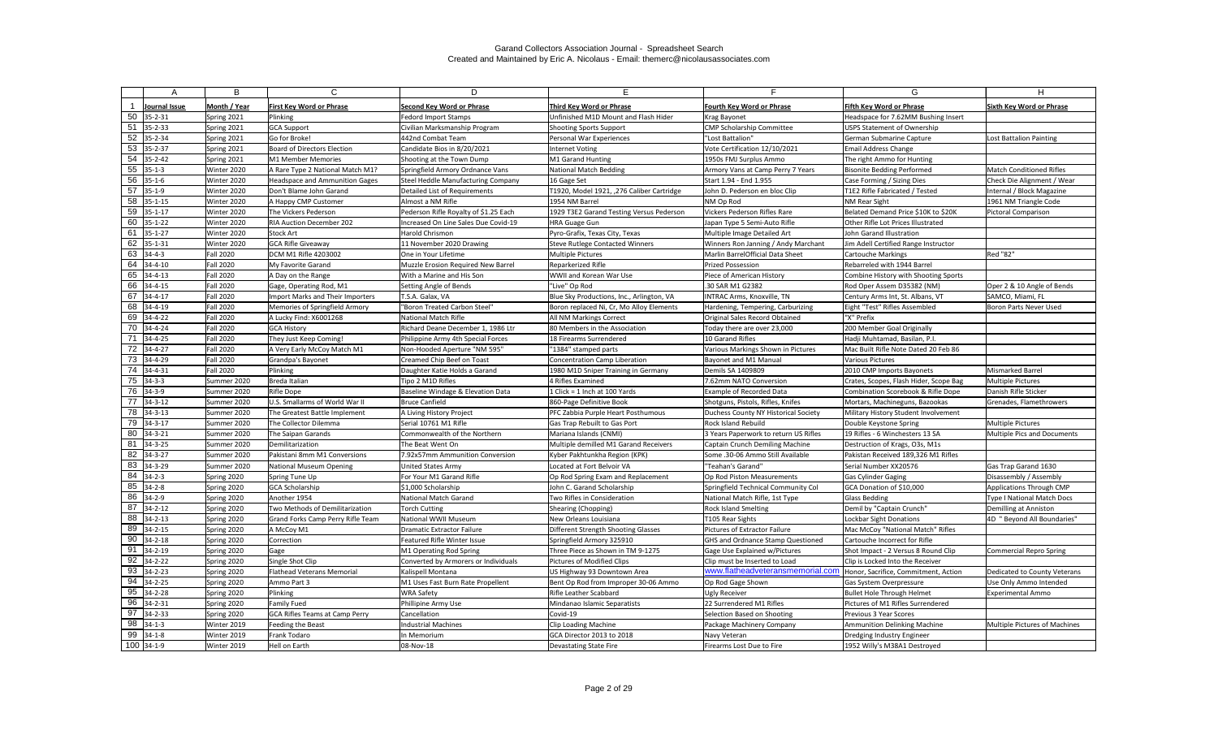Garand Collectors Association Journal - Spreadsheet Search
Created and Maintained by Eric A. Nicolaus - Email: themerc@nicolausassociates.com

| | A | B | C | D | E | F | G | H |
|---|---|---|---|---|---|---|---|---|
| 1 | Journal Issue | Month / Year | First Key Word or Phrase | Second Key Word or Phrase | Third Key Word or Phrase | Fourth Key Word or Phrase | Fifth Key Word or Phrase | Sixth Key Word or Phrase |
| 50 | 35-2-31 | Spring 2021 | Plinking | Fedord Import Stamps | Unfinished M1D Mount and Flash Hider | Krag Bayonet | Headspace for 7.62MM Bushing Insert | |
| 51 | 35-2-33 | Spring 2021 | GCA Support | Civilian Marksmanship Program | Shooting Sports Support | CMP Scholarship Committee | USPS Statement of Ownership | |
| 52 | 35-2-34 | Spring 2021 | Go for Broke! | 442nd Combat Team | Personal War Experiences | "Lost Battalion" | German Submarine Capture | Lost Battalion Painting |
| 53 | 35-2-37 | Spring 2021 | Board of Directors Election | Candidate Bios in 8/20/2021 | Internet Voting | Vote Certification 12/10/2021 | Email Address Change | |
| 54 | 35-2-42 | Spring 2021 | M1 Member Memories | Shooting at the Town Dump | M1 Garand Hunting | 1950s FMJ Surplus Ammo | The right Ammo for Hunting | |
| 55 | 35-1-3 | Winter 2020 | A Rare Type 2 National Match M1? | Springfield Armory Ordnance Vans | National Match Bedding | Armory Vans at Camp Perry 7 Years | Bisonite Bedding Performed | Match Conditioned Rifles |
| 56 | 35-1-6 | Winter 2020 | Headspace and Ammunition Gages | Steel Heddle Manufacturing Company | 16 Gage Set | Start 1.94 - End 1.955 | Case Forming / Sizing Dies | Check Die Alignment / Wear |
| 57 | 35-1-9 | Winter 2020 | Don't Blame John Garand | Detailed List of Requirements | T1920, Model 1921, ,276 Caliber Cartridge | John D. Pederson en bloc Clip | T1E2 Rifle Fabricated / Tested | Internal / Block Magazine |
| 58 | 35-1-15 | Winter 2020 | A Happy CMP Customer | Almost a NM Rifle | 1954 NM Barrel | NM Op Rod | NM Rear Sight | 1961 NM Triangle Code |
| 59 | 35-1-17 | Winter 2020 | The Vickers Pederson | Pederson Rifle Royalty of $1.25 Each | 1929 T3E2 Garand Testing Versus Pederson | Vickers Pederson Rifles Rare | Belated Demand Price $10K to $20K | Pictoral Comparison |
| 60 | 35-1-22 | Winter 2020 | RIA Auction December 202 | Increased On Line Sales Due Covid-19 | HRA Guage Gun | Japan Type 5 Semi-Auto Rifle | Other Rifle Lot Prices Illustrated | |
| 61 | 35-1-27 | Winter 2020 | Stock Art | Harold Chrismon | Pyro-Grafix, Texas City, Texas | Multiple Image Detailed Art | John Garand Illustration | |
| 62 | 35-1-31 | Winter 2020 | GCA Rifle Giveaway | 11 November 2020 Drawing | Steve Rutlege Contacted Winners | Winners Ron Janning / Andy Marchant | Jim Adell Certified Range Instructor | |
| 63 | 34-4-3 | Fall 2020 | DCM M1 Rifle 4203002 | One in Your Lifetime | Multiple Pictures | Marlin BarrelOfficial Data Sheet | Cartouche Markings | Red "82" |
| 64 | 34-4-10 | Fall 2020 | My Favorite Garand | Muzzle Erosion Required New Barrel | Reparkerized Rifle | Prized Possession | Rebarreled with 1944 Barrel | |
| 65 | 34-4-13 | Fall 2020 | A Day on the Range | With a Marine and His Son | WWII and Korean War Use | Piece of American History | Combine History with Shooting Sports | |
| 66 | 34-4-15 | Fall 2020 | Gage, Operating Rod, M1 | Setting Angle of Bends | "Live" Op Rod | .30 SAR M1 G2382 | Rod Oper Assem D35382 (NM) | Oper 2 & 10 Angle of Bends |
| 67 | 34-4-17 | Fall 2020 | Import Marks and Their Importers | T.S.A. Galax, VA | Blue Sky Productions, Inc., Arlington, VA | INTRAC Arms, Knoxville, TN | Century Arms Int, St. Albans, VT | SAMCO, Miami, FL |
| 68 | 34-4-19 | Fall 2020 | Memories of Springfield Armory | "Boron Treated Carbon Steel" | Boron replaced Ni, Cr, Mo Alloy Elements | Hardening, Tempering, Carburizing | Eight "Test" Rifles Assembled | Boron Parts Never Used |
| 69 | 34-4-22 | Fall 2020 | A Lucky Find: X6001268 | National Match Rifle | All NM Markings Correct | Original Sales Record Obtained | "X" Prefix | |
| 70 | 34-4-24 | Fall 2020 | GCA History | Richard Deane December 1, 1986 Ltr | 80 Members in the Association | Today there are over 23,000 | 200 Member Goal Originally | |
| 71 | 34-4-25 | Fall 2020 | They Just Keep Coming! | Philippine Army 4th Special Forces | 18 Firearms Surrendered | 10 Garand Rifles | Hadji Muhtamad, Basilan, P.I. | |
| 72 | 34-4-27 | Fall 2020 | A Very Early McCoy Match M1 | Non-Hooded Aperture "NM 595" | "1384" stamped parts | Various Markings Shown in Pictures | Mac Built Rifle Note Dated 20 Feb 86 | |
| 73 | 34-4-29 | Fall 2020 | Grandpa's Bayonet | Creamed Chip Beef on Toast | Concentration Camp Liberation | Bayonet and M1 Manual | Various Pictures | |
| 74 | 34-4-31 | Fall 2020 | Plinking | Daughter Katie Holds a Garand | 1980 M1D Sniper Training in Germany | Demils SA 1409809 | 2010 CMP Imports Bayonets | Mismarked Barrel |
| 75 | 34-3-3 | Summer 2020 | Breda Italian | Tipo 2 M1D Rifles | 4 Rifles Examined | 7.62mm NATO Conversion | Crates, Scopes, Flash Hider, Scope Bag | Multiple Pictures |
| 76 | 34-3-9 | Summer 2020 | Rifle Dope | Baseline Windage & Elevation Data | 1 Click = 1 Inch at 100 Yards | Example of Recorded Data | Combination Scorebook & Rifle Dope | Danish Rifle Sticker |
| 77 | 34-3-12 | Summer 2020 | U.S. Smallarms of World War II | Bruce Canfield | 860-Page Definitive Book | Shotguns, Pistols, Rifles, Knifes | Mortars, Machineguns, Bazookas | Grenades, Flamethrowers |
| 78 | 34-3-13 | Summer 2020 | The Greatest Battle Implement | A Living History Project | PFC Zabbia Purple Heart Posthumous | Duchess County NY Historical Society | Military History Student Involvement | |
| 79 | 34-3-17 | Summer 2020 | The Collector Dilemma | Serial 10761 M1 Rifle | Gas Trap Rebuilt to Gas Port | Rock Island Rebuild | Double Keystone Spring | Multiple Pictures |
| 80 | 34-3-21 | Summer 2020 | The Saipan Garands | Commonwealth of the Northern | Mariana Islands (CNMI) | 3 Years Paperwork to return US Rifles | 19 Rifles - 6 Winchesters 13 SA | Multiple Pics and Documents |
| 81 | 34-3-25 | Summer 2020 | Demilitarization | The Beat Went On | Multiple demilled M1 Garand Receivers | Captain Crunch Demiling Machine | Destruction of Krags, O3s, M1s | |
| 82 | 34-3-27 | Summer 2020 | Pakistani 8mm M1 Conversions | 7.92x57mm Ammunition Conversion | Kyber Pakhtunkha Region (KPK) | Some .30-06 Ammo Still Available | Pakistan Received 189,326 M1 Rifles | |
| 83 | 34-3-29 | Summer 2020 | National Museum Opening | United States Army | Located at Fort Belvoir VA | "Teahan's Garand" | Serial Number XX20576 | Gas Trap Garand 1630 |
| 84 | 34-2-3 | Spring 2020 | Spring Tune Up | For Your M1 Garand Rifle | Op Rod Spring Exam and Replacement | Op Rod Piston Measurements | Gas Cylinder Gaging | Disassembly / Assembly |
| 85 | 34-2-8 | Spring 2020 | GCA Scholarship | $1,000 Scholarship | John C. Garand Scholarship | Springfield Technical Community Col | GCA Donation of $10,000 | Applications Through CMP |
| 86 | 34-2-9 | Spring 2020 | Another 1954 | National Match Garand | Two Rifles in Consideration | National Match Rifle, 1st Type | Glass Bedding | Type I National Match Docs |
| 87 | 34-2-12 | Spring 2020 | Two Methods of Demilitarization | Torch Cutting | Shearing (Chopping) | Rock Island Smelting | Demil by "Captain Crunch" | Demilling at Anniston |
| 88 | 34-2-13 | Spring 2020 | Grand Forks Camp Perry Rifle Team | National WWII Museum | New Orleans Louisiana | T105 Rear Sights | Lockbar Sight Donations | 4D " Beyond All Boundaries" |
| 89 | 34-2-15 | Spring 2020 | A McCoy M1 | Dramatic Extractor Failure | Different Strength Shooting Glasses | Pictures of Extractor Failure | Mac McCoy "National Match" Rifles | |
| 90 | 34-2-18 | Spring 2020 | Correction | Featured Rifle Winter Issue | Springfield Armory 325910 | GHS and Ordnance Stamp Questioned | Cartouche Incorrect for Rifle | |
| 91 | 34-2-19 | Spring 2020 | Gage | M1 Operating Rod Spring | Three Piece as Shown in TM 9-1275 | Gage Use Explained w/Pictures | Shot Impact - 2 Versus 8 Round Clip | Commercial Repro Spring |
| 92 | 34-2-22 | Spring 2020 | Single Shot Clip | Converted by Armorers or Individuals | Pictures of Modified Clips | Clip must be Inserted to Load | Clip is Locked Into the Receiver | |
| 93 | 34-2-23 | Spring 2020 | Flathead Veterans Memorial | Kalispell Montana | US Highway 93 Downtown Area | www.flatheadveteransmemorial.com | Honor, Sacrifice, Commitment, Action | Dedicated to County Veterans |
| 94 | 34-2-25 | Spring 2020 | Ammo Part 3 | M1 Uses Fast Burn Rate Propellent | Bent Op Rod from Improper 30-06 Ammo | Op Rod Gage Shown | Gas System Overpressure | Use Only Ammo Intended |
| 95 | 34-2-28 | Spring 2020 | Plinking | WRA Safety | Rifle Leather Scabbard | Ugly Receiver | Bullet Hole Through Helmet | Experimental Ammo |
| 96 | 34-2-31 | Spring 2020 | Family Fued | Phillipine Army Use | Mindanao Islamic Separatists | 22 Surrendered M1 Rifles | Pictures of M1 Rifles Surrendered | |
| 97 | 34-2-33 | Spring 2020 | GCA Rifles Teams at Camp Perry | Cancellation | Covid-19 | Selection Based on Shooting | Previous 3 Year Scores | |
| 98 | 34-1-3 | Winter 2019 | Feeding the Beast | Industrial Machines | Clip Loading Machine | Package Machinery Company | Ammunition Delinking Machine | Multiple Pictures of Machines |
| 99 | 34-1-8 | Winter 2019 | Frank Todaro | In Memorium | GCA Director 2013 to 2018 | Navy Veteran | Dredging Industry Engineer | |
| 100 | 34-1-9 | Winter 2019 | Hell on Earth | 08-Nov-18 | Devastating State Fire | Firearms Lost Due to Fire | 1952 Willy's M38A1 Destroyed | |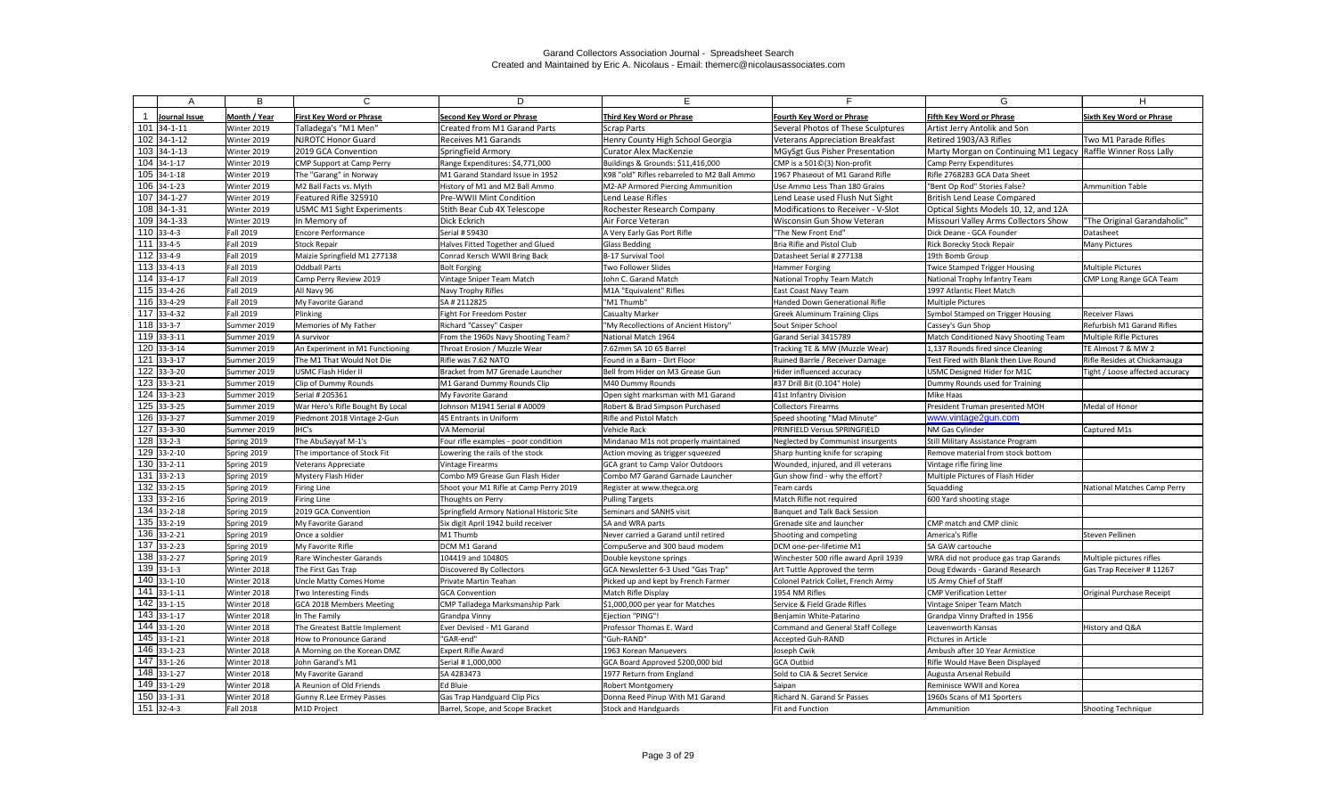# Garand Collectors Association Journal - Spreadsheet Search

Created and Maintained by Eric A. Nicolaus - Email: themerc@nicolausassociates.com

| | A | B | C | D | E | F | G | H |
|---|---|---|---|---|---|---|---|---|
| 1 | Journal Issue | Month / Year | First Key Word or Phrase | Second Key Word or Phrase | Third Key Word or Phrase | Fourth Key Word or Phrase | Fifth Key Word or Phrase | Sixth Key Word or Phrase |
| 101 | 34-1-11 | Winter 2019 | Talladega's "M1 Men" | Created from M1 Garand Parts | Scrap Parts | Several Photos of These Sculptures | Artist Jerry Antolik and Son | |
| 102 | 34-1-12 | Winter 2019 | NJROTC Honor Guard | Receives M1 Garands | Henry County High School Georgia | Veterans Appreciation Breakfast | Retired 1903/A3 Rifles | Two M1 Parade Rifles |
| 103 | 34-1-13 | Winter 2019 | 2019 GCA Convention | Springfield Armory | Curator Alex MacKenzie | MGySgt Gus Pisher Presentation | Marty Morgan on Continuing M1 Legacy | Raffle Winner Ross Lally |
| 104 | 34-1-17 | Winter 2019 | CMP Support at Camp Perry | Range Expenditures: $4,771,000 | Buildings & Grounds: $11,416,000 | CMP is a 501©(3) Non-profit | Camp Perry Expenditures | |
| 105 | 34-1-18 | Winter 2019 | The "Garang" in Norway | M1 Garand Standard Issue in 1952 | K98 "old" Rifles rebarreled to M2 Ball Ammo | 1967 Phaseout of M1 Garand Rifle | Rifle 2768283 GCA Data Sheet | |
| 106 | 34-1-23 | Winter 2019 | M2 Ball Facts vs. Myth | History of M1 and M2 Ball Ammo | M2-AP Armored Piercing Ammunition | Use Ammo Less Than 180 Grains | "Bent Op Rod" Stories False? | Ammunition Table |
| 107 | 34-1-27 | Winter 2019 | Featured Rifle 325910 | Pre-WWII Mint Condition | Lend Lease Rifles | Lend Lease used Flush Nut Sight | British Lend Lease Compared | |
| 108 | 34-1-31 | Winter 2019 | USMC M1 Sight Experiments | Stith Bear Cub 4X Telescope | Rochester Research Company | Modifications to Receiver - V-Slot | Optical Sights Models 10, 12, and 12A | |
| 109 | 34-1-33 | Winter 2019 | In Memory of | Dick Eckrich | Air Force Veteran | Wisconsin Gun Show Veteran | Missouri Valley Arms Collectors Show | "The Original Garandaholic" |
| 110 | 33-4-3 | Fall 2019 | Encore Performance | Serial # 59430 | A Very Early Gas Port Rifle | "The New Front End" | Dick Deane - GCA Founder | Datasheet |
| 111 | 33-4-5 | Fall 2019 | Stock Repair | Halves Fitted Together and Glued | Glass Bedding | Bria Rifle and Pistol Club | Rick Borecky Stock Repair | Many Pictures |
| 112 | 33-4-9 | Fall 2019 | Maizie Springfield M1 277138 | Conrad Kersch WWII Bring Back | B-17 Survival Tool | Datasheet Serial # 277138 | 19th Bomb Group | |
| 113 | 33-4-13 | Fall 2019 | Oddball Parts | Bolt Forging | Two Follower Slides | Hammer Forging | Twice Stamped Trigger Housing | Multiple Pictures |
| 114 | 33-4-17 | Fall 2019 | Camp Perry Review 2019 | Vintage Sniper Team Match | John C. Garand Match | National Trophy Team Match | National Trophy Infantry Team | CMP Long Range GCA Team |
| 115 | 33-4-26 | Fall 2019 | All Navy 96 | Navy Trophy Rifles | M1A "Equivalent" Rifles | East Coast Navy Team | 1997 Atlantic Fleet Match | |
| 116 | 33-4-29 | Fall 2019 | My Favorite Garand | SA # 2112825 | "M1 Thumb" | Handed Down Generational Rifle | Multiple Pictures | |
| 117 | 33-4-32 | Fall 2019 | Plinking | Fight For Freedom Poster | Casualty Marker | Greek Aluminum Training Clips | Symbol Stamped on Trigger Housing | Receiver Flaws |
| 118 | 33-3-7 | Summer 2019 | Memories of My Father | Richard "Cassey" Casper | "My Recollections of Ancient History" | Sout Sniper School | Cassey's Gun Shop | Refurbish M1 Garand Rifles |
| 119 | 33-3-11 | Summer 2019 | A survivor | From the 1960s Navy Shooting Team? | National Match 1964 | Garand Serial 3415789 | Match Conditioned Navy Shooting Team | Multiple Rifle Pictures |
| 120 | 33-3-14 | Summer 2019 | An Experiment in M1 Functioning | Throat Erosion / Muzzle Wear | 7.62mm SA 10 65 Barrel | Tracking TE & MW (Muzzle Wear) | 1,137 Rounds fired since Cleaning | TE Almost 7 & MW 2 |
| 121 | 33-3-17 | Summer 2019 | The M1 That Would Not Die | Rifle was 7.62 NATO | Found in a Barn - Dirt Floor | Ruined Barrle / Receiver Damage | Test Fired with Blank then Live Round | Rifle Resides at Chickamauga |
| 122 | 33-3-20 | Summer 2019 | USMC Flash Hider II | Bracket from M7 Grenade Launcher | Bell from Hider on M3 Grease Gun | Hider influenced accuracy | USMC Designed Hider for M1C | Tight / Loose affected accuracy |
| 123 | 33-3-21 | Summer 2019 | Clip of Dummy Rounds | M1 Garand Dummy Rounds Clip | M40 Dummy Rounds | #37 Drill Bit (0.104" Hole) | Dummy Rounds used for Training | |
| 124 | 33-3-23 | Summer 2019 | Serial # 205361 | My Favorite Garand | Open sight marksman with M1 Garand | 41st Infantry Division | Mike Haas | |
| 125 | 33-3-25 | Summer 2019 | War Hero's Rifle Bought By Local | Johnson M1941 Serial # A0009 | Robert & Brad Simpson Purchased | Collectors Firearms | President Truman presented MOH | Medal of Honor |
| 126 | 33-3-27 | Summer 2019 | Piedmont 2018 Vintage 2-Gun | 45 Entrants in Uniform | Rifle and Pistol Match | Speed shooting "Mad Minute" | www.vintage2gun.com | |
| 127 | 33-3-30 | Summer 2019 | IHC's | VA Memorial | Vehicle Rack | PRINFIELD Versus SPRINGFIELD | NM Gas Cylinder | Captured M1s |
| 128 | 33-2-3 | Spring 2019 | The AbuSayyaf M-1's | Four rifle examples - poor condition | Mindanao M1s not properly maintained | Neglected by Communist insurgents | Still Military Assistance Program | |
| 129 | 33-2-10 | Spring 2019 | The importance of Stock Fit | Lowering the rails of the stock | Action moving as trigger squeezed | Sharp hunting knife for scraping | Remove material from stock bottom | |
| 130 | 33-2-11 | Spring 2019 | Veterans Appreciate | Vintage Firearms | GCA grant to Camp Valor Outdoors | Wounded, injured, and ill veterans | Vintage rifle firing line | |
| 131 | 33-2-13 | Spring 2019 | Mystery Flash Hider | Combo M9 Grease Gun Flash Hider | Combo M7 Garand Garnade Launcher | Gun show find - why the effort? | Multiple Pictures of Flash Hider | |
| 132 | 33-2-15 | Spring 2019 | Firing Line | Shoot your M1 Rifle at Camp Perry 2019 | Register at www.thegca.org | Team cards | Squadding | National Matches Camp Perry |
| 133 | 33-2-16 | Spring 2019 | Firing Line | Thoughts on Perry | Pulling Targets | Match Rifle not required | 600 Yard shooting stage | |
| 134 | 33-2-18 | Spring 2019 | 2019 GCA Convention | Springfield Armory National Historic Site | Seminars and SANHS visit | Banquet and Talk Back Session | | |
| 135 | 33-2-19 | Spring 2019 | My Favorite Garand | Six digit April 1942 build receiver | SA and WRA parts | Grenade site and launcher | CMP match and CMP clinic | |
| 136 | 33-2-21 | Spring 2019 | Once a soldier | M1 Thumb | Never carried a Garand until retired | Shooting and competing | America's Rifle | Steven Pellinen |
| 137 | 33-2-23 | Spring 2019 | My Favorite Rifle | DCM M1 Garand | CompuServe and 300 baud modem | DCM one-per-lifetime M1 | SA GAW cartouche | |
| 138 | 33-2-27 | Spring 2019 | Rare Winchester Garands | 104419 and 104805 | Double keystone springs | Winchester 500 rifle award April 1939 | WRA did not produce gas trap Garands | Multiple pictures rifles |
| 139 | 33-1-3 | Winter 2018 | The First Gas Trap | Discovered By Collectors | GCA Newsletter 6-3 Used "Gas Trap" | Art Tuttle Approved the term | Doug Edwards - Garand Research | Gas Trap Receiver # 11267 |
| 140 | 33-1-10 | Winter 2018 | Uncle Matty Comes Home | Private Martin Teahan | Picked up and kept by French Farmer | Colonel Patrick Collet, French Army | US Army Chief of Staff | |
| 141 | 33-1-11 | Winter 2018 | Two Interesting Finds | GCA Convention | Match Rifle Display | 1954 NM Rifles | CMP Verification Letter | Original Purchase Receipt |
| 142 | 33-1-15 | Winter 2018 | GCA 2018 Members Meeting | CMP Talladega Marksmanship Park | $1,000,000 per year for Matches | Service & Field Grade Rifles | Vintage Sniper Team Match | |
| 143 | 33-1-17 | Winter 2018 | In The Family | Grandpa Vinny | Ejection "PING"! | Benjamin White-Patarino | Grandpa Vinny Drafted in 1956 | |
| 144 | 33-1-20 | Winter 2018 | The Greatest Battle Implement | Ever Devised - M1 Garand | Professor Thomas E. Ward | Command and General Staff College | Leavenworth Kansas | History and Q&A |
| 145 | 33-1-21 | Winter 2018 | How to Pronounce Garand | "GAR-end" | "Guh-RAND" | Accepted Guh-RAND | Pictures in Article | |
| 146 | 33-1-23 | Winter 2018 | A Morning on the Korean DMZ | Expert Rifle Award | 1963 Korean Manuevers | Joseph Cwik | Ambush after 10 Year Armistice | |
| 147 | 33-1-26 | Winter 2018 | John Garand's M1 | Serial # 1,000,000 | GCA Board Approved $200,000 bid | GCA Outbid | Rifle Would Have Been Displayed | |
| 148 | 33-1-27 | Winter 2018 | My Favorite Garand | SA 4283473 | 1977 Return from England | Sold to CIA & Secret Service | Augusta Arsenal Rebuild | |
| 149 | 33-1-29 | Winter 2018 | A Reunion of Old Friends | Ed Bluie | Robert Montgomery | Saipan | Reminisce WWII and Korea | |
| 150 | 33-1-31 | Winter 2018 | Gunny R.Lee Ermey Passes | Gas Trap Handguard Clip Pics | Donna Reed Pinup With M1 Garand | Richard N. Garand Sr Passes | 1960s Scans of M1 Sporters | |
| 151 | 32-4-3 | Fall 2018 | M1D Project | Barrel, Scope, and Scope Bracket | Stock and Handguards | Fit and Function | Ammunition | Shooting Technique |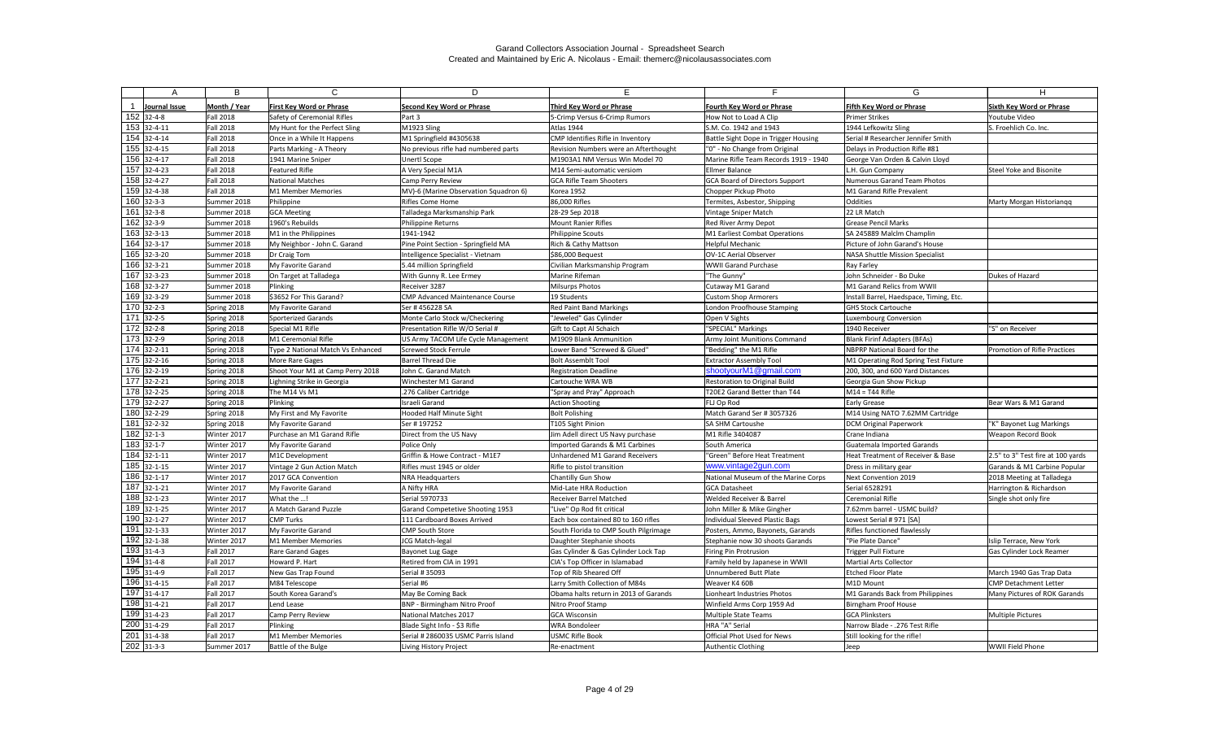Garand Collectors Association Journal - Spreadsheet Search
Created and Maintained by Eric A. Nicolaus - Email: themerc@nicolausassociates.com

| | A | B | C | D | E | F | G | H |
|---|---|---|---|---|---|---|---|---|
| 1 | Journal Issue | Month / Year | First Key Word or Phrase | Second Key Word or Phrase | Third Key Word or Phrase | Fourth Key Word or Phrase | Fifth Key Word or Phrase | Sixth Key Word or Phrase |
| 152 | 32-4-8 | Fall 2018 | Safety of Ceremonial Rifles | Part 3 | 5-Crimp Versus 6-Crimp Rumors | How Not to Load A Clip | Primer Strikes | Youtube Video |
| 153 | 32-4-11 | Fall 2018 | My Hunt for the Perfect Sling | M1923 Sling | Atlas 1944 | S.M. Co. 1942 and 1943 | 1944 Lefkowitz Sling | S. Froehlich Co. Inc. |
| 154 | 32-4-14 | Fall 2018 | Once in a While It Happens | M1 Springfield #4305638 | CMP Identifies Rifle in Inventory | Battle Sight Dope in Trigger Housing | Serial # Researcher Jennifer Smith | |
| 155 | 32-4-15 | Fall 2018 | Parts Marking - A Theory | No previous rifle had numbered parts | Revision Numbers were an Afterthought | "0" - No Change from Original | Delays in Production Rifle #81 | |
| 156 | 32-4-17 | Fall 2018 | 1941 Marine Sniper | Unertl Scope | M1903A1 NM Versus Win Model 70 | Marine Rifle Team Records 1919 - 1940 | George Van Orden & Calvin Lloyd | |
| 157 | 32-4-23 | Fall 2018 | Featured Rifle | A Very Special M1A | M14 Semi-automatic versiom | Ellmer Balance | L.H. Gun Company | Steel Yoke and Bisonite |
| 158 | 32-4-27 | Fall 2018 | National Matches | Camp Perry Review | GCA Rifle Team Shooters | GCA Board of Directors Support | Numerous Garand Team Photos | |
| 159 | 32-4-38 | Fall 2018 | M1 Member Memories | MV)-6 (Marine Observation Squadron 6) | Korea 1952 | Chopper Pickup Photo | M1 Garand Rifle Prevalent | |
| 160 | 32-3-3 | Summer 2018 | Philippine | Rifles Come Home | 86,000 Rifles | Termites, Asbestor, Shipping | Oddities | Marty Morgan Historianqq |
| 161 | 32-3-8 | Summer 2018 | GCA Meeting | Talladega Marksmanship Park | 28-29 Sep 2018 | Vintage Sniper Match | 22 LR Match | |
| 162 | 32-3-9 | Summer 2018 | 1960's Rebuilds | Philippine Returns | Mount Ranier Rifles | Red River Army Depot | Grease Pencil Marks | |
| 163 | 32-3-13 | Summer 2018 | M1 in the Philippines | 1941-1942 | Philippine Scouts | M1 Earliest Combat Operations | SA 245889 Malclm Champlin | |
| 164 | 32-3-17 | Summer 2018 | My Neighbor - John C. Garand | Pine Point Section - Springfield MA | Rich & Cathy Mattson | Helpful Mechanic | Picture of John Garand's House | |
| 165 | 32-3-20 | Summer 2018 | Dr Craig Tom | Intelligence Specialist - Vietnam | $86,000 Bequest | OV-1C Aerial Observer | NASA Shuttle Mission Specialist | |
| 166 | 32-3-21 | Summer 2018 | My Favorite Garand | 5.44 million Springfield | Civilian Marksmanship Program | WWII Garand Purchase | Ray Farley | |
| 167 | 32-3-23 | Summer 2018 | On Target at Talladega | With Gunny R. Lee Ermey | Marine Rifeman | "The Gunny" | John Schneider - Bo Duke | Dukes of Hazard |
| 168 | 32-3-27 | Summer 2018 | Plinking | Receiver 3287 | Milsurps Photos | Cutaway M1 Garand | M1 Garand Relics from WWII | |
| 169 | 32-3-29 | Summer 2018 | $3652 For This Garand? | CMP Advanced Maintenance Course | 19 Students | Custom Shop Armorers | Install Barrel, Haedspace, Timing, Etc. | |
| 170 | 32-2-3 | Spring 2018 | My Favorite Garand | Ser # 456228 SA | Red Paint Band Markings | London Proofhouse Stamping | GHS Stock Cartouche | |
| 171 | 32-2-5 | Spring 2018 | Sporterized Garands | Monte Carlo Stock w/Checkering | "Jeweled" Gas Cylinder | Open V Sights | Luxembourg Conversion | |
| 172 | 32-2-8 | Spring 2018 | Special M1 Rifle | Presentation Rifle W/O Serial # | Gift to Capt Al Schaich | "SPECIAL" Markings | 1940 Receiver | "S" on Receiver |
| 173 | 32-2-9 | Spring 2018 | M1 Ceremonial Rifle | US Army TACOM Life Cycle Management | M1909 Blank Ammunition | Army Joint Munitions Command | Blank Firinf Adapters (BFAs) | |
| 174 | 32-2-11 | Spring 2018 | Type 2 National Match Vs Enhanced | Screwed Stock Ferrule | Lower Band "Screwed & Glued" | "Bedding" the M1 Rifle | NBPRP National Board for the | Promotion of Rifle Practices |
| 175 | 32-2-16 | Spring 2018 | More Rare Gages | Barrel Thread Die | Bolt Assemblt Tool | Extractor Assembly Tool | M1 Operating Rod Spring Test Fixture | |
| 176 | 32-2-19 | Spring 2018 | Shoot Your M1 at Camp Perry 2018 | John C. Garand Match | Registration Deadline | shootyourM1@gmail.com | 200, 300, and 600 Yard Distances | |
| 177 | 32-2-21 | Spring 2018 | Lighning Strike in Georgia | Winchester M1 Garand | Cartouche WRA WB | Restoration to Original Build | Georgia Gun Show Pickup | |
| 178 | 32-2-25 | Spring 2018 | The M14 Vs M1 | .276 Caliber Cartridge | "Spray and Pray" Approach | T20E2 Garand Better than T44 | M14 = T44 Rifle | |
| 179 | 32-2-27 | Spring 2018 | Plinking | Israeli Garand | Action Shooting | FLJ Op Rod | Early Grease | Bear Wars & M1 Garand |
| 180 | 32-2-29 | Spring 2018 | My First and My Favorite | Hooded Half Minute Sight | Bolt Polishing | Match Garand Ser # 3057326 | M14 Using NATO 7.62MM Cartridge | |
| 181 | 32-2-32 | Spring 2018 | My Favorite Garand | Ser # 197252 | T105 Sight Pinion | SA SHM Cartoushe | DCM Original Paperwork | "K" Bayonet Lug Markings |
| 182 | 32-1-3 | Winter 2017 | Purchase an M1 Garand Rifle | Direct from the US Navy | Jim Adell direct US Navy purchase | M1 Rifle 3404087 | Crane Indiana | Weapon Record Book |
| 183 | 32-1-7 | Winter 2017 | My Favorite Garand | Police Only | Imported Garands & M1 Carbines | South America | Guatemala Imported Garands | |
| 184 | 32-1-11 | Winter 2017 | M1C Development | Griffin & Howe Contract - M1E7 | Unhardened M1 Garand Receivers | "Green" Before Heat Treatment | Heat Treatment of Receiver & Base | 2.5" to 3" Test fire at 100 yards |
| 185 | 32-1-15 | Winter 2017 | Vintage 2 Gun Action Match | Rifles must 1945 or older | Rifle to pistol transition | www.vintage2gun.com | Dress in military gear | Garands & M1 Carbine Popular |
| 186 | 32-1-17 | Winter 2017 | 2017 GCA Convention | NRA Headquarters | Chantilly Gun Show | National Museum of the Marine Corps | Next Convention 2019 | 2018 Meeting at Talladega |
| 187 | 32-1-21 | Winter 2017 | My Favorite Garand | A Nifty HRA | Mid-Late HRA Roduction | GCA Datasheet | Serial 6528291 | Harrington & Richardson |
| 188 | 32-1-23 | Winter 2017 | What the ….! | Serial 5970733 | Receiver Barrel Matched | Welded Receiver & Barrel | Ceremonial Rifle | Single shot only fire |
| 189 | 32-1-25 | Winter 2017 | A Match Garand Puzzle | Garand Competetive Shooting 1953 | "Live" Op Rod fit critical | John Miller & Mike Gingher | 7.62mm barrel - USMC build? | |
| 190 | 32-1-27 | Winter 2017 | CMP Turks | 111 Cardboard Boxes Arrived | Each box contained 80 to 160 rifles | Individual Sleeved Plastic Bags | Lowest Serial # 971 [SA] | |
| 191 | 32-1-33 | Winter 2017 | My Favorite Garand | CMP South Store | South Florida to CMP South Pilgrimage | Posters, Ammo, Bayonets, Garands | Rifles functioned flawlessly | |
| 192 | 32-1-38 | Winter 2017 | M1 Member Memories | JCG Match-legal | Daughter Stephanie shoots | Stephanie now 30 shoots Garands | "Pie Plate Dance" | Islip Terrace, New York |
| 193 | 31-4-3 | Fall 2017 | Rare Garand Gages | Bayonet Lug Gage | Gas Cylinder & Gas Cylinder Lock Tap | Firing Pin Protrusion | Trigger Pull Fixture | Gas Cylinder Lock Reamer |
| 194 | 31-4-8 | Fall 2017 | Howard P. Hart | Retired from CIA in 1991 | CIA's Top Officer in Islamabad | Family held by Japanese in WWII | Martial Arts Collector | |
| 195 | 31-4-9 | Fall 2017 | New Gas Trap Found | Serial # 35093 | Top of Rib Sheared Off | Unnumbered Butt Plate | Etched Floor Plate | March 1940 Gas Trap Data |
| 196 | 31-4-15 | Fall 2017 | M84 Telescope | Serial #6 | Larry Smith Collection of M84s | Weaver K4 60B | M1D Mount | CMP Detachment Letter |
| 197 | 31-4-17 | Fall 2017 | South Korea Garand's | May Be Coming Back | Obama halts return in 2013 of Garands | Lionheart Industries Photos | M1 Garands Back from Philippines | Many Pictures of ROK Garands |
| 198 | 31-4-21 | Fall 2017 | Lend Lease | BNP - Birmingham Nitro Proof | Nitro Proof Stamp | Winfield Arms Corp 1959 Ad | Birngham Proof House | |
| 199 | 31-4-23 | Fall 2017 | Camp Perry Review | National Matches 2017 | GCA Wisconsin | Multiple State Teams | GCA Plinksters | Multiple Pictures |
| 200 | 31-4-29 | Fall 2017 | Plinking | Blade Sight Info - $3 Rifle | WRA Bondoleer | HRA "A" Serial | Narrow Blade - .276 Test Rifle | |
| 201 | 31-4-38 | Fall 2017 | M1 Member Memories | Serial # 2860035 USMC Parris Island | USMC Rifle Book | Official Phot Used for News | Still looking for the rifle! | |
| 202 | 31-3-3 | Summer 2017 | Battle of the Bulge | Living History Project | Re-enactment | Authentic Clothing | Jeep | WWII Field Phone |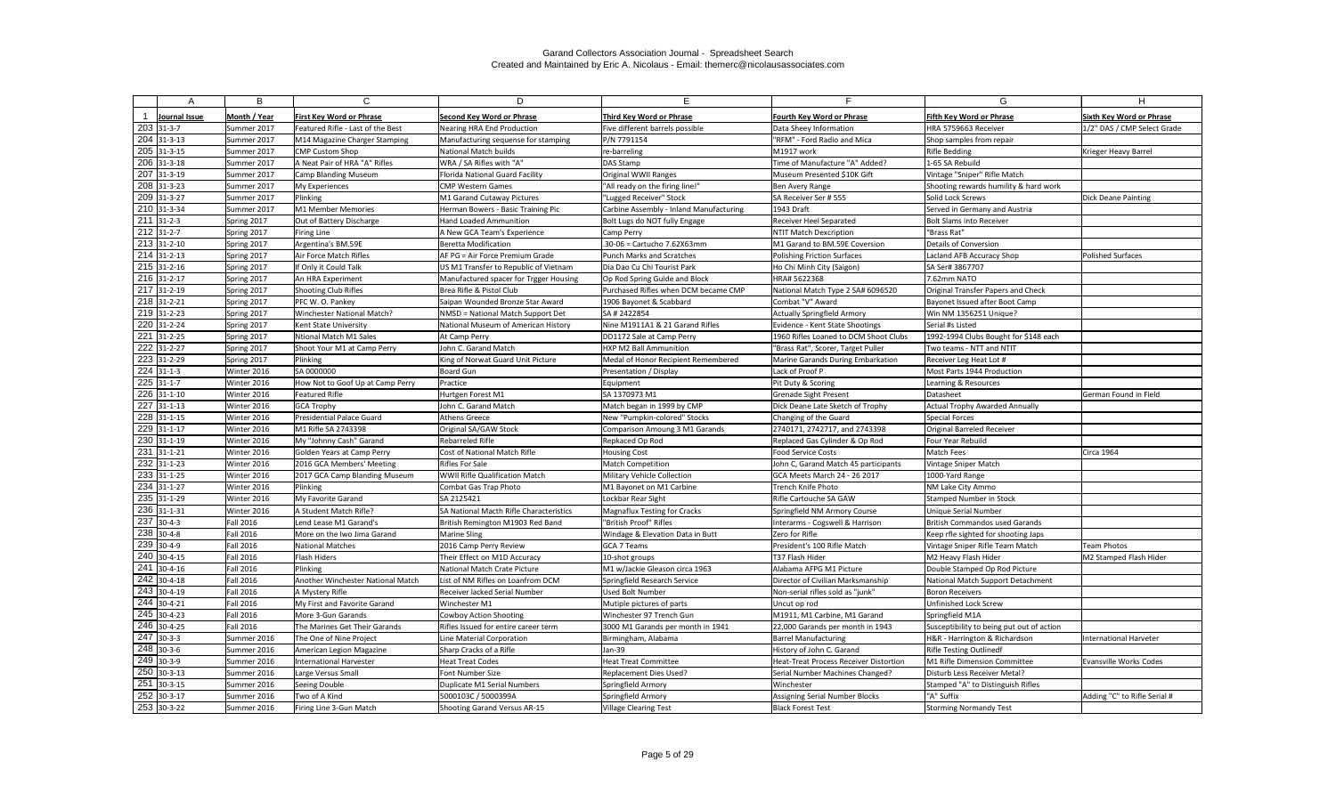Garand Collectors Association Journal - Spreadsheet Search
Created and Maintained by Eric A. Nicolaus - Email: themerc@nicolausassociates.com

| | A | B | C | D | E | F | G | H |
|---|---|---|---|---|---|---|---|---|
| 1 | Journal Issue | Month / Year | First Key Word or Phrase | Second Key Word or Phrase | Third Key Word or Phrase | Fourth Key Word or Phrase | Fifth Key Word or Phrase | Sixth Key Word or Phrase |
| 203 | 31-3-7 | Summer 2017 | Featured Rifle - Last of the Best | Nearing HRA End Production | Five different barrels possible | Data Sheey Information | HRA 5759663 Receiver | 1/2" DAS / CMP Select Grade |
| 204 | 31-3-13 | Summer 2017 | M14 Magazine Charger Stamping | Manufacturing sequense for stamping | P/N 7791154 | "RFM" - Ford Radio and Mica | Shop samples from repair | |
| 205 | 31-3-15 | Summer 2017 | CMP Custom Shop | National Match builds | re-barreling | M1917 work | Rifle Bedding | Krieger Heavy Barrel |
| 206 | 31-3-18 | Summer 2017 | A Neat Pair of HRA "A" Rifles | WRA / SA Rifles with "A" | DAS Stamp | Time of Manufacture "A" Added? | 1-65 SA Rebuild | |
| 207 | 31-3-19 | Summer 2017 | Camp Blanding Museum | Florida National Guard Facility | Original WWII Ranges | Museum Presented $10K Gift | Vintage "Sniper" Rifle Match | |
| 208 | 31-3-23 | Summer 2017 | My Experiences | CMP Western Games | "All ready on the firing line!" | Ben Avery Range | Shooting rewards humility & hard work | |
| 209 | 31-3-27 | Summer 2017 | Plinking | M1 Garand Cutaway Pictures | "Lugged Receiver" Stock | SA Receiver Ser # 555 | Solid Lock Screws | Dick Deane Painting |
| 210 | 31-3-34 | Summer 2017 | M1 Member Memories | Herman Bowers - Basic Training Pic | Carbine Assembly - Inland Manufacturing | 1943 Draft | Served in Germany and Austria | |
| 211 | 31-2-3 | Spring 2017 | Out of Battery Discharge | Hand Loaded Ammunition | Bolt Lugs do NOT fully Engage | Receiver Heel Separated | Bolt Slams into Receiver | |
| 212 | 31-2-7 | Spring 2017 | Firing Line | A New GCA Team's Experience | Camp Perry | NTIT Match Dexcription | "Brass Rat" | |
| 213 | 31-2-10 | Spring 2017 | Argentina's BM.59E | Beretta Modification | .30-06 = Cartucho 7.62X63mm | M1 Garand to BM.59E Coversion | Details of Conversion | |
| 214 | 31-2-13 | Spring 2017 | Air Force Match Rifles | AF PG = Air Force Premium Grade | Punch Marks and Scratches | Polishing Friction Surfaces | Lacland AFB Accuracy Shop | Polished Surfaces |
| 215 | 31-2-16 | Spring 2017 | If Only it Could Talk | US M1 Transfer to Republic of Vietnam | Dia Dao Cu Chi Tourist Park | Ho Chi Minh City (Saigon) | SA Ser# 3867707 | |
| 216 | 31-2-17 | Spring 2017 | An HRA Experiment | Manufactured spacer for Trgger Housing | Op Rod Spring Guide and Block | HRA# 5622368 | 7.62mm NATO | |
| 217 | 31-2-19 | Spring 2017 | Shooting Club Rifles | Brea Rifle & Pistol Club | Purchased Rifles when DCM became CMP | National Match Type 2 SA# 6096520 | Original Transfer Papers and Check | |
| 218 | 31-2-21 | Spring 2017 | PFC W. O. Pankey | Saipan Wounded Bronze Star Award | 1906 Bayonet & Scabbard | Combat "V" Award | Bayonet Issued after Boot Camp | |
| 219 | 31-2-23 | Spring 2017 | Winchester National Match? | NMSD = National Match Support Det | SA # 2422854 | Actually Springfield Armory | Win NM 1356251 Unique? | |
| 220 | 31-2-24 | Spring 2017 | Kent State University | National Museum of American History | Nine M1911A1 & 21 Garand Rifles | Evidence - Kent State Shootings | Serial #s Listed | |
| 221 | 31-2-25 | Spring 2017 | Ntional Match M1 Sales | At Camp Perry | DD1172 Sale at Camp Perry | 1960 Rifles Loaned to DCM Shoot Clubs | 1992-1994 Clubs Bought for $148 each | |
| 222 | 31-2-27 | Spring 2017 | Shoot Your M1 at Camp Perry | John C. Garand Match | HXP M2 Ball Ammunition | "Brass Rat", Scorer, Target Puller | Two teams - NTT and NTIT | |
| 223 | 31-2-29 | Spring 2017 | Plinking | King of Norwat Guard Unit Picture | Medal of Honor Recipient Remembered | Marine Garands During Embarkation | Receiver Leg Heat Lot # | |
| 224 | 31-1-3 | Winter 2016 | SA 0000000 | Board Gun | Presentation / Display | Lack of Proof P | Most Parts 1944 Production | |
| 225 | 31-1-7 | Winter 2016 | How Not to Goof Up at Camp Perry | Practice | Equipment | Pit Duty & Scoring | Learning & Resources | |
| 226 | 31-1-10 | Winter 2016 | Featured Rifle | Hurtgen Forest M1 | SA 1370973 M1 | Grenade Sight Present | Datasheet | German Found in Field |
| 227 | 31-1-13 | Winter 2016 | GCA Trophy | John C. Garand Match | Match began in 1999 by CMP | Dick Deane Late Sketch of Trophy | Actual Trophy Awarded Annually | |
| 228 | 31-1-15 | Winter 2016 | Presidential Palace Guard | Athens Greece | New "Pumpkin-colored" Stocks | Changing of the Guard | Special Forces | |
| 229 | 31-1-17 | Winter 2016 | M1 Rifle SA 2743398 | Original SA/GAW Stock | Comparison Amoung 3 M1 Garands | 2740171, 2742717, and 2743398 | Original Barreled Receiver | |
| 230 | 31-1-19 | Winter 2016 | My "Johnny Cash" Garand | Rebarreled Rifle | Repkaced Op Rod | Replaced Gas Cylinder & Op Rod | Four Year Rebuild | |
| 231 | 31-1-21 | Winter 2016 | Golden Years at Camp Perry | Cost of National Match Rifle | Housing Cost | Food Service Costs | Match Fees | Circa 1964 |
| 232 | 31-1-23 | Winter 2016 | 2016 GCA Members' Meeting | Rifles For Sale | Match Competition | John C, Garand Match 45 participants | Vintage Sniper Match | |
| 233 | 31-1-25 | Winter 2016 | 2017 GCA Camp Blanding Museum | WWII Rifle Qualification Match | Military Vehicle Collection | GCA Meets March 24 - 26 2017 | 1000-Yard Range | |
| 234 | 31-1-27 | Winter 2016 | Plinking | Combat Gas Trap Photo | M1 Bayonet on M1 Carbine | Trench Knife Photo | NM Lake City Ammo | |
| 235 | 31-1-29 | Winter 2016 | My Favorite Garand | SA 2125421 | Lockbar Rear Sight | Rifle Cartouche SA GAW | Stamped Number in Stock | |
| 236 | 31-1-31 | Winter 2016 | A Student Match Rifle? | SA National Macth Rifle Characteristics | Magnaflux Testing for Cracks | Springfield NM Armory Course | Unique Serial Number | |
| 237 | 30-4-3 | Fall 2016 | Lend Lease M1 Garand's | British Remington M1903 Red Band | "British Proof" Rifles | Interarms - Cogswell & Harrison | British Commandos used Garands | |
| 238 | 30-4-8 | Fall 2016 | More on the Iwo Jima Garand | Marine Sling | Windage & Elevation Data in Butt | Zero for Rifle | Keep rfle sighted for shooting Japs | |
| 239 | 30-4-9 | Fall 2016 | National Matches | 2016 Camp Perry Review | GCA 7 Teams | President's 100 Rifle Match | Vintage Sniper Rifle Team Match | Team Photos |
| 240 | 30-4-15 | Fall 2016 | Flash Hiders | Their Effect on M1D Accuracy | 10-shot groups | T37 Flash Hider | M2 Heavy Flash Hider | M2 Stamped Flash Hider |
| 241 | 30-4-16 | Fall 2016 | Plinking | National Match Crate Picture | M1 w/Jackie Gleason circa 1963 | Alabama AFPG M1 Picture | Double Stamped Op Rod Picture | |
| 242 | 30-4-18 | Fall 2016 | Another Winchester National Match | List of NM Rifles on Loanfrom DCM | Springfield Research Service | Director of Civilian Marksmanship | National Match Support Detachment | |
| 243 | 30-4-19 | Fall 2016 | A Mystery Rifle | Receiver lacked Serial Number | Used Bolt Number | Non-serial rifles sold as "junk" | Boron Receivers | |
| 244 | 30-4-21 | Fall 2016 | My First and Favorite Garand | Winchester M1 | Mutiple pictures of parts | Uncut op rod | Unfinished Lock Screw | |
| 245 | 30-4-23 | Fall 2016 | More 3-Gun Garands | Cowboy Action Shooting | Winchester 97 Trench Gun | M1911, M1 Carbine, M1 Garand | Springfield M1A | |
| 246 | 30-4-25 | Fall 2016 | The Marines Get Their Garands | Rifles Issued for entire career term | 3000 M1 Garands per month in 1941 | 22,000 Garands per month in 1943 | Susceptibility to being put out of action | |
| 247 | 30-3-3 | Summer 2016 | The One of Nine Project | Line Material Corporation | Birmingham, Alabama | Barrel Manufacturing | H&R - Harrington & Richardson | International Harveter |
| 248 | 30-3-6 | Summer 2016 | American Legion Magazine | Sharp Cracks of a Rifle | Jan-39 | History of John C. Garand | Rifle Testing Outlinedf | |
| 249 | 30-3-9 | Summer 2016 | International Harvester | Heat Treat Codes | Heat Treat Committee | Heat-Treat Process Receiver Distortion | M1 Rifle Dimension Committee | Evansville Works Codes |
| 250 | 30-3-13 | Summer 2016 | Large Versus Small | Font Number Size | Replacement Dies Used? | Serial Number Machines Changed? | Disturb Less Receiver Metal? | |
| 251 | 30-3-15 | Summer 2016 | Seeing Double | Duplicate M1 Serial Numbers | Springfield Armory | Winchester | Stamped "A" to Distinguish Rifles | |
| 252 | 30-3-17 | Summer 2016 | Two of A Kind | 5000103C / 5000399A | Springfield Armory | Assigning Serial Number Blocks | "A" Suffix | Adding "C" to Rifle Serial # |
| 253 | 30-3-22 | Summer 2016 | Firing Line 3-Gun Match | Shooting Garand Versus AR-15 | Village Clearing Test | Black Forest Test | Storming Normandy Test | |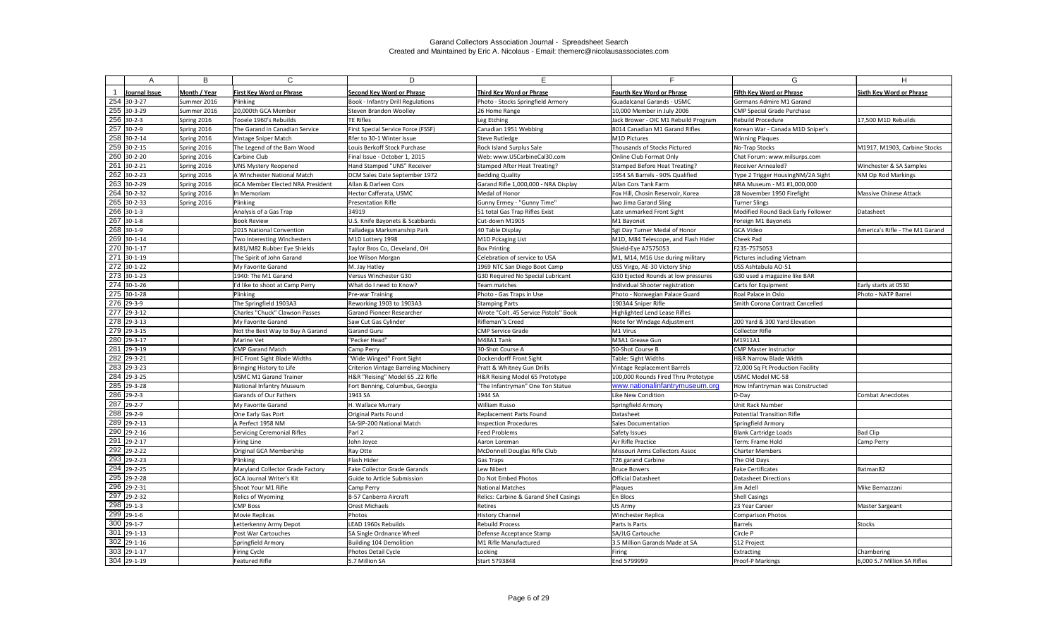| | A | B | C | D | E | F | G | H |
|---|---|---|---|---|---|---|---|---|
| 1 | Journal Issue | Month / Year | First Key Word or Phrase | Second Key Word or Phrase | Third Key Word or Phrase | Fourth Key Word or Phrase | Fifth Key Word or Phrase | Sixth Key Word or Phrase |
| 254 | 30-3-27 | Summer 2016 | Plinking | Book - Infantry Drill Regulations | Photo - Stocks Springfield Armory | Guadalcanal Garands - USMC | Germans Admire M1 Garand | |
| 255 | 30-3-29 | Summer 2016 | 20,000th GCA Member | Steven Brandon Woolley | 26 Home Range | 10,000 Member in July 2006 | CMP Special Grade Purchase | |
| 256 | 30-2-3 | Spring 2016 | Tooele 1960's Rebuilds | TE Rifles | Leg Etching | Jack Brower - OIC M1 Rebuild Program | Rebuild Procedure | 17,500 M1D Rebuilds |
| 257 | 30-2-9 | Spring 2016 | The Garand in Canadian Service | First Special Service Force (FSSF) | Canadian 1951 Webbing | 8014 Canadian M1 Garand Rifles | Korean War - Canada M1D Sniper's | |
| 258 | 30-2-14 | Spring 2016 | Vintage Sniper Match | Rfer to 30-1 Winter Issue | Steve Rutledge | M1D Pictures | Winning Plaques | |
| 259 | 30-2-15 | Spring 2016 | The Legend of the Barn Wood | Louis Berkoff Stock Purchase | Rock Island Surplus Sale | Thousands of Stocks Pictured | No-Trap Stocks | M1917, M1903, Carbine Stocks |
| 260 | 30-2-20 | Spring 2016 | Carbine Club | Final Issue - October 1, 2015 | Web: www.USCarbineCal30.com | Online Club Format Only | Chat Forum: www.milsurps.com | |
| 261 | 30-2-21 | Spring 2016 | UNS Mystery Reopened | Hand Stamped "UNS" Receiver | Stamped After Heat Treating? | Stamped Before Heat Treating? | Receiver Annealed? | Winchester & SA Samples |
| 262 | 30-2-23 | Spring 2016 | A Winchester National Match | DCM Sales Date September 1972 | Bedding Quality | 1954 SA Barrels - 90% Qualified | Type 2 Trigger HousingNM/2A Sight | NM Op Rod Markings |
| 263 | 30-2-29 | Spring 2016 | GCA Member Elected NRA President | Allan & Darleen Cors | Garand Rifle 1,000,000 - NRA Display | Allan Cors Tank Farm | NRA Museum - M1 #1,000,000 | |
| 264 | 30-2-32 | Spring 2016 | In Memoriam | Hector Cafferata, USMC | Medal of Honor | Fox Hill, Chosin Reservoir, Korea | 28 November 1950 Firefight | Massive Chinese Attack |
| 265 | 30-2-33 | Spring 2016 | Plinking | Presentation Rifle | Gunny Ermey - "Gunny Time" | Iwo Jima Garand Sling | Turner Slings | |
| 266 | 30-1-3 | | Analysis of a Gas Trap | 34919 | 51 total Gas Trap Rifles Exist | Late unmarked Front Sight | Modified Round Back Early Follower | Datasheet |
| 267 | 30-1-8 | | Book Review | U.S. Knife Bayonets & Scabbards | Cut-down M1905 | M1 Bayonet | Foreign M1 Bayonets | |
| 268 | 30-1-9 | | 2015 National Convention | Talladega Marksmanship Park | 40 Table Display | Sgt Day Turner Medal of Honor | GCA Video | America's Rifle - The M1 Garand |
| 269 | 30-1-14 | | Two Interesting Winchesters | M1D Lottery 1998 | M1D Pckaging List | M1D, M84 Telescope, and Flash Hider | Cheek Pad | |
| 270 | 30-1-17 | | M81/M82 Rubber Eye Shields | Taylor Bros Co, Cleveland, OH | Box Printing | Shield-Eye A7575053 | F235-7575053 | |
| 271 | 30-1-19 | | The Spirit of John Garand | Joe Wilson Morgan | Celebration of service to USA | M1, M14, M16 Use during military | Pictures including Vietnam | |
| 272 | 30-1-22 | | My Favorite Garand | M. Jay Hatley | 1969 NTC San Diego Boot Camp | USS Virgo, AE-30 Victory Ship | USS Ashtabula AO-51 | |
| 273 | 30-1-23 | | 1940: The M1 Garand | Versus Winchester G30 | G30 Required No Special Lubricant | G30 Ejected Rounds at low pressures | G30 used a magazine like BAR | |
| 274 | 30-1-26 | | I'd like to shoot at Camp Perry | What do I need to Know? | Team matches | Individual Shooter registration | Carts for Equipment | Early starts at 0530 |
| 275 | 30-1-28 | | Plinking | Pre-war Training | Photo - Gas Traps in Use | Photo - Norwegian Palace Guard | Roal Palace in Oslo | Photo - NATP Barrel |
| 276 | 29-3-9 | | The Springfield 1903A3 | Reworking 1903 to 1903A3 | Stamping Parts | 1903A4 Sniper Rifle | Smith Corona Contract Cancelled | |
| 277 | 29-3-12 | | Charles "Chuck" Clawson Passes | Garand Pioneer Researcher | Wrote "Colt .45 Service Pistols" Book | Highlighted Lend Lease Rifles | | |
| 278 | 29-3-13 | | My Favorite Garand | Saw Cut Gas Cylinder | Rifleman"s Creed | Note for Windage Adjustment | 200 Yard & 300 Yard Elevation | |
| 279 | 29-3-15 | | Not the Best Way to Buy A Garand | Garand Guru | CMP Service Grade | M1 Virus | Collector Rifle | |
| 280 | 29-3-17 | | Marine Vet | "Pecker Head" | M48A1 Tank | M3A1 Grease Gun | M1911A1 | |
| 281 | 29-3-19 | | CMP Garand Match | Camp Perry | 30-Shot Course A | 50-Shot Course B | CMP Master Instructor | |
| 282 | 29-3-21 | | IHC Front Sight Blade Widths | "Wide Winged" Front Sight | Dockendorff Front Sight | Table: Sight Widths | H&R Narrow Blade Width | |
| 283 | 29-3-23 | | Bringing History to Life | Criterion Vintage Barreling Machinery | Pratt & Whitney Gun Drills | Vintage Replacement Barrels | 72,000 Sq Ft Production Facility | |
| 284 | 29-3-25 | | USMC M1 Garand Trainer | H&R "Reising" Model 65 .22 Rifle | H&R Reising Model 65 Prototype | 100,000 Rounds Fired Thru Prototype | USMC Model MC-58 | |
| 285 | 29-3-28 | | National Infantry Museum | Fort Benning, Columbus, Georgia | "The Infantryman" One Ton Statue | www.nationalinfantrymuseum.org | How Infantryman was Constructed | |
| 286 | 29-2-3 | | Garands of Our Fathers | 1943 SA | 1944 SA | Like New Condition | D-Day | Combat Anecdotes |
| 287 | 29-2-7 | | My Favorite Garand | H. Wallace Murrary | William Russo | Springfield Armory | Unit Rack Number | |
| 288 | 29-2-9 | | One Early Gas Port | Original Parts Found | Replacement Parts Found | Datasheet | Potential Transition Rifle | |
| 289 | 29-2-13 | | A Perfect 1958 NM | SA-SIP-200 National Match | Inspection Procedures | Sales Documentation | Springfield Armory | |
| 290 | 29-2-16 | | Servicing Ceremonial Rifles | Parl 2 | Feed Problems | Safety Issues | Blank Cartridge Loads | Bad Clip |
| 291 | 29-2-17 | | Firing Line | John Joyce | Aaron Loreman | Air Rifle Practice | Term: Frame Hold | Camp Perry |
| 292 | 29-2-22 | | Original GCA Membership | Ray Otte | McDonnell Douglas Rifle Club | Missouri Arms Collectors Assoc | Charter Members | |
| 293 | 29-2-23 | | Plinking | Flash Hider | Gas Traps | T26 garand Carbine | The Old Days | |
| 294 | 29-2-25 | | Maryland Collector Grade Factory | Fake Collector Grade Garands | Lew Nibert | Bruce Bowers | Fake Certificates | Batman82 |
| 295 | 29-2-28 | | GCA Journal Writer's Kit | Guide to Article Submission | Do Not Embed Photos | Official Datasheet | Datasheet Directions | |
| 296 | 29-2-31 | | Shoot Your M1 Rifle | Camp Perry | National Matches | Plaques | Jim Adell | Mike Bernazzani |
| 297 | 29-2-32 | | Relics of Wyoming | B-57 Canberra Aircraft | Relics: Carbine & Garand Shell Casings | En Blocs | Shell Casings | |
| 298 | 29-1-3 | | CMP Boss | Orest Michaels | Retires | US Army | 23 Year Career | Master Sargeant |
| 299 | 29-1-6 | | Movie Replicas | Photos | History Channel | Winchester Replica | Comparison Photos | |
| 300 | 29-1-7 | | Letterkenny Army Depot | LEAD 1960s Rebuilds | Rebuild Process | Parts Is Parts | Barrels | Stocks |
| 301 | 29-1-13 | | Post War Cartouches | SA Single Ordnance Wheel | Defense Acceptance Stamp | SA/JLG Cartouche | Circle P | |
| 302 | 29-1-16 | | Springfield Armory | Building 104 Demolition | M1 Rifle Manufactured | 3.5 Million Garands Made at SA | $12 Project | |
| 303 | 29-1-17 | | Firing Cycle | Photos Detail Cycle | Locking | Firing | Extracting | Chambering |
| 304 | 29-1-19 | | Featured Rifle | 5.7 Million SA | Start 5793848 | End 5799999 | Proof-P Markings | 6,000 5.7 Million SA Rifles |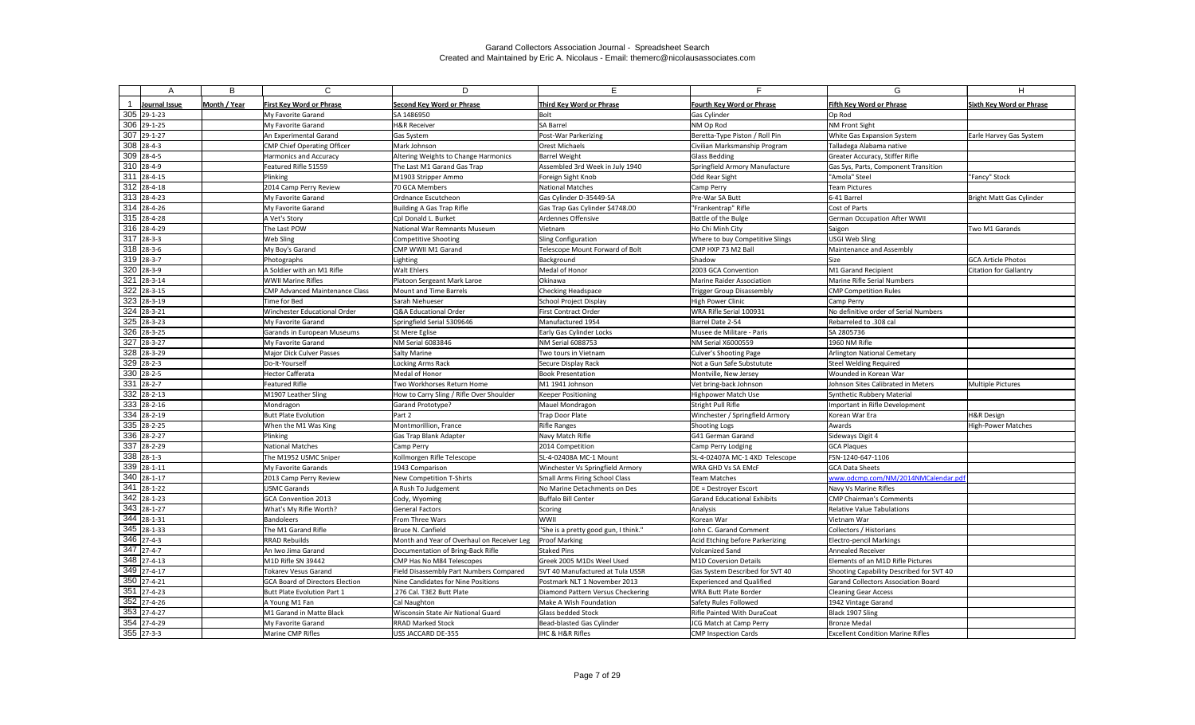# Garand Collectors Association Journal - Spreadsheet Search

Created and Maintained by Eric A. Nicolaus - Email: themerc@nicolausassociates.com

| | A | B | C | D | E | F | G | H |
|---|---|---|---|---|---|---|---|---|
| 1 | Journal Issue | Month / Year | First Key Word or Phrase | Second Key Word or Phrase | Third Key Word or Phrase | Fourth Key Word or Phrase | Fifth Key Word or Phrase | Sixth Key Word or Phrase |
| 305 | 29-1-23 | | My Favorite Garand | SA 1486950 | Bolt | Gas Cylinder | Op Rod | |
| 306 | 29-1-25 | | My Favorite Garand | H&R Receiver | SA Barrel | NM Op Rod | NM Front Sight | |
| 307 | 29-1-27 | | An Experimental Garand | Gas System | Post-War Parkerizing | Beretta-Type Piston / Roll Pin | White Gas Expansion System | Earle Harvey Gas System |
| 308 | 28-4-3 | | CMP Chief Operating Officer | Mark Johnson | Orest Michaels | Civilian Marksmanship Program | Talladega Alabama native | |
| 309 | 28-4-5 | | Harmonics and Accuracy | Altering Weights to Change Harmonics | Barrel Weight | Glass Bedding | Greater Accuracy, Stiffer Rifle | |
| 310 | 28-4-9 | | Featured Rifle 51559 | The Last M1 Garand Gas Trap | Assembled 3rd Week in July 1940 | Springfield Armory Manufacture | Gas Sys, Parts, Component Transition | |
| 311 | 28-4-15 | | Plinking | M1903 Stripper Ammo | Foreign Sight Knob | Odd Rear Sight | "Amola" Steel | "Fancy" Stock |
| 312 | 28-4-18 | | 2014 Camp Perry Review | 70 GCA Members | National Matches | Camp Perry | Team Pictures | |
| 313 | 28-4-23 | | My Favorite Garand | Ordnance Escutcheon | Gas Cylinder D-35449-SA | Pre-War SA Butt | 6-41 Barrel | Bright Matt Gas Cylinder |
| 314 | 28-4-26 | | My Favorite Garand | Building A Gas Trap Rifle | Gas Trap Gas Cylinder $4748.00 | "Frankentrap" Rifle | Cost of Parts | |
| 315 | 28-4-28 | | A Vet's Story | Cpl Donald L. Burket | Ardennes Offensive | Battle of the Bulge | German Occupation After WWII | |
| 316 | 28-4-29 | | The Last POW | National War Remnants Museum | Vietnam | Ho Chi Minh City | Saigon | Two M1 Garands |
| 317 | 28-3-3 | | Web Sling | Competitive Shooting | Sling Configuration | Where to buy Competitive Slings | USGI Web Sling | |
| 318 | 28-3-6 | | My Boy's Garand | CMP WWII M1 Garand | Telescope Mount Forward of Bolt | CMP HXP 73 M2 Ball | Maintenance and Assembly | |
| 319 | 28-3-7 | | Photographs | Lighting | Background | Shadow | Size | GCA Article Photos |
| 320 | 28-3-9 | | A Soldier with an M1 Rifle | Walt Ehlers | Medal of Honor | 2003 GCA Convention | M1 Garand Recipient | Citation for Gallantry |
| 321 | 28-3-14 | | WWII Marine Rifles | Platoon Sergeant Mark Laroe | Okinawa | Marine Raider Association | Marine Rifle Serial Numbers | |
| 322 | 28-3-15 | | CMP Advanced Maintenance Class | Mount and Time Barrels | Checking Headspace | Trigger Group Disassembly | CMP Competition Rules | |
| 323 | 28-3-19 | | Time for Bed | Sarah Niehueser | School Project Display | High Power Clinic | Camp Perry | |
| 324 | 28-3-21 | | Winchester Educational Order | Q&A Educational Order | First Contract Order | WRA Rifle Serial 100931 | No definitive order of Serial Numbers | |
| 325 | 28-3-23 | | My Favorite Garand | Springfield Serial 5309646 | Manufactured 1954 | Barrel Date 2-54 | Rebarreled to .308 cal | |
| 326 | 28-3-25 | | Garands in European Museums | St Mere Eglise | Early Gas Cylinder Locks | Musee de Militare - Paris | SA 2805736 | |
| 327 | 28-3-27 | | My Favorite Garand | NM Serial 6083846 | NM Serial 6088753 | NM Serial X6000559 | 1960 NM Rifle | |
| 328 | 28-3-29 | | Major Dick Culver Passes | Salty Marine | Two tours in Vietnam | Culver's Shooting Page | Arlington National Cemetary | |
| 329 | 28-2-3 | | Do-It-Yourself | Locking Arms Rack | Secure Display Rack | Not a Gun Safe Substutute | Steel Welding Required | |
| 330 | 28-2-5 | | Hector Cafferata | Medal of Honor | Book Presentation | Montville, New Jersey | Wounded in Korean War | |
| 331 | 28-2-7 | | Featured Rifle | Two Workhorses Return Home | M1 1941 Johnson | Vet bring-back Johnson | Johnson Sites Calibrated in Meters | Multiple Pictures |
| 332 | 28-2-13 | | M1907 Leather Sling | How to Carry Sling / Rifle Over Shoulder | Keeper Positioning | Highpower Match Use | Synthetic Rubbery Material | |
| 333 | 28-2-16 | | Mondragon | Garand Prototype? | Mauel Mondragon | Stright Pull Rifle | Important in Rifle Development | |
| 334 | 28-2-19 | | Butt Plate Evolution | Part 2 | Trap Door Plate | Winchester / Springfield Armory | Korean War Era | H&R Design |
| 335 | 28-2-25 | | When the M1 Was King | Montmorillion, France | Rifle Ranges | Shooting Logs | Awards | High-Power Matches |
| 336 | 28-2-27 | | Plinking | Gas Trap Blank Adapter | Navy Match Rifle | G41 German Garand | Sideways Digit 4 | |
| 337 | 28-2-29 | | National Matches | Camp Perry | 2014 Competition | Camp Perry Lodging | GCA Plaques | |
| 338 | 28-1-3 | | The M1952 USMC Sniper | Kollmorgen Rifle Telescope | SL-4-02408A MC-1 Mount | SL-4-02407A MC-1 4XD Telescope | FSN-1240-647-1106 | |
| 339 | 28-1-11 | | My Favorite Garands | 1943 Comparison | Winchester Vs Springfield Armory | WRA GHD Vs SA EMcF | GCA Data Sheets | |
| 340 | 28-1-17 | | 2013 Camp Perry Review | New Competition T-Shirts | Small Arms Firing School Class | Team Matches | www.odcmp.com/NM/2014NMCalendar.pdf | |
| 341 | 28-1-22 | | USMC Garands | A Rush To Judgement | No Marine Detachments on Des | DE = Destroyer Escort | Navy Vs Marine Rifles | |
| 342 | 28-1-23 | | GCA Convention 2013 | Cody, Wyoming | Buffalo Bill Center | Garand Educational Exhibits | CMP Chairman's Comments | |
| 343 | 28-1-27 | | What's My Rifle Worth? | General Factors | Scoring | Analysis | Relative Value Tabulations | |
| 344 | 28-1-31 | | Bandoleers | From Three Wars | WWII | Korean War | Vietnam War | |
| 345 | 28-1-33 | | The M1 Garand Rifle | Bruce N. Canfield | "She is a pretty good gun, I think." | John C. Garand Comment | Collectors / Historians | |
| 346 | 27-4-3 | | RRAD Rebuilds | Month and Year of Overhaul on Receiver Leg | Proof Marking | Acid Etching before Parkerizing | Electro-pencil Markings | |
| 347 | 27-4-7 | | An Iwo Jima Garand | Documentation of Bring-Back Rifle | Staked Pins | Volcanized Sand | Annealed Receiver | |
| 348 | 27-4-13 | | M1D Rifle SN 39442 | CMP Has No M84 Telescopes | Greek 2005 M1Ds Weel Used | M1D Coversion Details | Elements of an M1D Rifle Pictures | |
| 349 | 27-4-17 | | Tokarev Vesus Garand | Field Disassembly Part Numbers Compared | SVT 40 Manufactured at Tula USSR | Gas System Described for SVT 40 | Shooting Capability Described for SVT 40 | |
| 350 | 27-4-21 | | GCA Board of Directors Election | Nine Candidates for Nine Positions | Postmark NLT 1 November 2013 | Experienced and Qualified | Garand Collectors Association Board | |
| 351 | 27-4-23 | | Butt Plate Evolution Part 1 | .276 Cal. T3E2 Butt Plate | Diamond Pattern Versus Checkering | WRA Butt Plate Border | Cleaning Gear Access | |
| 352 | 27-4-26 | | A Young M1 Fan | Cal Naughton | Make A Wish Foundation | Safety Rules Followed | 1942 Vintage Garand | |
| 353 | 27-4-27 | | M1 Garand in Matte Black | Wisconsin State Air National Guard | Glass bedded Stock | Rifle Painted With DuraCoat | Black 1907 Sling | |
| 354 | 27-4-29 | | My Favorite Garand | RRAD Marked Stock | Bead-blasted Gas Cylinder | JCG Match at Camp Perry | Bronze Medal | |
| 355 | 27-3-3 | | Marine CMP Rifles | USS JACCARD DE-355 | IHC & H&R Rifles | CMP Inspection Cards | Excellent Condition Marine Rifles | |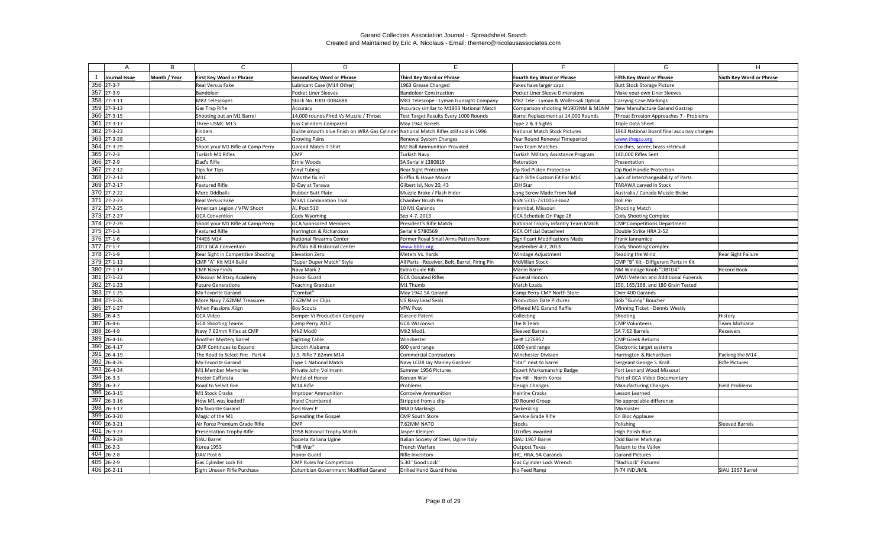Garand Collectors Association Journal - Spreadsheet Search
Created and Maintained by Eric A. Nicolaus - Email: themerc@nicolausassociates.com

| | A | B | C | D | E | F | G | H |
|---|---|---|---|---|---|---|---|---|
| 1 | Journal Issue | Month / Year | First Key Word or Phrase | Second Key Word or Phrase | Third Key Word or Phrase | Fourth Key Word or Phrase | Fifth Key Word or Phrase | Sixth Key Word or Phrase |
| 356 | 27-3-7 | | Real Versus Fake | Lubricant Case (M14 Other) | 1963 Grease Changed | Fakes have larger caps | Butt Stock Storage Picture | |
| 357 | 27-3-9 | | Bandoleer | Pocket Liner Sleeves | Bandoleer Construction | Pocket Liner Sleeve Dimensions | Make your own Liner Sleeves | |
| 358 | 27-3-11 | | M82 Telescopes | Stock No. F001-0084688 | M81 Telescope - Lyman Gunsight Company | M82 Tele - Lyman & Wollensak Optical | Carrying Case Markings | |
| 359 | 27-3-13 | | Gas Trap Rifle | Accuracy | Accuracy similar to M1903 National Match | Comparison shooting M1903NM & M1NM | New Manufacture Garand Gastrap | |
| 360 | 27-3-15 | | Shooting out an M1 Barrel | 14,000 rounds Fired Vs Muzzle / Throat | Test Target Results Every 1000 Rounds | Barrel Replacement at 14,000 Rounds | Throat Errosion Approaches 7 - Problems | |
| 361 | 27-3-17 | | Three USMC M1's | Gas Cylinders Compared | May 1942 Barrels | Type 2 & 3 Sights | Triple Data Sheet | |
| 362 | 27-3-23 | | Finders | Dulite smooth blue finish on WRA Gas Cylinder | National Match Rifles still sold in 1996 | National Match Stock Pictures | 1963 National Board final accuracy changes | |
| 363 | 27-3-28 | | GCA | Growing Pains | Renewal System Changes | Year Round Renewal Timeperiod | www.thegca.org | |
| 364 | 27-3-29 | | Shoot your M1 Rifle at Camp Perry | Garand Match T-Shirt | M2 Ball Ammunition Provided | Two Team Matches | Coaches, scorer, brass retrieval | |
| 365 | 27-2-3 | | Turkish M1 Rifles | CMP | Turkish Navy | Turkish Military Assistance Program | 140,000 Rifles Sent | |
| 366 | 27-2-9 | | Dad's Rifle | Ernie Woods | SA Serial # 1380819 | Retoration | Presentation | |
| 367 | 27-2-12 | | Tips for Tips | Vinyl Tubing | Rear Sight Protection | Op Rod Piston Protection | Op Rod Handle Protection | |
| 368 | 27-2-13 | | M1C | Was the fix in? | Griffin & Howe Mount | Each Rifle Custom Fit For M1C | Lack of Interchangeability of Parts | |
| 369 | 27-2-17 | | Featured Rifle | D-Day at Tarawa | Gilbert Isl, Nov 20, 43 | JDH Star | TARAWA carved in Stock | |
| 370 | 27-2-22 | | More Oddballs | Rubber Butt Plate | Muzzle Brake / Flash Hider | Long Screw Made From Nail | Australia / Canada Muzzle Brake | |
| 371 | 27-2-23 | | Real Versus Fake | M3A1 Combination Tool | Chamber Brush Pin | NSN 5315-7310053-Joo2 | Roll Pin | |
| 372 | 27-2-25 | | American Legion / VFW Shoot | AL Post 510 | 10 M1 Garands | Hannibal, Missouri | Shooting Match | |
| 373 | 27-2-27 | | GCA Convention | Cody Wyoming | Sep 4-7, 2013 | GCA Schedule On Page 28 | Cody Shooting Complex | |
| 374 | 27-2-29 | | Shoot your M1 Rifle at Camp Perry | GCA Sponsored Members | President's Rifle Match | National Trophy Infantry Team Match | CMP Competitions Department | |
| 375 | 27-1-3 | | Featured Rifle | Harrington & Richardson | Serial # 5780569 | GCA Official Datasheet | Double Strike HRA 2-52 | |
| 376 | 27-1-6 | | T44E6 M14 | National Firearms Center | Former Royal Small Arms Pattern Room | Significant Modifications Made | Frank Iannamico | |
| 377 | 27-1-7 | | 2013 GCA Convention | Buffalo Bill Historical Center | www.bbhc.org | September 4-7, 2013 | Cody Shooting Complex | |
| 378 | 27-1-9 | | Rear Sight in Competitive Shooting | Elevation Zero | Meters Vs. Yards | Windage Adjustment | Reading the Wind | Rear Sight Failure |
| 379 | 27-1-13 | | CMP "A" Kit M14 Build | "Super Duper Match" Style | All Parts - Receiver, Bolt, Barrel, Firing Pin | McMillan Stock | CMP "B" Kit - Diffgerent Parts in Kit | |
| 380 | 27-1-17 | | CMP Navy Finds | Navy Mark 2 | Extra Guide Rib | Marlin Barrel | NM Windage Knob "OBTD4" | Record Book |
| 381 | 27-1-22 | | Missouri Military Academy | Honor Guard | GCA Donated Rifles | Funeral Honors | WWII Veteran and Additional Funerals | |
| 382 | 27-1-23 | | Future Generations | Teaching Grandson | M1 Thumb | Match Loads | 150, 165/168, and 180 Grain Tested | |
| 383 | 27-1-25 | | My Favorite Garand | "Combat" | May 1942 SA Garand | Camp Perry CMP North Store | Over 400 Garands | |
| 384 | 27-1-26 | | More Navy 7.62MM Treasures | 7.62MM on Clips | US Navy Lead Seals | Production Date Pictures | Bob "Gunny" Boucher | |
| 385 | 27-1-27 | | When Passions Align | Boy Scouts | VFW Post | Offered M1 Garand Raffle | Winning Ticket - Dennis Westly | |
| 386 | 26-4-3 | | GCA Video | Semper Vi Production Company | Garand Patent | Collecting | Shooting | History |
| 387 | 26-4-6 | | GCA Shooting Teams | Camp Perry 2012 | GCA Wisconsin | The 8 Team | CMP Volunteers | Team Michiana |
| 388 | 26-4-9 | | Navy 7.62mm Rifles at CMP | Mk2 Mod0 | Mk2 Mod1 | Sleeved Barrels | SA 7.62 Barrels | Receivers |
| 389 | 26-4-16 | | Another Mystery Barrel | Sighting Table | Winchester | Ser# 1276957 | CMP Greek Returns | |
| 390 | 26-4-17 | | CMP Continues to Expand | Lincoln Alabama | 600 yard range | 1000 yard range | Electronic target systems | |
| 391 | 26-4-19 | | The Road to Select Fire - Part 4 | U.S. Rifle 7.62mm M14 | Commercial Contractors | Winchester Division | Harrington & Richardson | Packing the M14 |
| 392 | 26-4-26 | | My Favorite Garand | Type 1 National Match | Navy LCDR Jay Manley Gardner | "Star" next to barrel | Sergeant George S. Krall | Rifle Pictures |
| 393 | 26-4-34 | | M1 Member Memories | Private John Vollmann | Summer 1956 Pictures | Expert Marksmanship Badge | Fort Leonard Wood Missouri | |
| 394 | 26-3-3 | | Hector Cafferata | Medal of Honor | Korean War | Fox Hill - North Korea | Part of GCA Video Documentary | |
| 395 | 26-3-7 | | Road to Select Fire | M14 Rifle | Problems | Design Changes | Manufacturing Changes | Field Problems |
| 396 | 26-3-15 | | M1 Stock Cracks | Improper Ammunition | Corrosive Ammunition | Hairline Cracks | Lesson Learned | |
| 397 | 26-3-16 | | How M1 was loaded? | Hand Chambered | Stripped from a clip | 20 Round Group | No appreciable difference | |
| 398 | 26-3-17 | | My favorite Garand | Red River P | RRAD Markings | Parkerizing | Mixmaster | |
| 399 | 26-3-20 | | Magic of the M1 | Spreading the Gospel | CMP South Store | Service Grade Rifle | En Bloc Applause | |
| 400 | 26-3-21 | | Air Force Premium Grade Rifle | CMP | 7.62MM NATO | Stocks | Polishing | Sleeved Barrels |
| 401 | 26-3-27 | | Presentation Trophy Rifle | 1958 National Trophy Match | Jasper Kleinjen | 10 rifles awarded | High Polish Blue | |
| 402 | 26-3-29 | | SIAU Barrel | Societa Italiana Ugine | Italian Society of Steel, Ugine Italy | SIAU 1967 Barrel | Odd Barrel Markings | |
| 403 | 26-2-3 | | Korea 1953 | "Hill War" | Trench Warfare | Outpost Texas | Return to the Valley | |
| 404 | 26-2-8 | | DAV Post 6 | Honor Guard | Rifle Inventory | IHC, HRA, SA Garands | Garand Pictures | |
| 405 | 26-2-9 | | Gas Cylinder Lock Fit | CMP Rules for Competition | 5:30 "Good Lock" | Gas Cylinder Lock Wrench | "Bad Lock" Pictured | |
| 406 | 26-2-11 | | Sight Unseen Rifle Purchase | Columbian Government Modified Garand | Drilled Hand Guard Holes | No Feed Ramp | R-74 INDUMIL | SIAU 1967 Barrel |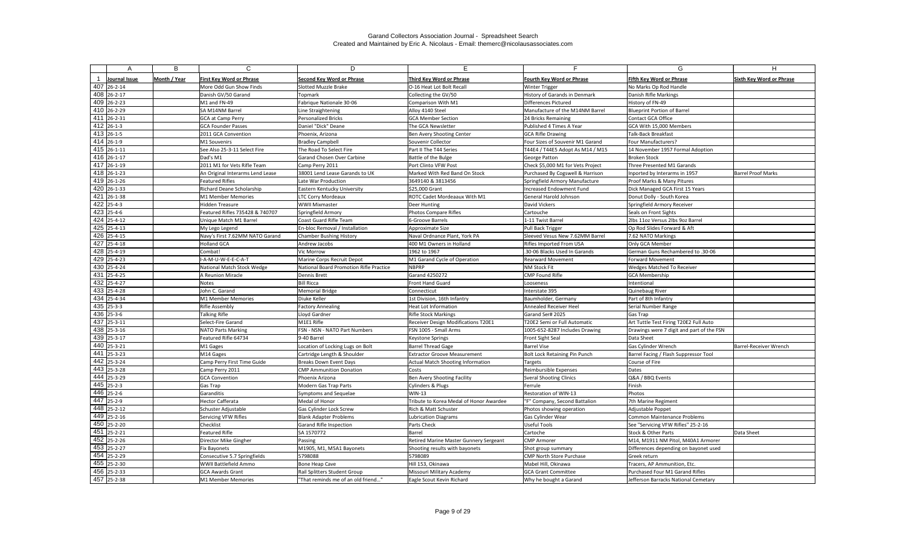| | A | B | C | D | E | F | G | H |
|---|---|---|---|---|---|---|---|---|
| 1 | Journal Issue | Month / Year | First Key Word or Phrase | Second Key Word or Phrase | Third Key Word or Phrase | Fourth Key Word or Phrase | Fifth Key Word or Phrase | Sixth Key Word or Phrase |
| 407 | 26-2-14 | | More Odd Gun Show Finds | Slotted Muzzle Brake | O-16 Heat Lot Bolt Recall | Winter Trigger | No Marks Op Rod Handle | |
| 408 | 26-2-17 | | Danish GV/50 Garand | Topmark | Collecting the GV/50 | History of Garands in Denmark | Danish Rifle Markings | |
| 409 | 26-2-23 | | M1 and FN-49 | Fabrique Nationale 30-06 | Comparison With M1 | Differences Pictured | History of FN-49 | |
| 410 | 26-2-29 | | SA M14NM Barrel | Line Straightening | Alloy 4140 Steel | Manufacture of the M14NM Barrel | Blueprint Portion of Barrel | |
| 411 | 26-2-31 | | GCA at Camp Perry | Personalized Bricks | GCA Member Section | 24 Bricks Remaining | Contact GCA Office | |
| 412 | 26-1-3 | | GCA Founder Passes | Daniel "Dick" Deane | The GCA Newsletter | Published 4 Times A Year | GCA With 15,000 Members | |
| 413 | 26-1-5 | | 2011 GCA Convention | Phoenix, Arizona | Ben Avery Shooting Center | GCA Rifle Drawing | Talk-Back Breakfast | |
| 414 | 26-1-9 | | M1 Souvenirs | Bradley Campbell | Souvenir Collector | Four Sizes of Souvenir M1 Garand | Four Manufacturers? | |
| 415 | 26-1-11 | | See Also 25-3-11 Select Fire | The Road To Select Fire | Part II The T44 Series | T44E4 / T44E5 Adopt As M14 / M15 | 14 November 1957 Formal Adoption | |
| 416 | 26-1-17 | | Dad's M1 | Garand Chosen Over Carbine | Battle of the Bulge | George Patton | Broken Stock | |
| 417 | 26-1-19 | | 2011 M1 for Vets Rifle Team | Camp Perry 2011 | Port Clinto VFW Post | Check $5,000 M1 for Vets Project | Three Presented M1 Garands | |
| 418 | 26-1-23 | | An Original Interarms Lend Lease | 38001 Lend Lease Garands to UK | Marked With Red Band On Stock | Purchased By Cogswell & Harrison | Inported by Interarms in 1957 | Barrel Proof Marks |
| 419 | 26-1-26 | | Featured Rifles | Late War Production | 3649140 & 3813456 | Springfield Armory Manufacture | Proof Marks & Many Pitures | |
| 420 | 26-1-33 | | Richard Deane Scholarship | Eastern Kentucky University | $25,000 Grant | Increased Endowment Fund | Dick Managed GCA First 15 Years | |
| 421 | 26-1-38 | | M1 Member Memories | LTC Corry Mordeaux | ROTC Cadet Mordeaaux With M1 | General Harold Johnson | Donut Dolly - South Korea | |
| 422 | 25-4-3 | | Hidden Treasure | WWII Mixmaster | Deer Hunting | David Vickers | Springfield Armory Receiver | |
| 423 | 25-4-6 | | Featured Rifles 735428 & 740707 | Springfield Armory | Photos Compare Rifles | Cartouche | Seals on Front Sights | |
| 424 | 25-4-12 | | Unique Match M1 Barrel | Coast Guard Rifle Team | 6-Groove Barrels | 1-11 Twist Barrel | 2lbs 11oz Versus 2lbs 9oz Barrel | |
| 425 | 25-4-13 | | My Lego Legend | En-bloc Removal / Installation | Approximate Size | Pull Back Trigger | Op Rod Slides Forward & Aft | |
| 426 | 25-4-15 | | Navy's First 7.62MM NATO Garand | Chamber Bushing History | Naval Ordnance Plant, York PA | Sleeved Vesus New 7.62MM Barrel | 7.62 NATO Markings | |
| 427 | 25-4-18 | | Holland GCA | Andrew Jacobs | 400 M1 Owners in Holland | Rifles Imported From USA | Only GCA Member | |
| 428 | 25-4-19 | | Combat! | Vic Morrow | 1962 to 1967 | .30-06 Blacks Used In Garands | German Guns Rechambered to .30-06 | |
| 429 | 25-4-23 | | I-A-M-U-W-E-E-C-A-T | Marine Corps Recruit Depot | M1 Garand Cycle of Operation | Rearward Movement | Forward Movement | |
| 430 | 25-4-24 | | National Match Stock Wedge | National Board Promotion Rifle Practice | NBPRP | NM Stock Fit | Wedges Matched To Receiver | |
| 431 | 25-4-25 | | A Reunion Miracle | Dennis Brett | Garand 4250272 | CMP Found Rifle | GCA Membership | |
| 432 | 25-4-27 | | Notes | Bill Ricca | Front Hand Guard | Looseness | Intentional | |
| 433 | 25-4-28 | | John C. Garand | Memorial Bridge | Connecticut | Interstate 395 | Quinebaug River | |
| 434 | 25-4-34 | | M1 Member Memories | Diuke Keller | 1st Division, 16th Infantry | Baumholder, Germany | Part of 8th Infantry | |
| 435 | 25-3-3 | | Rifle Assembly | Factory Annealing | Heat Lot Information | Annealed Receiver Heel | Serial Number Range | |
| 436 | 25-3-6 | | Talking Rifle | Lloyd Gardner | Rifle Stock Markings | Garand Ser# 2025 | Gas Trap | |
| 437 | 25-3-11 | | Select-Fire Garand | M1E1 Rifle | Receiver Design Modifications T20E1 | T20E2 Semi or Full Automatic | Art Tuttle Test Firing T20E2 Full Auto | |
| 438 | 25-3-16 | | NATO Parts Marking | FSN - NSN - NATO Part Numbers | FSN 1005 - Small Arms | 1005-652-8287 Includes Drawing | Drawings were 7 digit and part of the FSN | |
| 439 | 25-3-17 | | Featured Rifle 64734 | 9-40 Barrel | Keystone Springs | Front Sight Seal | Data Sheet | |
| 440 | 25-3-21 | | M1 Gages | Location of Locking Lugs on Bolt | Barrel Thread Gage | Barrel Vise | Gas Cylinder Wrench | Barrel-Receiver Wrench |
| 441 | 25-3-23 | | M14 Gages | Cartridge Length & Shoulder | Extractor Groove Measurement | Bolt Lock Retaining Pin Punch | Barrel Facing / Flash Suppressor Tool | |
| 442 | 25-3-24 | | Camp Perry First Time Guide | Breaks Down Event Days | Actual Match Shooting Information | Targets | Course of Fire | |
| 443 | 25-3-28 | | Camp Perry 2011 | CMP Ammunition Donation | Costs | Reimbursible Expenses | Dates | |
| 444 | 25-3-29 | | GCA Convention | Phoenix Arizona | Ben Avery Shooting Facility | Sveral Shooting Clinics | Q&A / BBQ Events | |
| 445 | 25-2-3 | | Gas Trap | Modern Gas Trap Parts | Cylinders & Plugs | Ferrule | Finish | |
| 446 | 25-2-6 | | Garanditis | Symptoms and Sequelae | WIN-13 | Restoration of WIN-13 | Photos | |
| 447 | 25-2-9 | | Hector Cafferata | Medal of Honor | Tribute to Korea Medal of Honor Awardee | "F" Company, Second Battalion | 7th Marine Regiment | |
| 448 | 25-2-12 | | Schuster Adjustable | Gas Cylinder Lock Screw | Rich & Matt Schuster | Photos showing operation | Adjustable Poppet | |
| 449 | 25-2-16 | | Servicing VFW Rifles | Blank Adapter Problems | Lubrication Diagrams | Gas Cylinder Wear | Common Maintenance Problems | |
| 450 | 25-2-20 | | Checklist | Garand Rifle Inspection | Parts Check | Useful Tools | See "Servicing VFW Rifles" 25-2-16 | |
| 451 | 25-2-21 | | Featured Rifle | SA 1570772 | Barrel | Cartoche | Stock & Other Parts | Data Sheet |
| 452 | 25-2-26 | | Director Mike Gingher | Passing | Retired Marine Master Gunnery Sergeant | CMP Armorer | M14, M1911 NM Pitol, M40A1 Armorer | |
| 453 | 25-2-27 | | Fix Bayonets | M1905, M1, M5A1 Bayonets | Shooting results with bayonets | Shot group summary | Differences depending on bayonet used | |
| 454 | 25-2-29 | | Consecutive 5.7 Springfields | 5798088 | 5798089 | CMP North Store Purchase | Greek return | |
| 455 | 25-2-30 | | WWII Battlefield Ammo | Bone Heap Cave | Hill 153, Okinawa | Mabel Hill, Okinawa | Tracers, AP Ammunition, Etc. | |
| 456 | 25-2-33 | | GCA Awards Grant | Rail Splitters Student Group | Missouri Military Academy | GCA Grant Committee | Purchased Four M1 Garand Rifles | |
| 457 | 25-2-38 | | M1 Member Memories | "That reminds me of an old friend..." | Eagle Scout Kevin Richard | Why he bought a Garand | Jefferson Barracks National Cemetary | |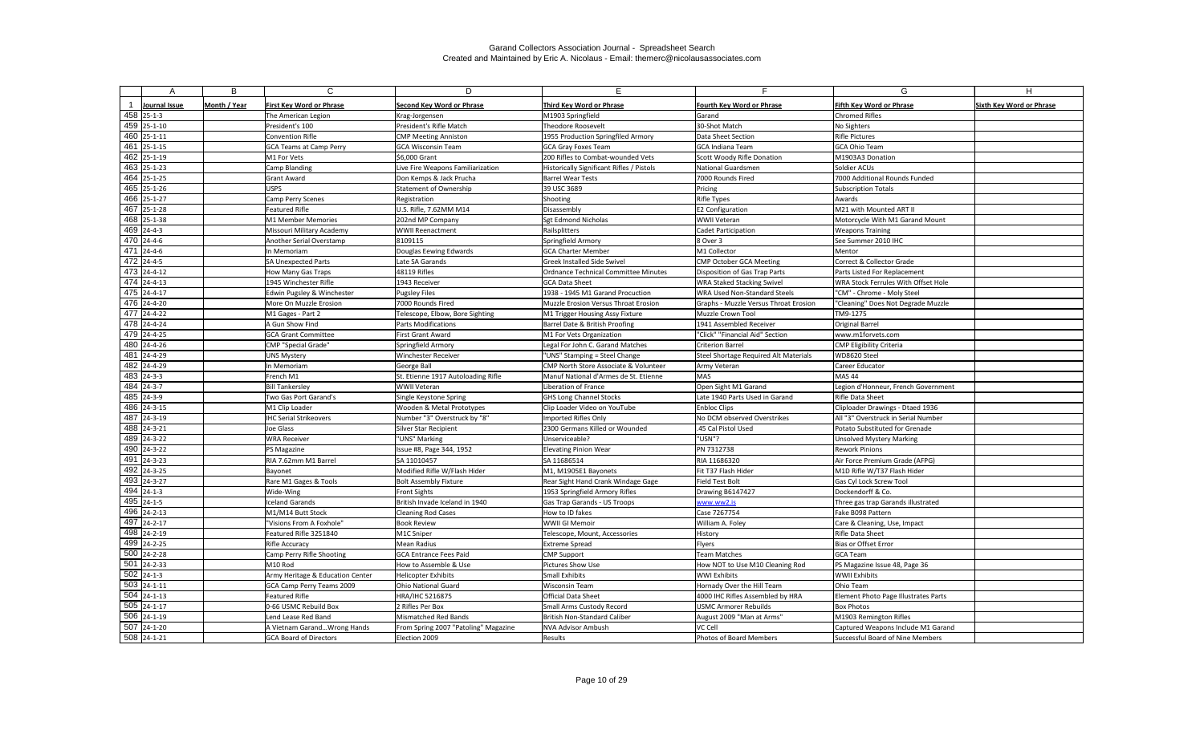Garand Collectors Association Journal - Spreadsheet Search
Created and Maintained by Eric A. Nicolaus - Email: themerc@nicolausassociates.com

| | A | B | C | D | E | F | G | H |
|---|---|---|---|---|---|---|---|---|
| 1 | Journal Issue | Month / Year | First Key Word or Phrase | Second Key Word or Phrase | Third Key Word or Phrase | Fourth Key Word or Phrase | Fifth Key Word or Phrase | Sixth Key Word or Phrase |
| 458 | 25-1-3 | | The American Legion | Krag-Jorgensen | M1903 Springfield | Garand | Chromed Rifles | |
| 459 | 25-1-10 | | President's 100 | President's Rifle Match | Theodore Roosevelt | 30-Shot Match | No Sighters | |
| 460 | 25-1-11 | | Convention Rifle | CMP Meeting Anniston | 1955 Production Springfiled Armory | Data Sheet Section | Rifle Pictures | |
| 461 | 25-1-15 | | GCA Teams at Camp Perry | GCA Wisconsin Team | GCA Gray Foxes Team | GCA Indiana Team | GCA Ohio Team | |
| 462 | 25-1-19 | | M1 For Vets | $6,000 Grant | 200 Rifles to Combat-wounded Vets | Scott Woody Rifle Donation | M1903A3 Donation | |
| 463 | 25-1-23 | | Camp Blanding | Live Fire Weapons Familiarization | Historically Significant Rifles / Pistols | National Guardsmen | Soldier ACUs | |
| 464 | 25-1-25 | | Grant Award | Don Kemps & Jack Prucha | Barrel Wear Tests | 7000 Rounds Fired | 7000 Additional Rounds Funded | |
| 465 | 25-1-26 | | USPS | Statement of Ownership | 39 USC 3689 | Pricing | Subscription Totals | |
| 466 | 25-1-27 | | Camp Perry Scenes | Registration | Shooting | Rifle Types | Awards | |
| 467 | 25-1-28 | | Featured Rifle | U.S. Rifle, 7.62MM M14 | Disassembly | E2 Configuration | M21 with Mounted ART II | |
| 468 | 25-1-38 | | M1 Member Memories | 202nd MP Company | Sgt Edmond Nicholas | WWII Veteran | Motorcycle With M1 Garand Mount | |
| 469 | 24-4-3 | | Missouri Military Academy | WWII Reenactment | Railsplitters | Cadet Participation | Weapons Training | |
| 470 | 24-4-6 | | Another Serial Overstamp | 8109115 | Springfield Armory | 8 Over 3 | See Summer 2010 IHC | |
| 471 | 24-4-6 | | In Memoriam | Douglas Eewing Edwards | GCA Charter Member | M1 Collector | Mentor | |
| 472 | 24-4-5 | | SA Unexpected Parts | Late SA Garands | Greek Installed Side Swivel | CMP October GCA Meeting | Correct & Collector Grade | |
| 473 | 24-4-12 | | How Many Gas Traps | 48119 Rifles | Ordnance Technical Committee Minutes | Disposition of Gas Trap Parts | Parts Listed For Replacement | |
| 474 | 24-4-13 | | 1945 Winchester Rifle | 1943 Receiver | GCA Data Sheet | WRA Staked Stacking Swivel | WRA Stock Ferrules With Offset Hole | |
| 475 | 24-4-17 | | Edwin Pugsley & Winchester | Pugsley Files | 1938 - 1945 M1 Garand Procuction | WRA Used Non-Standard Steels | "CM" - Chrome - Moly Steel | |
| 476 | 24-4-20 | | More On Muzzle Erosion | 7000 Rounds Fired | Muzzle Erosion Versus Throat Erosion | Graphs - Muzzle Versus Throat Erosion | "Cleaning" Does Not Degrade Muzzle | |
| 477 | 24-4-22 | | M1 Gages - Part 2 | Telescope, Elbow, Bore Sighting | M1 Trigger Housing Assy Fixture | Muzzle Crown Tool | TM9-1275 | |
| 478 | 24-4-24 | | A Gun Show Find | Parts Modifications | Barrel Date & British Proofing | 1941 Assembled Receiver | Original Barrel | |
| 479 | 24-4-25 | | GCA Grant Committee | First Grant Award | M1 For Vets Organization | "Click" "Financial Aid" Section | www.m1forvets.com | |
| 480 | 24-4-26 | | CMP "Special Grade" | Springfield Armory | Legal For John C. Garand Matches | Criterion Barrel | CMP Eligibility Criteria | |
| 481 | 24-4-29 | | UNS Mystery | Winchester Receiver | "UNS" Stamping = Steel Change | Steel Shortage Required Alt Materials | WD8620 Steel | |
| 482 | 24-4-29 | | In Memoriam | George Ball | CMP North Store Associate & Volunteer | Army Veteran | Career Educator | |
| 483 | 24-3-3 | | French M1 | St. Etienne 1917 Autoloading Rifle | Manuf National d'Armes de St. Etienne | MAS | MAS 44 | |
| 484 | 24-3-7 | | Bill Tankersley | WWII Veteran | Liberation of France | Open Sight M1 Garand | Legion d'Honneur, French Government | |
| 485 | 24-3-9 | | Two Gas Port Garand's | Single Keystone Spring | GHS Long Channel Stocks | Late 1940 Parts Used in Garand | Rifle Data Sheet | |
| 486 | 24-3-15 | | M1 Clip Loader | Wooden & Metal Prototypes | Clip Loader Video on YouTube | Enbloc Clips | Cliploader Drawings - Dtaed 1936 | |
| 487 | 24-3-19 | | IHC Serial Strikeovers | Number "3" Overstruck by "8" | Imported Rifles Only | No DCM observed Overstrikes | All "3" Overstruck in Serial Number | |
| 488 | 24-3-21 | | Joe Glass | Silver Star Recipient | 2300 Germans Killed or Wounded | .45 Cal Pistol Used | Potato Substituted for Grenade | |
| 489 | 24-3-22 | | WRA Receiver | "UNS" Marking | Unserviceable? | "USN"? | Unsolved Mystery Marking | |
| 490 | 24-3-22 | | PS Magazine | Issue #8, Page 344, 1952 | Elevating Pinion Wear | PN 7312738 | Rework Pinions | |
| 491 | 24-3-23 | | RIA 7.62mm M1 Barrel | SA 11010457 | SA 11686514 | RIA 11686320 | Air Force Premium Grade (AFPG) | |
| 492 | 24-3-25 | | Bayonet | Modified Rifle W/Flash Hider | M1, M1905E1 Bayonets | Fit T37 Flash Hider | M1D Rifle W/T37 Flash Hider | |
| 493 | 24-3-27 | | Rare M1 Gages & Tools | Bolt Assembly Fixture | Rear Sight Hand Crank Windage Gage | Field Test Bolt | Gas Cyl Lock Screw Tool | |
| 494 | 24-1-3 | | Wide-Wing | Front Sights | 1953 Springfield Armory Rifles | Drawing B6147427 | Dockendorff & Co. | |
| 495 | 24-1-5 | | Iceland Garands | British Invade Iceland in 1940 | Gas Trap Garands - US Troops | www.ww2.is | Three gas trap Garands illustrated | |
| 496 | 24-2-13 | | M1/M14 Butt Stock | Cleaning Rod Cases | How to ID fakes | Case 7267754 | Fake B098 Pattern | |
| 497 | 24-2-17 | | "Visions From A Foxhole" | Book Review | WWII GI Memoir | William A. Foley | Care & Cleaning, Use, Impact | |
| 498 | 24-2-19 | | Featured Rifle 3251840 | M1C Sniper | Telescope, Mount, Accessories | History | Rifle Data Sheet | |
| 499 | 24-2-25 | | Rifle Accuracy | Mean Radius | Extreme Spread | Flyers | Bias or Offset Error | |
| 500 | 24-2-28 | | Camp Perry Rifle Shooting | GCA Entrance Fees Paid | CMP Support | Team Matches | GCA Team | |
| 501 | 24-2-33 | | M10 Rod | How to Assemble & Use | Pictures Show Use | How NOT to Use M10 Cleaning Rod | PS Magazine Issue 48, Page 36 | |
| 502 | 24-1-3 | | Army Heritage & Education Center | Helicopter Exhibits | Small Exhibits | WWI Exhibits | WWII Exhibits | |
| 503 | 24-1-11 | | GCA Camp Perry Teams 2009 | Ohio National Guard | Wisconsin Team | Hornady Over the Hill Team | Ohio Team | |
| 504 | 24-1-13 | | Featured Rifle | HRA/IHC 5216875 | Official Data Sheet | 4000 IHC Rifles Assembled by HRA | Element Photo Page Illustrates Parts | |
| 505 | 24-1-17 | | 0-66 USMC Rebuild Box | 2 Rifles Per Box | Small Arms Custody Record | USMC Armorer Rebuilds | Box Photos | |
| 506 | 24-1-19 | | Lend Lease Red Band | Mismatched Red Bands | British Non-Standard Caliber | August 2009 "Man at Arms" | M1903 Remington Rifles | |
| 507 | 24-1-20 | | A Vietnam Garand...Wrong Hands | From Spring 2007 "Patoling" Magazine | NVA Advisor Ambush | VC Cell | Captured Weapons Include M1 Garand | |
| 508 | 24-1-21 | | GCA Board of Directors | Election 2009 | Results | Photos of Board Members | Successful Board of Nine Members | |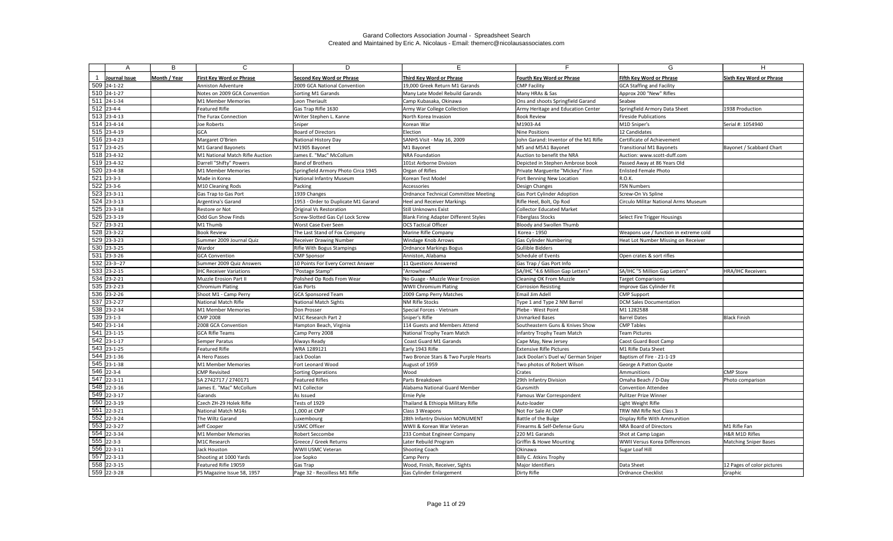# Garand Collectors Association Journal - Spreadsheet Search
Created and Maintained by Eric A. Nicolaus - Email: themerc@nicolausassociates.com

| | A | B | C | D | E | F | G | H |
|---|---|---|---|---|---|---|---|---|
| 1 | Journal Issue | Month / Year | First Key Word or Phrase | Second Key Word or Phrase | Third Key Word or Phrase | Fourth Key Word or Phrase | Fifth Key Word or Phrase | Sixth Key Word or Phrase |
| 509 | 24-1-22 | | Anniston Adventure | 2009 GCA National Convention | 19,000 Greek Return M1 Garands | CMP Facility | GCA Staffing and Facility | |
| 510 | 24-1-27 | | Notes on 2009 GCA Convention | Sorting M1 Garands | Many Late Model Rebuild Garands | Many HRAs & Sas | Approx 200 "New" Rifles | |
| 511 | 24-1-34 | | M1 Member Memories | Leon Theriault | Camp Kubasaka, Okinawa | Ons and shoots Springfield Garand | Seabee | |
| 512 | 23-4-4 | | Featured Rifle | Gas Trap Rifle 1630 | Army War College Collection | Army Heritage and Education Center | Springfield Armory Data Sheet | 1938 Production |
| 513 | 23-4-13 | | The Furax Connection | Writer Stephen L. Kanne | North Korea Invasion | Book Review | Fireside Publications | |
| 514 | 23-4-14 | | Joe Roberts | Sniper | Korean War | M1903-A4 | M1D Sniper's | Serial #: 1054940 |
| 515 | 23-4-19 | | GCA | Board of Directors | Election | Nine Positions | 12 Candidates | |
| 516 | 23-4-23 | | Margaret O'Brien | National History Day | SANHS Visit - May 16, 2009 | John Garand: Inventor of the M1 Rifle | Certificate of Achievement | |
| 517 | 23-4-25 | | M1 Garand Bayonets | M1905 Bayonet | M1 Bayonet | M5 and M5A1 Bayonet | Transitional M1 Bayonets | Bayonet / Scabbard Chart |
| 518 | 23-4-32 | | M1 National Match Rifle Auction | James E. "Mac" McCollum | NRA Foundation | Auction to benefit the NRA | Auction: www.scott-duff.com | |
| 519 | 23-4-32 | | Darrell "Shifty" Powers | Band of Brothers | 101st Airborne Division | Depicted in Stephen Ambrose book | Passed Away at 86 Years Old | |
| 520 | 23-4-38 | | M1 Member Memories | Springfield Armory Photo Circa 1945 | Organ of Rifles | Private Marguerite "Mickey" Finn | Enlisted Female Photo | |
| 521 | 23-3-3 | | Made in Korea | National Infantry Museum | Korean Test Model | Fort Benning New Location | R.O.K. | |
| 522 | 23-3-6 | | M10 Cleaning Rods | Packing | Accessories | Design Changes | FSN Numbers | |
| 523 | 23-3-11 | | Gas Trap to Gas Port | 1939 Changes | Ordnance Technical Committee Meeting | Gas Port Cylinder Adoption | Screw-On Vs Spline | |
| 524 | 23-3-13 | | Argentina's Garand | 1953 - Order to Duplicate M1 Garand | Heel and Receiver Markings | Rifle Heel, Bolt, Op Rod | Circulo Militar National Arms Museum | |
| 525 | 23-3-18 | | Restore or Not | Original Vs Restoration | Still Unknowns Exist | Collector Educated Market | | |
| 526 | 23-3-19 | | Odd Gun Show Finds | Screw-Slotted Gas Cyl Lock Screw | Blank Firing Adapter Different Styles | Fiberglass Stocks | Select Fire Trigger Housings | |
| 527 | 23-3-21 | | M1 Thumb | Worst Case Ever Seen | OCS Tactical Officer | Bloody and Swollen Thumb | | |
| 528 | 23-3-22 | | Book Review | The Last Stand of Fox Company | Marine Rifle Company | Korea - 1950 | Weapons use / function in extreme cold | |
| 529 | 23-3-23 | | Summer 2009 Journal Quiz | Receiver Drawing Number | Windage Knob Arrows | Gas Cylinder Numbering | Heat Lot Number Missing on Receiver | |
| 530 | 23-3-25 | | Wardor | Rifle With Bogus Stampings | Ordnance Markings Bogus | Gullible Bidders | | |
| 531 | 23-3-26 | | GCA Convention | CMP Sponsor | Anniston, Alabama | Schedule of Events | Open crates & sort rifles | |
| 532 | 23-3--27 | | Summer 2009 Quiz Answers | 10 Points For Every Correct Answer | 11 Questions Answered | Gas Trap / Gas Port Info | | |
| 533 | 23-2-15 | | IHC Receiver Variations | "Postage Stamp" | "Arrowhead" | SA/IHC "4.6 Million Gap Letters" | SA/IHC "5 Million Gap Letters" | HRA/IHC Receivers |
| 534 | 23-2-21 | | Muzzle Erosion Part II | Polished Op Rods From Wear | No Guage - Muzzle Wear Errosion | Cleaning OK From Muzzle | Target Comparisons | |
| 535 | 23-2-23 | | Chromium Plating | Gas Ports | WWII Chromium Plating | Corrosion Resisting | Improve Gas Cylinder Fit | |
| 536 | 23-2-26 | | Shoot M1 - Camp Perry | GCA Sponsored Team | 2009 Camp Perry Matches | Email Jim Adell | CMP Support | |
| 537 | 23-2-27 | | National Match Rifle | National Match Sights | NM Rifle Stocks | Type 1 and Type 2 NM Barrel | DCM Sales Documentation | |
| 538 | 23-2-34 | | M1 Member Memories | Don Prosser | Special Forces - Vietnam | Plebe - West Point | M1 1282588 | |
| 539 | 23-1-3 | | CMP 2008 | M1C Research Part 2 | Sniper's Rifle | Unmarked Bases | Barrel Dates | Black Finish |
| 540 | 23-1-14 | | 2008 GCA Convention | Hampton Beach, Virginia | 114 Guests and Members Attend | Southeastern Guns & Knives Show | CMP Tables | |
| 541 | 23-1-15 | | GCA Rifle Teams | Camp Perry 2008 | National Trophy Team Match | Infantry Trophy Team Match | Team Pictures | |
| 542 | 23-1-17 | | Semper Paratus | Always Ready | Coast Guard M1 Garands | Cape May, New Jersey | Caost Guard Boot Camp | |
| 543 | 23-1-25 | | Featured Rifle | WRA 1289121 | Early 1943 Rifle | Extensive Rifle Pictures | M1 Rifle Data Sheet | |
| 544 | 23-1-36 | | A Hero Passes | Jack Doolan | Two Bronze Stars & Two Purple Hearts | Jack Doolan's Duel w/ German Sniper | Baptism of Fire - 21-1-19 | |
| 545 | 23-1-38 | | M1 Member Memories | Fort Leonard Wood | August of 1959 | Two photos of Robert Wilson | George A Patton Quote | |
| 546 | 22-3-4 | | CMP Revisited | Sorting Operations | Wood | Crates | Ammunitions | CMP Store |
| 547 | 22-3-11 | | SA 2742717 / 2740171 | Featured Rifles | Parts Breakdown | 29th Infantry Division | Omaha Beach / D-Day | Photo comparison |
| 548 | 22-3-16 | | James E. "Mac" McCollum | M1 Collector | Alabama National Guard Member | Gunsmith | Convention Attendee | |
| 549 | 22-3-17 | | Garands | As Issued | Ernie Pyle | Famous War Correspondent | Pulitzer Prize Winner | |
| 550 | 22-3-19 | | Czech ZH-29 Holek Rifle | Tests of 1929 | Thailand & Ethiopia Military Rifle | Auto-loader | Light Weight Rifle | |
| 551 | 22-3-21 | | National Match M14s | 1,000 at CMP | Class 3 Weapons | Not For Sale At CMP | TRW NM Rifle Not Class 3 | |
| 552 | 22-3-24 | | The Wiltz Garand | Luxembourg | 28th Infantry Division MONUMENT | Battle of the Bulge | Display Rifle With Ammunition | |
| 553 | 22-3-27 | | Jeff Cooper | USMC Officer | WWII & Korean War Veteran | Firearms & Self-Defense Guru | NRA Board of Directors | M1 Rifle Fan |
| 554 | 22-3-34 | | M1 Member Memories | Robert Seccombe | 233 Combat Engineer Company | 220 M1 Garands | Shot at Camp Logan | H&R M1D Rifles |
| 555 | 22-3-3 | | M1C Research | Greece / Greek Returns | Later Rebuild Program | Griffin & Howe Mounting | WWII Versus Korea Differences | Matching Sniper Bases |
| 556 | 22-3-11 | | Jack Houston | WWII USMC Veteran | Shooting Coach | Okinawa | Sugar Loaf Hill | |
| 557 | 22-3-13 | | Shooting at 1000 Yards | Joe Sopko | Camp Perry | Billy C. Atkins Trophy | | |
| 558 | 22-3-15 | | Featured Rifle 19059 | Gas Trap | Wood, Finish, Receiver, Sights | Major Identifiers | Data Sheet | 12 Pages of color pictures |
| 559 | 22-3-28 | | PS Magazine Issue 58, 1957 | Page 32 - Recoilless M1 Rifle | Gas Cylinder Enlargement | Dirty Rifle | Ordnance Checklist | Graphic |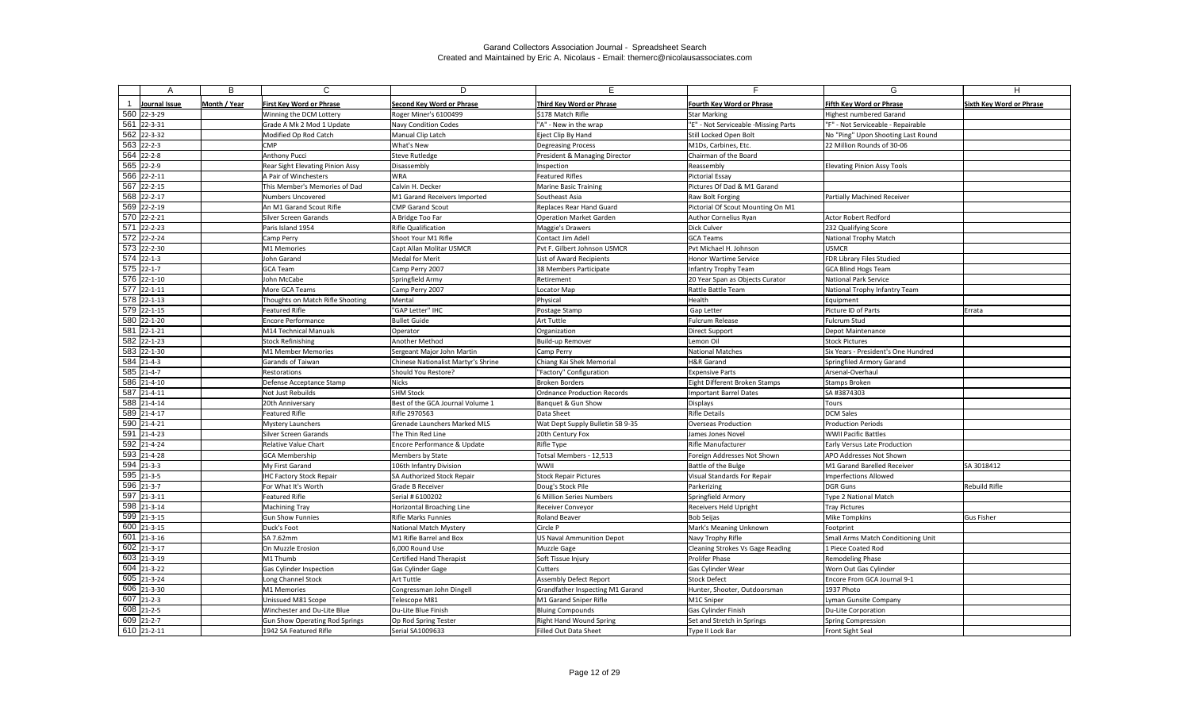Garand Collectors Association Journal - Spreadsheet Search
Created and Maintained by Eric A. Nicolaus - Email: themerc@nicolausassociates.com

| | A | B | C | D | E | F | G | H |
|---|---|---|---|---|---|---|---|---|
| 1 | Journal Issue | Month / Year | First Key Word or Phrase | Second Key Word or Phrase | Third Key Word or Phrase | Fourth Key Word or Phrase | Fifth Key Word or Phrase | Sixth Key Word or Phrase |
| 560 | 22-3-29 | | Winning the DCM Lottery | Roger Miner's 6100499 | $178 Match Rifle | Star Marking | Highest numbered Garand | |
| 561 | 22-3-31 | | Grade A Mk 2 Mod 1 Update | Navy Condition Codes | "A" - New in the wrap | "E" - Not Serviceable -Missing Parts | "F" - Not Serviceable - Repairable | |
| 562 | 22-3-32 | | Modified Op Rod Catch | Manual Clip Latch | Eject Clip By Hand | Still Locked Open Bolt | No "Ping" Upon Shooting Last Round | |
| 563 | 22-2-3 | | CMP | What's New | Degreasing Process | M1Ds, Carbines, Etc. | 22 Million Rounds of 30-06 | |
| 564 | 22-2-8 | | Anthony Pucci | Steve Rutledge | President & Managing Director | Chairman of the Board | | |
| 565 | 22-2-9 | | Rear Sight Elevating Pinion Assy | Disassembly | Inspection | Reassembly | Elevating Pinion Assy Tools | |
| 566 | 22-2-11 | | A Pair of Winchesters | WRA | Featured Rifles | Pictorial Essay | | |
| 567 | 22-2-15 | | This Member's Memories of Dad | Calvin H. Decker | Marine Basic Training | Pictures Of Dad & M1 Garand | | |
| 568 | 22-2-17 | | Numbers Uncovered | M1 Garand Receivers Imported | Southeast Asia | Raw Bolt Forging | Partially Machined Receiver | |
| 569 | 22-2-19 | | An M1 Garand Scout Rifle | CMP Garand Scout | Replaces Rear Hand Guard | Pictorial Of Scout Mounting On M1 | | |
| 570 | 22-2-21 | | Silver Screen Garands | A Bridge Too Far | Operation Market Garden | Author Cornelius Ryan | Actor Robert Redford | |
| 571 | 22-2-23 | | Paris Island 1954 | Rifle Qualification | Maggie's Drawers | Dick Culver | 232 Qualifying Score | |
| 572 | 22-2-24 | | Camp Perry | Shoot Your M1 Rifle | Contact Jim Adell | GCA Teams | National Trophy Match | |
| 573 | 22-2-30 | | M1 Memories | Capt Allan Molitar USMCR | Pvt F. Gilbert Johnson USMCR | Pvt Michael H. Johnson | USMCR | |
| 574 | 22-1-3 | | John Garand | Medal for Merit | List of Award Recipients | Honor Wartime Service | FDR Library Files Studied | |
| 575 | 22-1-7 | | GCA Team | Camp Perry 2007 | 38 Members Participate | Infantry Trophy Team | GCA Blind Hogs Team | |
| 576 | 22-1-10 | | John McCabe | Springfield Army | Retirement | 20 Year Span as Objects Curator | National Park Service | |
| 577 | 22-1-11 | | More GCA Teams | Camp Perry 2007 | Locator Map | Rattle Battle Team | National Trophy Infantry Team | |
| 578 | 22-1-13 | | Thoughts on Match Rifle Shooting | Mental | Physical | Health | Equipment | |
| 579 | 22-1-15 | | Featured Rifle | "GAP Letter" IHC | Postage Stamp | Gap Letter | Picture ID of Parts | Errata |
| 580 | 22-1-20 | | Encore Performance | Bullet Guide | Art Tuttle | Fulcrum Release | Fulcrum Stud | |
| 581 | 22-1-21 | | M14 Technical Manuals | Operator | Organization | Direct Support | Depot Maintenance | |
| 582 | 22-1-23 | | Stock Refinishing | Another Method | Build-up Remover | Lemon Oil | Stock Pictures | |
| 583 | 22-1-30 | | M1 Member Memories | Sergeant Major John Martin | Camp Perry | National Matches | Six Years - President's One Hundred | |
| 584 | 21-4-3 | | Garands of Taiwan | Chinese Nationalist Martyr's Shrine | Chiang Kai Shek Memorial | H&R Garand | Springfiled Armory Garand | |
| 585 | 21-4-7 | | Restorations | Should You Restore? | "Factory" Configuration | Expensive Parts | Arsenal-Overhaul | |
| 586 | 21-4-10 | | Defense Acceptance Stamp | Nicks | Broken Borders | Eight Different Broken Stamps | Stamps Broken | |
| 587 | 21-4-11 | | Not Just Rebuilds | SHM Stock | Ordnance Production Records | Important Barrel Dates | SA #3874303 | |
| 588 | 21-4-14 | | 20th Anniversary | Best of the GCA Journal Volume 1 | Banquet & Gun Show | Displays | Tours | |
| 589 | 21-4-17 | | Featured Rifle | Rifle 2970563 | Data Sheet | Rifle Details | DCM Sales | |
| 590 | 21-4-21 | | Mystery Launchers | Grenade Launchers Marked MLS | Wat Dept Supply Bulletin SB 9-35 | Overseas Production | Production Periods | |
| 591 | 21-4-23 | | Silver Screen Garands | The Thin Red Line | 20th Century Fox | James Jones Novel | WWII Pacific Battles | |
| 592 | 21-4-24 | | Relative Value Chart | Encore Performance & Update | Rifle Type | Rifle Manufacturer | Early Versus Late Production | |
| 593 | 21-4-28 | | GCA Membership | Members by State | Totsal Members - 12,513 | Foreign Addresses Not Shown | APO Addresses Not Shown | |
| 594 | 21-3-3 | | My First Garand | 106th Infantry Division | WWII | Battle of the Bulge | M1 Garand Barelled Receiver | SA 3018412 |
| 595 | 21-3-5 | | IHC Factory Stock Repair | SA Authorized Stock Repair | Stock Repair Pictures | Visual Standards For Repair | Imperfections Allowed | |
| 596 | 21-3-7 | | For What It's Worth | Grade B Receiver | Doug's Stock Pile | Parkerizing | DGR Guns | Rebuild Rifle |
| 597 | 21-3-11 | | Featured Rifle | Serial # 6100202 | 6 Million Series Numbers | Springfield Armory | Type 2 National Match | |
| 598 | 21-3-14 | | Machining Tray | Horizontal Broaching Line | Receiver Conveyor | Receivers Held Upright | Tray Pictures | |
| 599 | 21-3-15 | | Gun Show Funnies | Rifle Marks Funnies | Roland Beaver | Bob Seijas | Mike Tompkins | Gus Fisher |
| 600 | 21-3-15 | | Duck's Foot | National Match Mystery | Circle P | Mark's Meaning Unknown | Footprint | |
| 601 | 21-3-16 | | SA 7.62mm | M1 Rifle Barrel and Box | US Naval Ammunition Depot | Navy Trophy Rifle | Small Arms Match Conditioning Unit | |
| 602 | 21-3-17 | | On Muzzle Erosion | 6,000 Round Use | Muzzle Gage | Cleaning Strokes Vs Gage Reading | 1 Piece Coated Rod | |
| 603 | 21-3-19 | | M1 Thumb | Certified Hand Therapist | Soft Tissue Injury | Prolifer Phase | Remodeling Phase | |
| 604 | 21-3-22 | | Gas Cylinder Inspection | Gas Cylinder Gage | Cutters | Gas Cylinder Wear | Worn Out Gas Cylinder | |
| 605 | 21-3-24 | | Long Channel Stock | Art Tuttle | Assembly Defect Report | Stock Defect | Encore From GCA Journal 9-1 | |
| 606 | 21-3-30 | | M1 Memories | Congressman John Dingell | Grandfather Inspecting M1 Garand | Hunter, Shooter, Outdoorsman | 1937 Photo | |
| 607 | 21-2-3 | | Unissued M81 Scope | Telescope M81 | M1 Garand Sniper Rifle | M1C Sniper | Lyman Gunsite Company | |
| 608 | 21-2-5 | | Winchester and Du-Lite Blue | Du-Lite Blue Finish | Bluing Compounds | Gas Cylinder Finish | Du-Lite Corporation | |
| 609 | 21-2-7 | | Gun Show Operating Rod Springs | Op Rod Spring Tester | Right Hand Wound Spring | Set and Stretch in Springs | Spring Compression | |
| 610 | 21-2-11 | | 1942 SA Featured Rifle | Serial SA1009633 | Filled Out Data Sheet | Type II Lock Bar | Front Sight Seal | |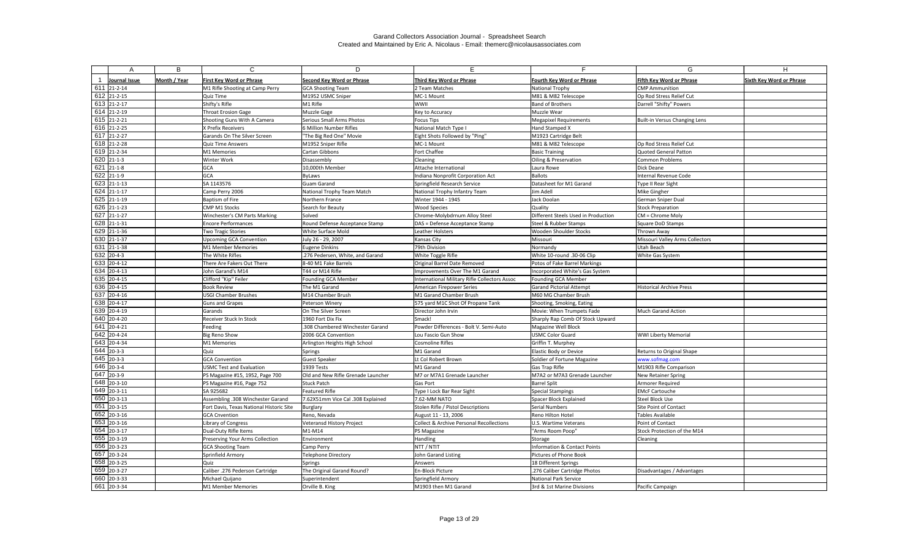# Garand Collectors Association Journal - Spreadsheet Search
Created and Maintained by Eric A. Nicolaus - Email: themerc@nicolausassociates.com

| | A | B | C | D | E | F | G | H |
|---|---|---|---|---|---|---|---|---|
| 1 | Journal Issue | Month / Year | First Key Word or Phrase | Second Key Word or Phrase | Third Key Word or Phrase | Fourth Key Word or Phrase | Fifth Key Word or Phrase | Sixth Key Word or Phrase |
| 611 | 21-2-14 | | M1 Rifle Shooting at Camp Perry | GCA Shooting Team | 2 Team Matches | National Trophy | CMP Ammunition | |
| 612 | 21-2-15 | | Quiz Time | M1952 USMC Sniper | MC-1 Mount | M81 & M82 Telescope | Op Rod Stress Relief Cut | |
| 613 | 21-2-17 | | Shifty's Rifle | M1 Rifle | WWII | Band of Brothers | Darrell "Shifty" Powers | |
| 614 | 21-2-19 | | Throat Erosion Gage | Muzzle Gage | Key to Accuracy | Muzzle Wear | | |
| 615 | 21-2-21 | | Shooting Guns With A Camera | Serious Small Arms Photos | Focus Tips | Megapixel Requirements | Built-in Versus Changing Lens | |
| 616 | 21-2-25 | | X Prefix Receivers | 6 Million Number Rifles | National Match Type I | Hand Stamped X | | |
| 617 | 21-2-27 | | Garands On The Silver Screen | "The Big Red One" Movie | Eight Shots Followed by "Ping" | M1923 Cartridge Belt | | |
| 618 | 21-2-28 | | Quiz Time Answers | M1952 Sniper Rifle | MC-1 Mount | M81 & M82 Telescope | Op Rod Stress Relief Cut | |
| 619 | 21-2-34 | | M1 Memories | Cartan Gibbons | Fort Chaffee | Basic Training | Quoted General Patton | |
| 620 | 21-1-3 | | Winter Work | Disassembly | Cleaning | Oiling & Preservation | Common Problems | |
| 621 | 21-1-8 | | GCA | 10,000th Member | Attache International | Laura Rowe | Dick Deane | |
| 622 | 21-1-9 | | GCA | ByLaws | Indiana Nonprofit Corporation Act | Ballots | Internal Revenue Code | |
| 623 | 21-1-13 | | SA 1143576 | Guam Garand | Springfield Research Service | Datasheet for M1 Garand | Type II Rear Sight | |
| 624 | 21-1-17 | | Camp Perry 2006 | National Trophy Team Match | National Trophy Infantry Team | Jim Adell | Mike Gingher | |
| 625 | 21-1-19 | | Baptism of Fire | Northern France | Winter 1944 - 1945 | Jack Doolan | German Sniper Dual | |
| 626 | 21-1-23 | | CMP M1 Stocks | Search for Beauty | Wood Species | Quality | Stock Preparation | |
| 627 | 21-1-27 | | Winchester's CM Parts Marking | Solved | Chrome-Molybdrnum Alloy Steel | Different Steels Used in Production | CM = Chrome Moly | |
| 628 | 21-1-31 | | Encore Performances | Round Defense Acceptance Stamp | DAS = Defense Acceptance Stamp | Steel & Rubber Stamps | Square DoD Stamps | |
| 629 | 21-1-36 | | Two Tragic Stories | White Surface Mold | Leather Holsters | Wooden Shoulder Stocks | Thrown Away | |
| 630 | 21-1-37 | | Upcoming GCA Convention | July 26 - 29, 2007 | Kansas City | Missouri | Missouri Valley Arms Collectors | |
| 631 | 21-1-38 | | M1 Member Memories | Eugene Dinkins | 79th Division | Normandy | Utah Beach | |
| 632 | 20-4-3 | | The White Rifles | .276 Pedersen, White, and Garand | White Toggle Rifle | White 10-round .30-06 Clip | White Gas System | |
| 633 | 20-4-12 | | There Are Fakers Out There | 8-40 M1 Fake Barrels | Original Barrel Date Removed | Potos of Fake Barrel Markings | | |
| 634 | 20-4-13 | | John Garand's M14 | T44 or M14 Rifle | Improvements Over The M1 Garand | Incorporated White's Gas System | | |
| 635 | 20-4-15 | | Clifford "Kip" Feiler | Founding GCA Member | International Military Rifle Collectors Assoc | Founding GCA Member | | |
| 636 | 20-4-15 | | Book Review | The M1 Garand | American Firepower Series | Garand Pictorial Attempt | Historical Archive Press | |
| 637 | 20-4-16 | | USGI Chamber Brushes | M14 Chamber Brush | M1 Garand Chamber Brush | M60 MG Chamber Brush | | |
| 638 | 20-4-17 | | Guns and Grapes | Peterson Winery | 575 yard M1C Shot Of Propane Tank | Shooting, Smoking, Eating | | |
| 639 | 20-4-19 | | Garands | On The Silver Screen | Director John Irvin | Movie: When Trumpets Fade | Much Garand Action | |
| 640 | 20-4-20 | | Receiver Stuck In Stock | 1960 Fort Dix Fix | Smack! | Sharply Rap Comb Of Stock Upward | | |
| 641 | 20-4-21 | | Feeding | .308 Chambered Winchester Garand | Powder Differences - Bolt V. Semi-Auto | Magazine Well Block | | |
| 642 | 20-4-24 | | Big Reno Show | 2006 GCA Convention | Lou Fascio Gun Show | USMC Color Guard | WWI Liberty Memorial | |
| 643 | 20-4-34 | | M1 Memories | Arlington Heights High School | Cosmoline Rifles | Griffin T. Murphey | | |
| 644 | 20-3-3 | | Quiz | Springs | M1 Garand | Elastic Body or Device | Returns to Original Shape | |
| 645 | 20-3-3 | | GCA Convention | Guest Speaker | Lt Col Robert Brown | Soldier of Fortune Magazine | www.sofmag.com | |
| 646 | 20-3-4 | | USMC Test and Evaluation | 1939 Tests | M1 Garand | Gas Trap Rifle | M1903 Rifle Comparison | |
| 647 | 20-3-9 | | PS Magazine #15, 1952, Page 700 | Old and New Rifle Grenade Launcher | M7 or M7A1 Grenade Launcher | M7A2 or M7A3 Grenade Launcher | New Retainer Spring | |
| 648 | 20-3-10 | | PS Magazine #16, Page 752 | Stuck Patch | Gas Port | Barrel Split | Armorer Required | |
| 649 | 20-3-11 | | SA 925682 | Featured Rifle | Type I Lock Bar Rear Sight | Special Stampings | EMcF Cartouche | |
| 650 | 20-3-13 | | Assembling .308 Winchester Garand | 7.62X51mm Vice Cal .308 Explained | 7.62-MM NATO | Spacer Block Explained | Steel Block Use | |
| 651 | 20-3-15 | | Fort Davis, Texas National Historic Site | Burglary | Stolen Rifle / Pistol Descriptions | Serial Numbers | Site Point of Contact | |
| 652 | 20-3-16 | | GCA Cnvention | Reno, Nevada | August 11 - 13, 2006 | Reno Hilton Hotel | Tables Available | |
| 653 | 20-3-16 | | Library of Congress | Veteransd History Project | Collect & Archive Personal Recollections | U.S. Wartime Veterans | Point of Contact | |
| 654 | 20-3-17 | | Dual-Duty Rifle Items | M1-M14 | PS Magazine | "Arms Room Poop" | Stock Protection of the M14 | |
| 655 | 20-3-19 | | Preserving Your Arms Collection | Environment | Handling | Storage | Cleaning | |
| 656 | 20-3-23 | | GCA Shooting Team | Camp Perry | NTT / NTIT | Information & Contact Points | | |
| 657 | 20-3-24 | | Sprinfield Armory | Telephone Directory | John Garand Listing | Pictures of Phone Book | | |
| 658 | 20-3-25 | | Quiz | Springs | Answers | 18 Different Springs | | |
| 659 | 20-3-27 | | Caliber .276 Pederson Cartridge | The Original Garand Round? | En-Block Picture | 276 Caliber Cartridge Photos | Disadvantages / Advantages | |
| 660 | 20-3-33 | | Michael Quijano | Superintendent | Springfield Armory | National Park Service | | |
| 661 | 20-3-34 | | M1 Member Memories | Orville B. King | M1903 then M1 Garand | 3rd & 1st Marine Divisions | Pacific Campaign | |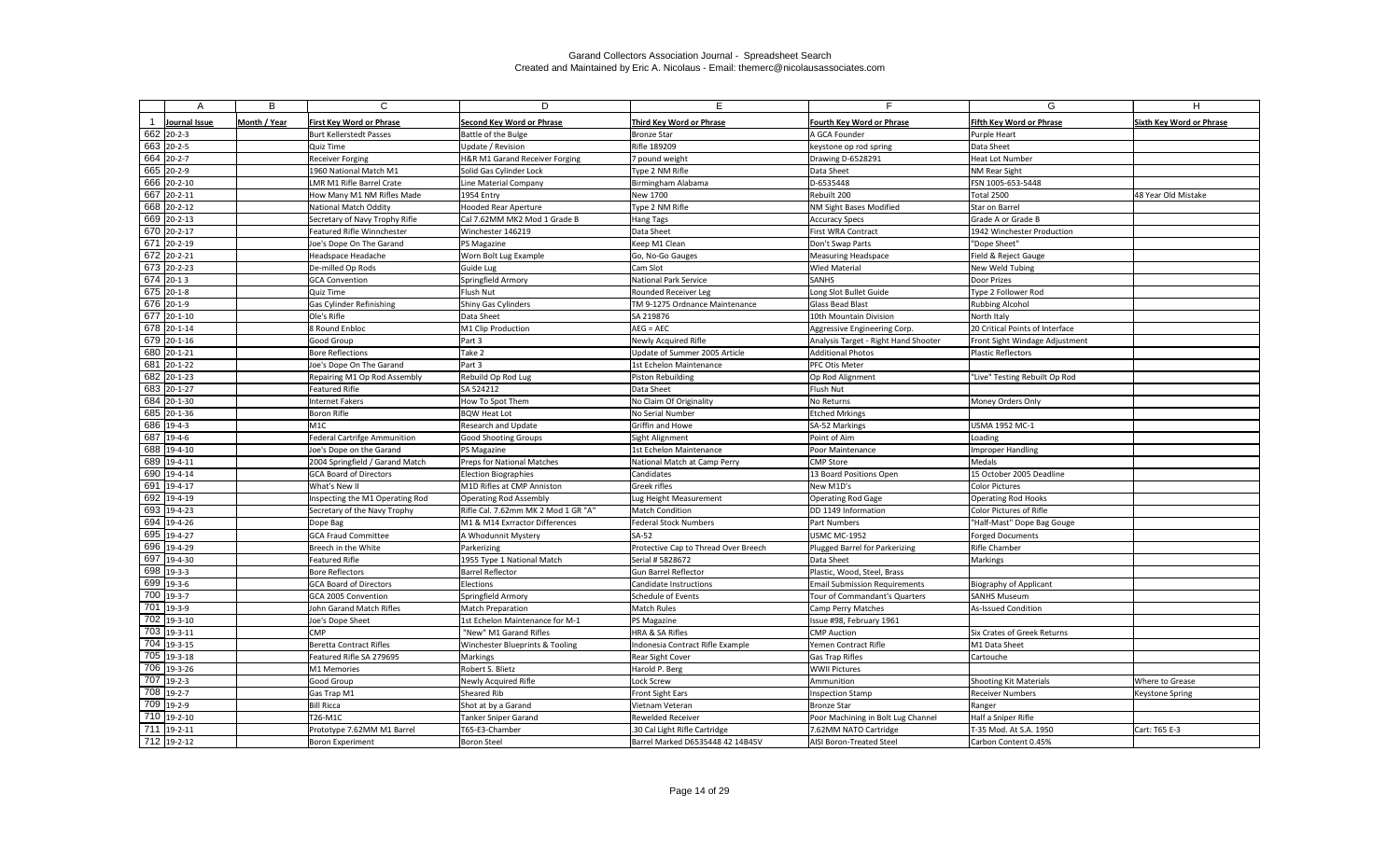# Garand Collectors Association Journal - Spreadsheet Search
Created and Maintained by Eric A. Nicolaus - Email: themerc@nicolausassociates.com

| | A | B | C | D | E | F | G | H |
|---|---|---|---|---|---|---|---|---|
| 1 | Journal Issue | Month / Year | First Key Word or Phrase | Second Key Word or Phrase | Third Key Word or Phrase | Fourth Key Word or Phrase | Fifth Key Word or Phrase | Sixth Key Word or Phrase |
| 662 | 20-2-3 | | Burt Kellerstedt Passes | Battle of the Bulge | Bronze Star | A GCA Founder | Purple Heart | |
| 663 | 20-2-5 | | Quiz Time | Update / Revision | Rifle 189209 | keystone op rod spring | Data Sheet | |
| 664 | 20-2-7 | | Receiver Forging | H&R M1 Garand Receiver Forging | 7 pound weight | Drawing D-6528291 | Heat Lot Number | |
| 665 | 20-2-9 | | 1960 National Match M1 | Solid Gas Cylinder Lock | Type 2 NM Rifle | Data Sheet | NM Rear Sight | |
| 666 | 20-2-10 | | LMR M1 Rifle Barrel Crate | Line Material Company | Birmingham Alabama | D-6535448 | FSN 1005-653-5448 | |
| 667 | 20-2-11 | | How Many M1 NM Rifles Made | 1954 Entry | New 1700 | Rebuilt 200 | Total 2500 | 48 Year Old Mistake |
| 668 | 20-2-12 | | National Match Oddity | Hooded Rear Aperture | Type 2 NM Rifle | NM Sight Bases Modified | Star on Barrel | |
| 669 | 20-2-13 | | Secretary of Navy Trophy Rifle | Cal 7.62MM MK2 Mod 1 Grade B | Hang Tags | Accuracy Specs | Grade A or Grade B | |
| 670 | 20-2-17 | | Featured Rifle Winnchester | Winchester 146219 | Data Sheet | First WRA Contract | 1942 Winchester Production | |
| 671 | 20-2-19 | | Joe's Dope On The Garand | PS Magazine | Keep M1 Clean | Don't Swap Parts | "Dope Sheet" | |
| 672 | 20-2-21 | | Headspace Headache | Worn Bolt Lug Example | Go, No-Go Gauges | Measuring Headspace | Field & Reject Gauge | |
| 673 | 20-2-23 | | De-milled Op Rods | Guide Lug | Cam Slot | Wled Material | New Weld Tubing | |
| 674 | 20-1 3 | | GCA Convention | Springfield Armory | National Park Service | SANHS | Door Prizes | |
| 675 | 20-1-8 | | Quiz Time | Flush Nut | Rounded Receiver Leg | Long Slot Bullet Guide | Type 2 Follower Rod | |
| 676 | 20-1-9 | | Gas Cylinder Refinishing | Shiny Gas Cylinders | TM 9-1275 Ordnance Maintenance | Glass Bead Blast | Rubbing Alcohol | |
| 677 | 20-1-10 | | Ole's Rifle | Data Sheet | SA 219876 | 10th Mountain Division | North Italy | |
| 678 | 20-1-14 | | 8 Round Enbloc | M1 Clip Production | AEG = AEC | Aggressive Engineering Corp. | 20 Critical Points of Interface | |
| 679 | 20-1-16 | | Good Group | Part 3 | Newly Acquired Rifle | Analysis Target - Right Hand Shooter | Front Sight Windage Adjustment | |
| 680 | 20-1-21 | | Bore Reflections | Take 2 | Update of Summer 2005 Article | Additional Photos | Plastic Reflectors | |
| 681 | 20-1-22 | | Joe's Dope On The Garand | Part 3 | 1st Echelon Maintenance | PFC Otis Meter | | |
| 682 | 20-1-23 | | Repairing M1 Op Rod Assembly | Rebuild Op Rod Lug | Piston Rebuilding | Op Rod Alignment | "Live" Testing Rebuilt Op Rod | |
| 683 | 20-1-27 | | Featured Rifle | SA 524212 | Data Sheet | Flush Nut | | |
| 684 | 20-1-30 | | Internet Fakers | How To Spot Them | No Claim Of Originality | No Returns | Money Orders Only | |
| 685 | 20-1-36 | | Boron Rifle | BQW Heat Lot | No Serial Number | Etched Mrkings | | |
| 686 | 19-4-3 | | M1C | Research and Update | Griffin and Howe | SA-52 Markings | USMA 1952 MC-1 | |
| 687 | 19-4-6 | | Federal Cartrifge Ammunition | Good Shooting Groups | Sight Alignment | Point of Aim | Loading | |
| 688 | 19-4-10 | | Joe's Dope on the Garand | PS Magazine | 1st Echelon Maintenance | Poor Maintenance | Improper Handling | |
| 689 | 19-4-11 | | 2004 Springfield / Garand Match | Preps for National Matches | National Match at Camp Perry | CMP Store | Medals | |
| 690 | 19-4-14 | | GCA Board of Directors | Election Biographies | Candidates | 13 Board Positions Open | 15 October 2005 Deadline | |
| 691 | 19-4-17 | | What's New II | M1D Rifles at CMP Anniston | Greek rifles | New M1D's | Color Pictures | |
| 692 | 19-4-19 | | Inspecting the M1 Operating Rod | Operating Rod Assembly | Lug Height Measurement | Operating Rod Gage | Operating Rod Hooks | |
| 693 | 19-4-23 | | Secretary of the Navy Trophy | Rifle Cal. 7.62mm MK 2 Mod 1 GR "A" | Match Condition | DD 1149 Information | Color Pictures of Rifle | |
| 694 | 19-4-26 | | Dope Bag | M1 & M14 Exrractor Differences | Federal Stock Numbers | Part Numbers | "Half-Mast" Dope Bag Gouge | |
| 695 | 19-4-27 | | GCA Fraud Committee | A Whodunnit Mystery | SA-52 | USMC MC-1952 | Forged Documents | |
| 696 | 19-4-29 | | Breech in the White | Parkerizing | Protective Cap to Thread Over Breech | Plugged Barrel for Parkerizing | Rifle Chamber | |
| 697 | 19-4-30 | | Featured Rifle | 1955 Type 1 National Match | Serial # 5828672 | Data Sheet | Markings | |
| 698 | 19-3-3 | | Bore Reflectors | Barrel Reflector | Gun Barrel Reflector | Plastic, Wood, Steel, Brass | | |
| 699 | 19-3-6 | | GCA Board of Directors | Elections | Candidate Instructions | Email Submission Requirements | Biography of Applicant | |
| 700 | 19-3-7 | | GCA 2005 Convention | Springfield Armory | Schedule of Events | Tour of Commandant's Quarters | SANHS Museum | |
| 701 | 19-3-9 | | John Garand Match Rifles | Match Preparation | Match Rules | Camp Perry Matches | As-Issued Condition | |
| 702 | 19-3-10 | | Joe's Dope Sheet | 1st Echelon Maintenance for M-1 | PS Magazine | Issue #98, February 1961 | | |
| 703 | 19-3-11 | | CMP | "New" M1 Garand Rifles | HRA & SA Rifles | CMP Auction | Six Crates of Greek Returns | |
| 704 | 19-3-15 | | Beretta Contract Rifles | Winchester Blueprints & Tooling | Indonesia Contract Rifle Example | Yemen Contract Rifle | M1 Data Sheet | |
| 705 | 19-3-18 | | Featured Rifle SA 279695 | Markings | Rear Sight Cover | Gas Trap Rifles | Cartouche | |
| 706 | 19-3-26 | | M1 Memories | Robert S. Blietz | Harold P. Berg | WWII Pictures | | |
| 707 | 19-2-3 | | Good Group | Newly Acquired Rifle | Lock Screw | Ammunition | Shooting Kit Materials | Where to Grease |
| 708 | 19-2-7 | | Gas Trap M1 | Sheared Rib | Front Sight Ears | Inspection Stamp | Receiver Numbers | Keystone Spring |
| 709 | 19-2-9 | | Bill Ricca | Shot at by a Garand | Vietnam Veteran | Bronze Star | Ranger | |
| 710 | 19-2-10 | | T26-M1C | Tanker Sniper Garand | Rewelded Receiver | Poor Machining in Bolt Lug Channel | Half a Sniper Rifle | |
| 711 | 19-2-11 | | Prototype 7.62MM M1 Barrel | T65-E3-Chamber | .30 Cal Light Rifle Cartridge | 7.62MM NATO Cartridge | T-35 Mod. At S.A. 1950 | Cart: T65 E-3 |
| 712 | 19-2-12 | | Boron Experiment | Boron Steel | Barrel Marked D6535448 42 14B45V | AISI Boron-Treated Steel | Carbon Content 0.45% | |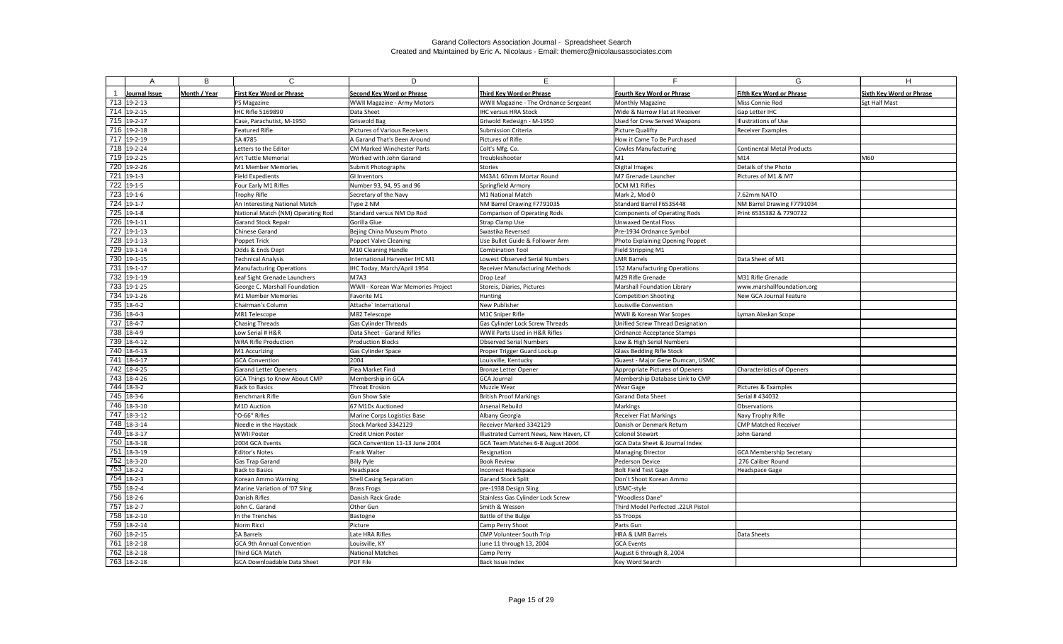Garand Collectors Association Journal - Spreadsheet Search
Created and Maintained by Eric A. Nicolaus - Email: themerc@nicolausassociates.com

| | A | B | C | D | E | F | G | H |
|---|---|---|---|---|---|---|---|---|
| 1 | Journal Issue | Month / Year | First Key Word or Phrase | Second Key Word or Phrase | Third Key Word or Phrase | Fourth Key Word or Phrase | Fifth Key Word or Phrase | Sixth Key Word or Phrase |
| 713 | 19-2-13 | | PS Magazine | WWII Magazine - Army Motors | WWII Magazine - The Ordnance Sergeant | Monthly Magazine | Miss Connie Rod | Sgt Half Mast |
| 714 | 19-2-15 | | IHC Rifle 5169890 | Data Sheet | IHC versus HRA Stock | Wide & Narrow Flat at Receiver | Gap Letter IHC | |
| 715 | 19-2-17 | | Case, Parachutist, M-1950 | Griswold Bag | Griwold Redesign - M-1950 | Used for Crew Served Weapons | Illustrations of Use | |
| 716 | 19-2-18 | | Featured Rifle | Pictures of Various Receivers | Submission Criteria | Picture Qualifty | Receiver Examples | |
| 717 | 19-2-19 | | SA #785 | A Garand That's Been Around | Pictures of Rifle | How it Came To Be Purchased | | |
| 718 | 19-2-24 | | Letters to the Editor | CM Marked Winchester Parts | Colt's Mfg. Co. | Cowles Manufacturing | Continental Metal Products | |
| 719 | 19-2-25 | | Art Tuttle Memorial | Worked with John Garand | Troubleshooter | M1 | M14 | M60 |
| 720 | 19-2-26 | | M1 Member Memories | Submit Photographs | Stories | Digital Images | Details of the Photo | |
| 721 | 19-1-3 | | Field Expedients | GI Inventors | M43A1 60mm Mortar Round | M7 Grenade Launcher | Pictures of M1 & M7 | |
| 722 | 19-1-5 | | Four Early M1 Rifles | Number 93, 94, 95 and 96 | Springfield Armory | DCM M1 Rifles | | |
| 723 | 19-1-6 | | Trophy Rifle | Secretary of the Navy | M1 National Match | Mark 2, Mod 0 | 7.62mm NATO | |
| 724 | 19-1-7 | | An Interesting National Match | Type 2 NM | NM Barrel Drawing F7791035 | Standard Barrel F6535448 | NM Barrel Drawing F7791034 | |
| 725 | 19-1-8 | | National Match (NM) Operating Rod | Standard versus NM Op Rod | Comparison of Operating Rods | Components of Operating Rods | Print 6535382 & 7790722 | |
| 726 | 19-1-11 | | Garand Stock Repair | Gorilla Glue | Strap Clamp Use | Unwaxed Dental Floss | | |
| 727 | 19-1-13 | | Chinese Garand | Bejing China Museum Photo | Swastika Reversed | Pre-1934 Ordnance Symbol | | |
| 728 | 19-1-13 | | Poppet Trick | Poppet Valve Cleaning | Use Bullet Guide & Follower Arm | Photo Explaining Opening Poppet | | |
| 729 | 19-1-14 | | Odds & Ends Dept | M10 Cleaning Handle | Combination Tool | Field Stripping M1 | | |
| 730 | 19-1-15 | | Technical Analysis | International Harvester IHC M1 | Lowest Observed Serial Numbers | LMR Barrels | Data Sheet of M1 | |
| 731 | 19-1-17 | | Manufacturing Operations | IHC Today, March/April 1954 | Receiver Manufacturing Methods | 152 Manufacturing Operations | | |
| 732 | 19-1-19 | | Leaf Sight Grenade Launchers | M7A3 | Drop Leaf | M29 Rifle Grenade | M31 Rifle Grenade | |
| 733 | 19-1-25 | | George C. Marshall Foundation | WWII - Korean War Memories Project | Storeis, Diaries, Pictures | Marshall Foundation Library | www.marshallfoundation.org | |
| 734 | 19-1-26 | | M1 Member Memories | Favorite M1 | Hunting | Competition Shooting | New GCA Journal Feature | |
| 735 | 18-4-2 | | Chairman's Column | Attache` International | New Publisher | Louisville Convention | | |
| 736 | 18-4-3 | | M81 Telescope | M82 Telescope | M1C Sniper Rifle | WWII & Korean War Scopes | Lyman Alaskan Scope | |
| 737 | 18-4-7 | | Chasing Threads | Gas Cylinder Threads | Gas Cylinder Lock Screw Threads | Unified Screw Thread Designation | | |
| 738 | 18-4-9 | | Low Serial # H&R | Data Sheet - Garand Rifles | WWII Parts Used in H&R Rifles | Ordnance Acceptance Stamps | | |
| 739 | 18-4-12 | | WRA Rifle Production | Production Blocks | Observed Serial Numbers | Low & High Serial Numbers | | |
| 740 | 18-4-13 | | M1 Accurizing | Gas Cylinder Space | Proper Trigger Guard Lockup | Glass Bedding Rifle Stock | | |
| 741 | 18-4-17 | | GCA Convention | 2004 | Louisville, Kentucky | Guaest - Major Gene Dumcan, USMC | | |
| 742 | 18-4-25 | | Garand Letter Openers | Flea Market Find | Bronze Letter Opener | Appropriate Pictures of Openers | Characteristics of Openers | |
| 743 | 18-4-26 | | GCA Things to Know About CMP | Membership in GCA | GCA Journal | Membership Database Link to CMP | | |
| 744 | 18-3-2 | | Back to Basics | Throat Erosion | Muzzle Wear | Wear Gage | Pictures & Examples | |
| 745 | 18-3-6 | | Benchmark Rifle | Gun Show Sale | British Proof Markings | Garand Data Sheet | Serial # 434032 | |
| 746 | 18-3-10 | | M1D Auction | 67 M1Ds Auctioned | Arsenal Rebuild | Markings | Observations | |
| 747 | 18-3-12 | | "O-66" Rifles | Marine Corps Logistics Base | Albany Georgia | Receiver Flat Markings | Navy Trophy Rifle | |
| 748 | 18-3-14 | | Needle in the Haystack | Stock Marked 3342129 | Receiver Marked 3342129 | Danish or Denmark Return | CMP Matched Receiver | |
| 749 | 18-3-17 | | WWII Poster | Credit Union Poster | Illustrated Current News, New Haven, CT | Colonel Stewart | John Garand | |
| 750 | 18-3-18 | | 2004 GCA Events | GCA Convention 11-13 June 2004 | GCA Team Matches 6-8 August 2004 | GCA Data Sheet & Journal Index | | |
| 751 | 18-3-19 | | Editor's Notes | Frank Walter | Resignation | Managing Director | GCA Membership Secretary | |
| 752 | 18-3-20 | | Gas Trap Garand | Billy Pyle | Book Review | Pederson Device | .276 Caliber Round | |
| 753 | 18-2-2 | | Back to Basics | Headspace | Incorrect Headspace | Bolt Field Test Gage | Headspace Gage | |
| 754 | 18-2-3 | | Korean Ammo Warning | Shell Casing Separation | Garand Stock Split | Don't Shoot Korean Ammo | | |
| 755 | 18-2-4 | | Marine Variation of '07 Sling | Brass Frogs | pre-1938 Design Sling | USMC-style | | |
| 756 | 18-2-6 | | Danish Rifles | Danish Rack Grade | Stainless Gas Cylinder Lock Screw | "Woodless Dane" | | |
| 757 | 18-2-7 | | John C. Garand | Other Gun | Smith & Wesson | Third Model Perfected .22LR Pistol | | |
| 758 | 18-2-10 | | In the Trenches | Bastogne | Battle of the Bulge | SS Troops | | |
| 759 | 18-2-14 | | Norm Ricci | Picture | Camp Perry Shoot | Parts Gun | | |
| 760 | 18-2-15 | | SA Barrels | Late HRA Rifles | CMP Volunteer South Trip | HRA & LMR Barrels | Data Sheets | |
| 761 | 18-2-18 | | GCA 9th Annual Convention | Louisville, KY | June 11 through 13, 2004 | GCA Events | | |
| 762 | 18-2-18 | | Third GCA Match | National Matches | Camp Perry | August 6 through 8, 2004 | | |
| 763 | 18-2-18 | | GCA Downloadable Data Sheet | PDF File | Back Issue Index | Key Word Search | | |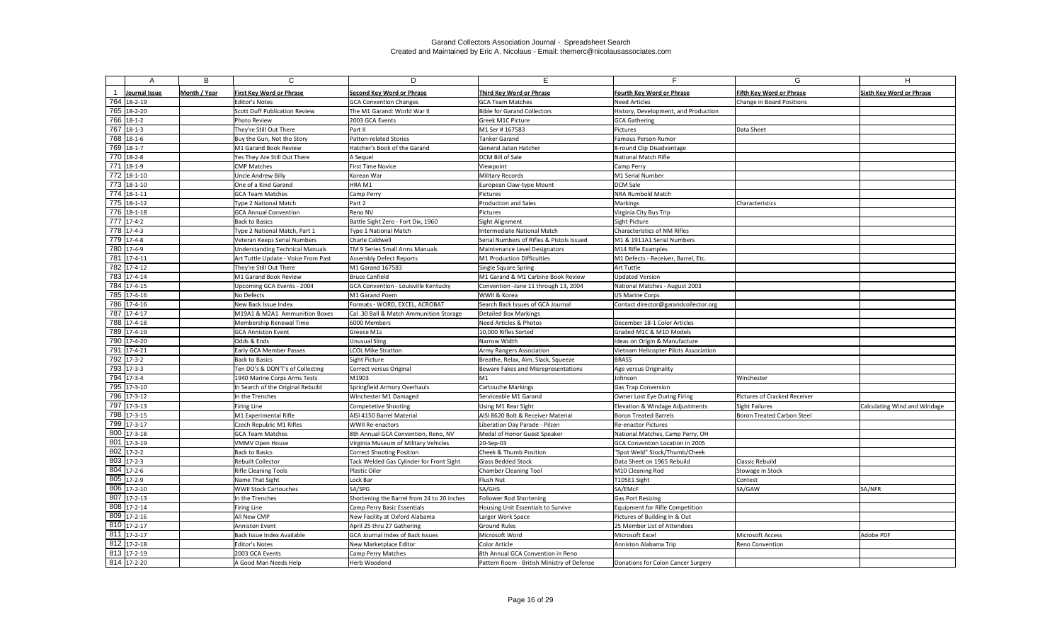Garand Collectors Association Journal - Spreadsheet Search
Created and Maintained by Eric A. Nicolaus - Email: themerc@nicolausassociates.com

| | A | B | C | D | E | F | G | H |
|---|---|---|---|---|---|---|---|---|
| 1 | Journal Issue | Month / Year | First Key Word or Phrase | Second Key Word or Phrase | Third Key Word or Phrase | Fourth Key Word or Phrase | Fifth Key Word or Phrase | Sixth Key Word or Phrase |
| 764 | 18-2-19 | | Editor's Notes | GCA Convention Changes | GCA Team Matches | Need Articles | Change in Board Positions | |
| 765 | 18-2-20 | | Scott Duff Publication Review | The M1 Garand: World War II | Bible for Garand Collectors | History, Development, and Production | | |
| 766 | 18-1-2 | | Photo Review | 2003 GCA Events | Greek M1C Picture | GCA Gathering | | |
| 767 | 18-1-3 | | They're Still Out There | Part II | M1 Ser # 167583 | Pictures | Data Sheet | |
| 768 | 18-1-6 | | Buy the Gun, Not the Story | Patton-related Stories | Tanker Garand | Famous Person Rumor | | |
| 769 | 18-1-7 | | M1 Garand Book Review | Hatcher's Book of the Garand | General Julian Hatcher | 8-round Clip Disadvantage | | |
| 770 | 18-2-8 | | Yes They Are Still Out There | A Sequel | DCM Bill of Sale | National Match Rifle | | |
| 771 | 18-1-9 | | CMP Matches | First Time Novice | Viewpoint | Camp Perry | | |
| 772 | 18-1-10 | | Uncle Andrew Billy | Korean War | Military Records | M1 Serial Number | | |
| 773 | 18-1-10 | | One of a Kind Garand | HRA M1 | European Claw-type Mount | DCM Sale | | |
| 774 | 18-1-11 | | GCA Team Matches | Camp Perry | Pictures | NRA Rumbold Match | | |
| 775 | 18-1-12 | | Type 2 National Match | Part 2 | Production and Sales | Markings | Characteristics | |
| 776 | 18-1-18 | | GCA Annual Convention | Reno NV | Pictures | Virginia City Bus Trip | | |
| 777 | 17-4-2 | | Back to Basics | Battle Sight Zero - Fort Dix, 1960 | Sight Alignment | Sight Picture | | |
| 778 | 17-4-3 | | Type 2 National Match, Part 1 | Type 1 National Match | Intermediate National Match | Characteristics of NM Rifles | | |
| 779 | 17-4-8 | | Veteran Keeps Serial Numbers | Charle Caldwell | Serial Numbers of Rifles & Pistols Issued | M1 & 1911A1 Serial Numbers | | |
| 780 | 17-4-9 | | Understanding Technical Manuals | TM 9 Series Small Arms Manuals | Maintenance Level Designators | M14 Rifle Examples | | |
| 781 | 17-4-11 | | Art Tuttle Update - Voice From Past | Assembly Defect Reports | M1 Production Difficulties | M1 Defects - Receiver, Barrel, Etc. | | |
| 782 | 17-4-12 | | They're Still Out There | M1 Garand 167583 | Single Square Spring | Art Tuttle | | |
| 783 | 17-4-14 | | M1 Garand Book Review | Bruce Canfield | M1 Garand & M1 Carbine Book Review | Updated Version | | |
| 784 | 17-4-15 | | Upcoming GCA Events - 2004 | GCA Convention - Louisville Kentucky | Convention -June 11 through 13, 2004 | National Matches - August 2003 | | |
| 785 | 17-4-16 | | No Defects | M1 Garand Poem | WWII & Korea | US Marine Corps | | |
| 786 | 17-4-16 | | New Back Issue Index | Formats - WORD, EXCEL, ACROBAT | Search Back Issues of GCA Journal | Contact director@garandcollector.org | | |
| 787 | 17-4-17 | | M19A1 & M2A1 Ammunition Boxes | Cal .30 Ball & Match Ammunition Storage | Detailed Box Markings | | | |
| 788 | 17-4-18 | | Membership Renewal Time | 6000 Members | Need Articles & Photos | December 18-1 Color Articles | | |
| 789 | 17-4-19 | | GCA Anniston Event | Greece M1s | 10,000 Rifles Sorted | Graded M1C & M1D Models | | |
| 790 | 17-4-20 | | Odds & Ends | Unusual Sling | Narrow Width | Ideas on Origin & Manufacture | | |
| 791 | 17-4-21 | | Early GCA Member Passes | LCOL Mike Stratton | Army Rangers Association | Vietnam Helicopter Pilots Association | | |
| 792 | 17-3-2 | | Back to Basics | Sight Picture | Breathe, Relax, Aim, Slack, Squeeze | BRASS | | |
| 793 | 17-3-3 | | Ten DO's & DON'T's of Collecting | Correct versus Original | Beware Fakes and Misrepresentations | Age versus Originality | | |
| 794 | 17-3-4 | | 1940 Marine Corps Arms Tests | M1903 | M1 | Johnson | Winchester | |
| 795 | 17-3-10 | | In Search of the Original Rebuild | Springfield Armory Overhauls | Cartouche Markings | Gas Trap Conversion | | |
| 796 | 17-3-12 | | In the Trenches | Winchester M1 Damaged | Serviceable M1 Garand | Owner Lost Eye During Firing | Pictures of Cracked Receiver | |
| 797 | 17-3-13 | | Firing Line | Competetive Shooting | Using M1 Rear Sight | Elevation & Windage Adjustments | Sight Failures | Calculating Wind and Windage |
| 798 | 17-3-15 | | M1 Experimental Rifle | AISI 4150 Barrel Material | AISI 8620 Bolt & Receiver Material | Boron Treated Barrels | Boron Treated Carbon Steel | |
| 799 | 17-3-17 | | Czech Republic M1 Rifles | WWII Re-enactors | Liberation Day Parade - Pilzen | Re-enactor Pictures | | |
| 800 | 17-3-18 | | GCA Team Matches | 8th Annual GCA Convention, Reno, NV | Medal of Honor Guest Speaker | National Matches, Camp Perry, OH | | |
| 801 | 17-3-19 | | VMMV Open House | Virginia Museum of Military Vehicles | 20-Sep-03 | GCA Convention Location in 2005 | | |
| 802 | 17-2-2 | | Back to Basics | Correct Shooting Position | Cheek & Thumb Position | "Spot Weld" Stock/Thumb/Cheek | | |
| 803 | 17-2-3 | | Rebuilt Collector | Tack Welded Gas Cylinder for Front Sight | Glass Bedded Stock | Data Sheet on 1965 Rebuild | Classic Rebuild | |
| 804 | 17-2-6 | | Rifle Cleaning Tools | Plastic Oiler | Chamber Cleaning Tool | M10 Cleaning Rod | Stowage in Stock | |
| 805 | 17-2-9 | | Name That Sight | Lock Bar | Flush Nut | T105E1 Sight | Contest | |
| 806 | 17-2-10 | | WWII Stock Cartouches | SA/SPG | SA/GHS | SA/EMcF | SA/GAW | SA/NFR |
| 807 | 17-2-13 | | In the Trenches | Shortening the Barrel from 24 to 20 inches | Follower Rod Shortening | Gas Port Resizing | | |
| 808 | 17-2-14 | | Firing Line | Camp Perry Basic Essentials | Housing Unit Essentials to Survive | Equipment for Rifle Competition | | |
| 809 | 17-2-16 | | All New CMP | New Facility at Oxford Alabama | Larger Work Space | Pictures of Building In & Out | | |
| 810 | 17-2-17 | | Anniston Event | April 25 thru 27 Gathering | Ground Rules | 25 Member List of Attendees | | |
| 811 | 17-2-17 | | Back Issue Index Available | GCA Journal Index of Back Issues | Microsoft Word | Microsoft Excel | Microsoft Access | Adobe PDF |
| 812 | 17-2-18 | | Editor's Notes | New Marketplace Editor | Color Article | Anniston Alabama Trip | Reno Convention | |
| 813 | 17-2-19 | | 2003 GCA Events | Camp Perry Matches | 8th Annual GCA Convention in Reno | | | |
| 814 | 17-2-20 | | A Good Man Needs Help | Herb Woodend | Pattern Room - British Ministry of Defense | Donations for Colon Cancer Surgery | | |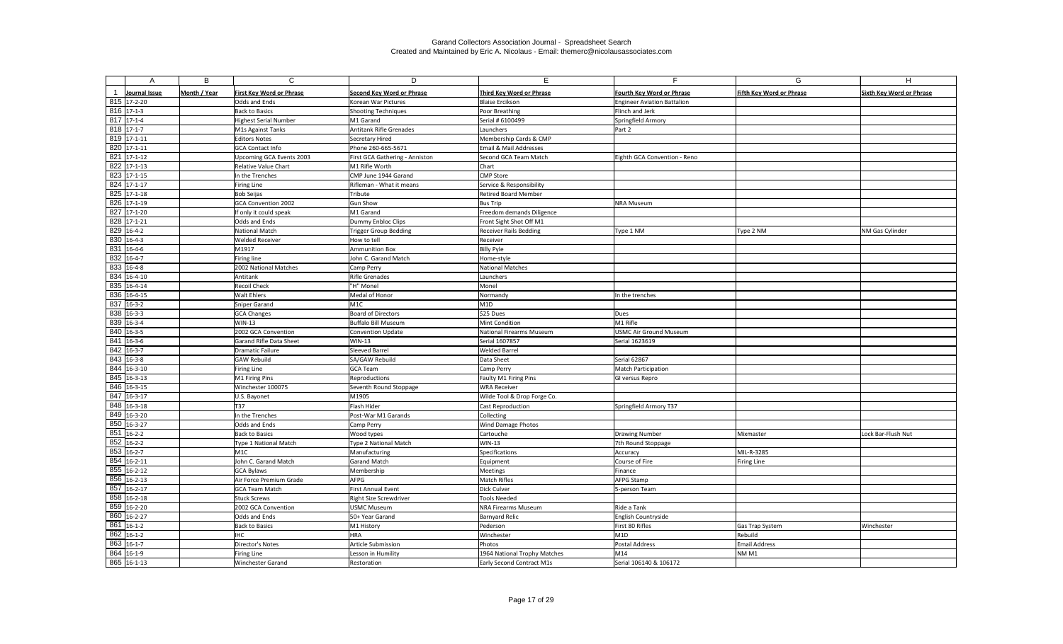Garand Collectors Association Journal - Spreadsheet Search
Created and Maintained by Eric A. Nicolaus - Email: themerc@nicolausassociates.com

| | A | B | C | D | E | F | G | H |
|---|---|---|---|---|---|---|---|---|
| 1 | Journal Issue | Month / Year | First Key Word or Phrase | Second Key Word or Phrase | Third Key Word or Phrase | Fourth Key Word or Phrase | Fifth Key Word or Phrase | Sixth Key Word or Phrase |
| 815 | 17-2-20 | | Odds and Ends | Korean War Pictures | Blaise Ercikson | Engineer Aviation Battalion | | |
| 816 | 17-1-3 | | Back to Basics | Shooting Techniques | Poor Breathing | Flinch and Jerk | | |
| 817 | 17-1-4 | | Highest Serial Number | M1 Garand | Serial # 6100499 | Springfield Armory | | |
| 818 | 17-1-7 | | M1s Against Tanks | Antitank Rifle Grenades | Launchers | Part 2 | | |
| 819 | 17-1-11 | | Editors Notes | Secretary Hired | Membership Cards & CMP | | | |
| 820 | 17-1-11 | | GCA Contact Info | Phone 260-665-5671 | Email & Mail Addresses | | | |
| 821 | 17-1-12 | | Upcoming GCA Events 2003 | First GCA Gathering - Anniston | Second GCA Team Match | Eighth GCA Convention - Reno | | |
| 822 | 17-1-13 | | Relative Value Chart | M1 Rifle Worth | Chart | | | |
| 823 | 17-1-15 | | In the Trenches | CMP June 1944 Garand | CMP Store | | | |
| 824 | 17-1-17 | | Firing Line | Rifleman - What it means | Service & Responsibility | | | |
| 825 | 17-1-18 | | Bob Seijas | Tribute | Retired Board Member | | | |
| 826 | 17-1-19 | | GCA Convention 2002 | Gun Show | Bus Trip | NRA Museum | | |
| 827 | 17-1-20 | | If only it could speak | M1 Garand | Freedom demands Diligence | | | |
| 828 | 17-1-21 | | Odds and Ends | Dummy Enbloc Clips | Front Sight Shot Off M1 | | | |
| 829 | 16-4-2 | | National Match | Trigger Group Bedding | Receiver Rails Bedding | Type 1 NM | Type 2 NM | NM Gas Cylinder |
| 830 | 16-4-3 | | Welded Receiver | How to tell | Receiver | | | |
| 831 | 16-4-6 | | M1917 | Ammunition Box | Billy Pyle | | | |
| 832 | 16-4-7 | | Firing line | John C. Garand Match | Home-style | | | |
| 833 | 16-4-8 | | 2002 National Matches | Camp Perry | National Matches | | | |
| 834 | 16-4-10 | | Antitank | Rifle Grenades | Launchers | | | |
| 835 | 16-4-14 | | Recoil Check | "H" Monel | Monel | | | |
| 836 | 16-4-15 | | Walt Ehlers | Medal of Honor | Normandy | In the trenches | | |
| 837 | 16-3-2 | | Sniper Garand | M1C | M1D | | | |
| 838 | 16-3-3 | | GCA Changes | Board of Directors | $25 Dues | Dues | | |
| 839 | 16-3-4 | | WIN-13 | Buffalo Bill Museum | Mint Condition | M1 Rifle | | |
| 840 | 16-3-5 | | 2002 GCA Convention | Convention Update | National Firearms Museum | USMC Air Ground Museum | | |
| 841 | 16-3-6 | | Garand Rifle Data Sheet | WIN-13 | Serial 1607857 | Serial 1623619 | | |
| 842 | 16-3-7 | | Dramatic Failure | Sleeved Barrel | Welded Barrel | | | |
| 843 | 16-3-8 | | GAW Rebuild | SA/GAW Rebuild | Data Sheet | Serial 62867 | | |
| 844 | 16-3-10 | | Firing Line | GCA Team | Camp Perry | Match Participation | | |
| 845 | 16-3-13 | | M1 Firing Pins | Reproductions | Faulty M1 Firing Pins | GI versus Repro | | |
| 846 | 16-3-15 | | Winchester 100075 | Seventh Round Stoppage | WRA Receiver | | | |
| 847 | 16-3-17 | | U.S. Bayonet | M1905 | Wilde Tool & Drop Forge Co. | | | |
| 848 | 16-3-18 | | T37 | Flash Hider | Cast Reproduction | Springfield Armory T37 | | |
| 849 | 16-3-20 | | In the Trenches | Post-War M1 Garands | Collecting | | | |
| 850 | 16-3-27 | | Odds and Ends | Camp Perry | Wind Damage Photos | | | |
| 851 | 16-2-2 | | Back to Basics | Wood types | Cartouche | Drawing Number | Mixmaster | Lock Bar-Flush Nut |
| 852 | 16-2-2 | | Type 1 National Match | Type 2 National Match | WIN-13 | 7th Round Stoppage | | |
| 853 | 16-2-7 | | M1C | Manufacturing | Specifications | Accuracy | MIL-R-3285 | |
| 854 | 16-2-11 | | John C. Garand Match | Garand Match | Equipment | Course of Fire | Firing Line | |
| 855 | 16-2-12 | | GCA Bylaws | Membership | Meetings | Finance | | |
| 856 | 16-2-13 | | Air Force Premium Grade | AFPG | Match Rifles | AFPG Stamp | | |
| 857 | 16-2-17 | | GCA Team Match | First Annual Event | Dick Culver | 5-person Team | | |
| 858 | 16-2-18 | | Stuck Screws | Right Size Screwdriver | Tools Needed | | | |
| 859 | 16-2-20 | | 2002 GCA Convention | USMC Museum | NRA Firearms Museum | Ride a Tank | | |
| 860 | 16-2-27 | | Odds and Ends | 50+ Year Garand | Barnyard Relic | English Countryside | | |
| 861 | 16-1-2 | | Back to Basics | M1 History | Pederson | First 80 Rifles | Gas Trap System | Winchester |
| 862 | 16-1-2 | | IHC | HRA | Winchester | M1D | Rebuild | |
| 863 | 16-1-7 | | Director's Notes | Article Submission | Photos | Postal Address | Email Address | |
| 864 | 16-1-9 | | Firing Line | Lesson in Humility | 1964 National Trophy Matches | M14 | NM M1 | |
| 865 | 16-1-13 | | Winchester Garand | Restoration | Early Second Contract M1s | Serial 106140 & 106172 | | |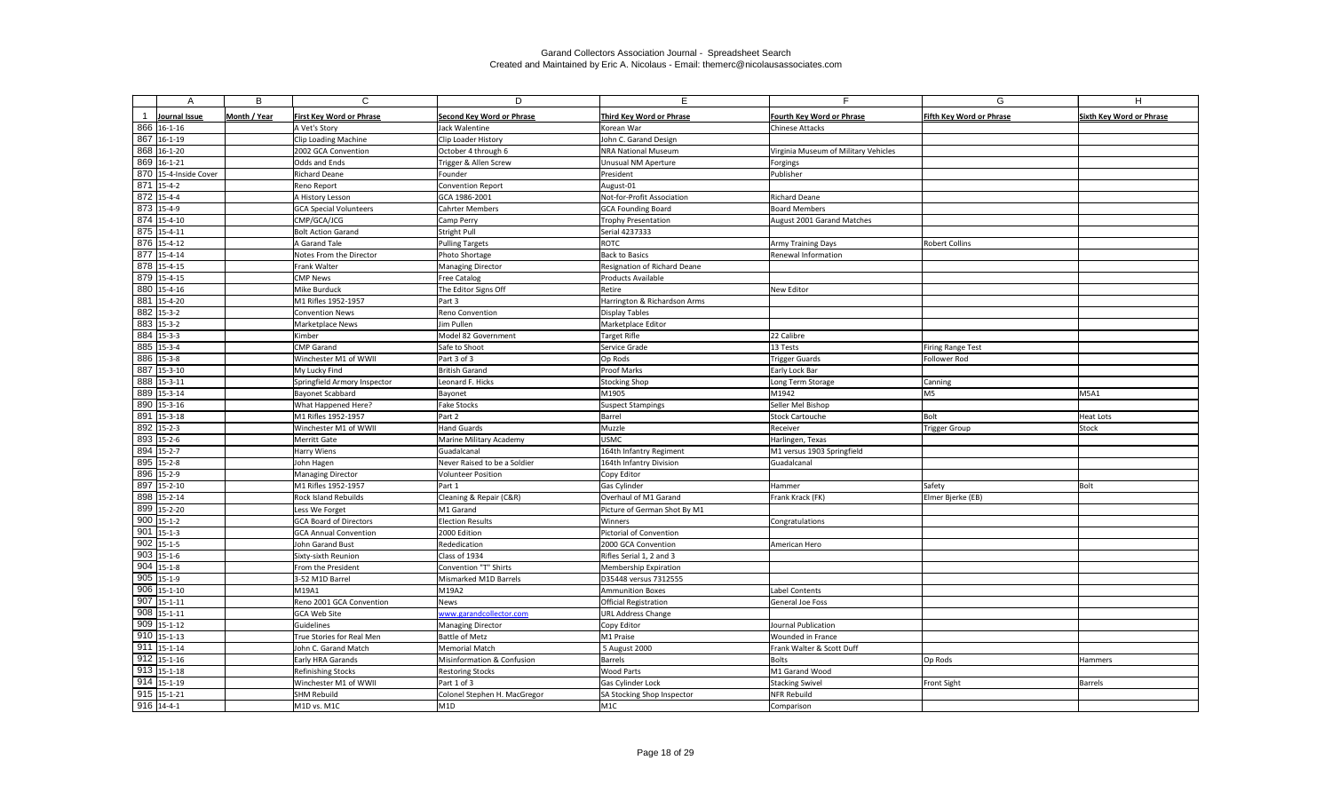Garand Collectors Association Journal - Spreadsheet Search
Created and Maintained by Eric A. Nicolaus - Email: themerc@nicolausassociates.com

| | A | B | C | D | E | F | G | H |
|---|---|---|---|---|---|---|---|---|
| 1 | Journal Issue | Month / Year | First Key Word or Phrase | Second Key Word or Phrase | Third Key Word or Phrase | Fourth Key Word or Phrase | Fifth Key Word or Phrase | Sixth Key Word or Phrase |
| 866 | 16-1-16 | | A Vet's Story | Jack Walentine | Korean War | Chinese Attacks | | |
| 867 | 16-1-19 | | Clip Loading Machine | Clip Loader History | John C. Garand Design | | | |
| 868 | 16-1-20 | | 2002 GCA Convention | October 4 through 6 | NRA National Museum | Virginia Museum of Military Vehicles | | |
| 869 | 16-1-21 | | Odds and Ends | Trigger & Allen Screw | Unusual NM Aperture | Forgings | | |
| 870 | 15-4-Inside Cover | | Richard Deane | Founder | President | Publisher | | |
| 871 | 15-4-2 | | Reno Report | Convention Report | August-01 | | | |
| 872 | 15-4-4 | | A History Lesson | GCA 1986-2001 | Not-for-Profit Association | Richard Deane | | |
| 873 | 15-4-9 | | GCA Special Volunteers | Cahrter Members | GCA Founding Board | Board Members | | |
| 874 | 15-4-10 | | CMP/GCA/JCG | Camp Perry | Trophy Presentation | August 2001 Garand Matches | | |
| 875 | 15-4-11 | | Bolt Action Garand | Stright Pull | Serial 4237333 | | | |
| 876 | 15-4-12 | | A Garand Tale | Pulling Targets | ROTC | Army Training Days | Robert Collins | |
| 877 | 15-4-14 | | Notes From the Director | Photo Shortage | Back to Basics | Renewal Information | | |
| 878 | 15-4-15 | | Frank Walter | Managing Director | Resignation of Richard Deane | | | |
| 879 | 15-4-15 | | CMP News | Free Catalog | Products Available | | | |
| 880 | 15-4-16 | | Mike Burduck | The Editor Signs Off | Retire | New Editor | | |
| 881 | 15-4-20 | | M1 Rifles 1952-1957 | Part 3 | Harrington & Richardson Arms | | | |
| 882 | 15-3-2 | | Convention News | Reno Convention | Display Tables | | | |
| 883 | 15-3-2 | | Marketplace News | Jim Pullen | Marketplace Editor | | | |
| 884 | 15-3-3 | | Kimber | Model 82 Government | Target Rifle | 22 Calibre | | |
| 885 | 15-3-4 | | CMP Garand | Safe to Shoot | Service Grade | 13 Tests | Firing Range Test | |
| 886 | 15-3-8 | | Winchester M1 of WWII | Part 3 of 3 | Op Rods | Trigger Guards | Follower Rod | |
| 887 | 15-3-10 | | My Lucky Find | British Garand | Proof Marks | Early Lock Bar | | |
| 888 | 15-3-11 | | Springfield Armory Inspector | Leonard F. Hicks | Stocking Shop | Long Term Storage | Canning | |
| 889 | 15-3-14 | | Bayonet Scabbard | Bayonet | M1905 | M1942 | M5 | M5A1 |
| 890 | 15-3-16 | | What Happened Here? | Fake Stocks | Suspect Stampings | Seller Mel Bishop | | |
| 891 | 15-3-18 | | M1 Rifles 1952-1957 | Part 2 | Barrel | Stock Cartouche | Bolt | Heat Lots |
| 892 | 15-2-3 | | Winchester M1 of WWII | Hand Guards | Muzzle | Receiver | Trigger Group | Stock |
| 893 | 15-2-6 | | Merritt Gate | Marine Military Academy | USMC | Harlingen, Texas | | |
| 894 | 15-2-7 | | Harry Wiens | Guadalcanal | 164th Infantry Regiment | M1 versus 1903 Springfield | | |
| 895 | 15-2-8 | | John Hagen | Never Raised to be a Soldier | 164th Infantry Division | Guadalcanal | | |
| 896 | 15-2-9 | | Managing Director | Volunteer Position | Copy Editor | | | |
| 897 | 15-2-10 | | M1 Rifles 1952-1957 | Part 1 | Gas Cylinder | Hammer | Safety | Bolt |
| 898 | 15-2-14 | | Rock Island Rebuilds | Cleaning & Repair (C&R) | Overhaul of M1 Garand | Frank Krack (FK) | Elmer Bjerke (EB) | |
| 899 | 15-2-20 | | Less We Forget | M1 Garand | Picture of German Shot By M1 | | | |
| 900 | 15-1-2 | | GCA Board of Directors | Election Results | Winners | Congratulations | | |
| 901 | 15-1-3 | | GCA Annual Convention | 2000 Edition | Pictorial of Convention | | | |
| 902 | 15-1-5 | | John Garand Bust | Rededication | 2000 GCA Convention | American Hero | | |
| 903 | 15-1-6 | | Sixty-sixth Reunion | Class of 1934 | Rifles Serial 1, 2 and 3 | | | |
| 904 | 15-1-8 | | From the President | Convention "T" Shirts | Membership Expiration | | | |
| 905 | 15-1-9 | | 3-52 M1D Barrel | Mismarked M1D Barrels | D35448 versus 7312555 | | | |
| 906 | 15-1-10 | | M19A1 | M19A2 | Ammunition Boxes | Label Contents | | |
| 907 | 15-1-11 | | Reno 2001 GCA Convention | News | Official Registration | General Joe Foss | | |
| 908 | 15-1-11 | | GCA Web Site | www.garandcollector.com | URL Address Change | | | |
| 909 | 15-1-12 | | Guidelines | Managing Director | Copy Editor | Journal Publication | | |
| 910 | 15-1-13 | | True Stories for Real Men | Battle of Metz | M1 Praise | Wounded in France | | |
| 911 | 15-1-14 | | John C. Garand Match | Memorial Match | 5 August 2000 | Frank Walter & Scott Duff | | |
| 912 | 15-1-16 | | Early HRA Garands | Misinformation & Confusion | Barrels | Bolts | Op Rods | Hammers |
| 913 | 15-1-18 | | Refinishing Stocks | Restoring Stocks | Wood Parts | M1 Garand Wood | | |
| 914 | 15-1-19 | | Winchester M1 of WWII | Part 1 of 3 | Gas Cylinder Lock | Stacking Swivel | Front Sight | Barrels |
| 915 | 15-1-21 | | SHM Rebuild | Colonel Stephen H. MacGregor | SA Stocking Shop Inspector | NFR Rebuild | | |
| 916 | 14-4-1 | | M1D vs. M1C | M1D | M1C | Comparison | | |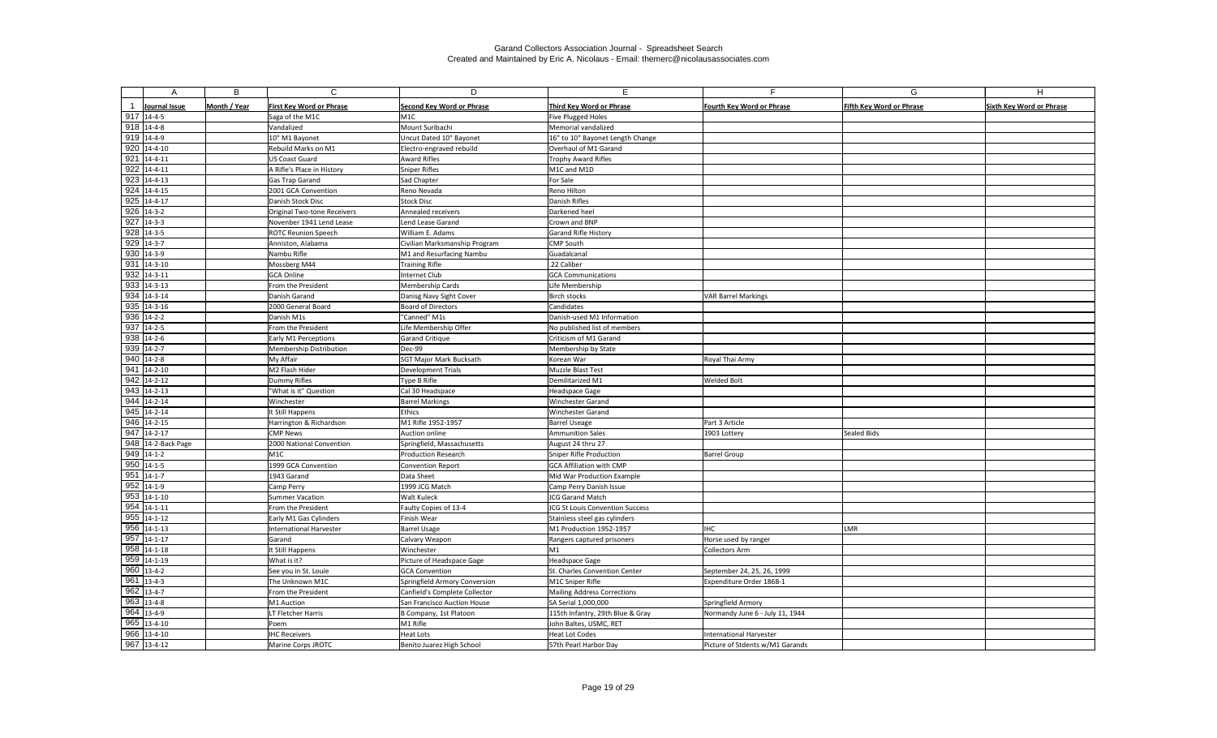Garand Collectors Association Journal - Spreadsheet Search
Created and Maintained by Eric A. Nicolaus - Email: themerc@nicolausassociates.com

| | A | B | C | D | E | F | G | H |
|---|---|---|---|---|---|---|---|---|
| 1 | Journal Issue | Month / Year | First Key Word or Phrase | Second Key Word or Phrase | Third Key Word or Phrase | Fourth Key Word or Phrase | Fifth Key Word or Phrase | Sixth Key Word or Phrase |
| 917 | 14-4-5 | | Saga of the M1C | M1C | Five Plugged Holes | | | |
| 918 | 14-4-8 | | Vandalized | Mount Suribachi | Memorial vandalized | | | |
| 919 | 14-4-9 | | 10" M1 Bayonet | Uncut Dated 10" Bayonet | 16" to 10" Bayonet Length Change | | | |
| 920 | 14-4-10 | | Rebuild Marks on M1 | Electro-engraved rebuild | Overhaul of M1 Garand | | | |
| 921 | 14-4-11 | | US Coast Guard | Award Rifles | Trophy Award Rifles | | | |
| 922 | 14-4-11 | | A Rifle's Place in History | Sniper Rifles | M1C and M1D | | | |
| 923 | 14-4-13 | | Gas Trap Garand | Sad Chapter | For Sale | | | |
| 924 | 14-4-15 | | 2001 GCA Convention | Reno Nevada | Reno Hilton | | | |
| 925 | 14-4-17 | | Danish Stock Disc | Stock Disc | Danish Rifles | | | |
| 926 | 14-3-2 | | Original Two-tone Receivers | Annealed receivers | Darkened heel | | | |
| 927 | 14-3-3 | | Novenber 1941 Lend Lease | Lend Lease Garand | Crown and BNP | | | |
| 928 | 14-3-5 | | ROTC Reunion Speech | William E. Adams | Garand Rifle History | | | |
| 929 | 14-3-7 | | Anniston, Alabama | Civilian Marksmanship Program | CMP South | | | |
| 930 | 14-3-9 | | Nambu Rifle | M1 and Resurfacing Nambu | Guadalcanal | | | |
| 931 | 14-3-10 | | Mossberg M44 | Training Rifle | .22 Caliber | | | |
| 932 | 14-3-11 | | GCA Online | Internet Club | GCA Communications | | | |
| 933 | 14-3-13 | | From the President | Membership Cards | Life Membership | | | |
| 934 | 14-3-14 | | Danish Garand | Danisg Navy Sight Cover | Birch stocks | VAR Barrel Markings | | |
| 935 | 14-3-16 | | 2000 General Board | Board of Directors | Candidates | | | |
| 936 | 14-2-2 | | Danish M1s | "Canned" M1s | Danish-used M1 Information | | | |
| 937 | 14-2-5 | | From the President | Life Membership Offer | No published list of members | | | |
| 938 | 14-2-6 | | Early M1 Perceptions | Garand Critique | Criticism of M1 Garand | | | |
| 939 | 14-2-7 | | Membership Distribution | Dec-99 | Membership by State | | | |
| 940 | 14-2-8 | | My Affair | SGT Major Mark Bucksath | Korean War | Royal Thai Army | | |
| 941 | 14-2-10 | | M2 Flash Hider | Development Trials | Muzzle Blast Test | | | |
| 942 | 14-2-12 | | Dummy Rifles | Type B Rifle | Demilitarized M1 | Welded Bolt | | |
| 943 | 14-2-13 | | "What is it" Question | Cal 30 Headspace | Headspace Gage | | | |
| 944 | 14-2-14 | | Winchester | Barrel Markings | Winchester Garand | | | |
| 945 | 14-2-14 | | It Still Happens | Ethics | Winchester Garand | | | |
| 946 | 14-2-15 | | Harrington & Richardson | M1 Rifle 1952-1957 | Barrel Useage | Part 3 Article | | |
| 947 | 14-2-17 | | CMP News | Auction online | Ammunition Sales | 1903 Lottery | Sealed Bids | |
| 948 | 14-2-Back Page | | 2000 National Convention | Springfield, Massachusetts | August 24 thru 27 | | | |
| 949 | 14-1-2 | | M1C | Production Research | Sniper Rifle Production | Barrel Group | | |
| 950 | 14-1-5 | | 1999 GCA Convention | Convention Report | GCA Affiliation with CMP | | | |
| 951 | 14-1-7 | | 1943 Garand | Data Sheet | Mid War Production Example | | | |
| 952 | 14-1-9 | | Camp Perry | 1999 JCG Match | Camp Perry Danish Issue | | | |
| 953 | 14-1-10 | | Summer Vacation | Walt Kuleck | JCG Garand Match | | | |
| 954 | 14-1-11 | | From the President | Faulty Copies of 13-4 | JCG St Louis Convention Success | | | |
| 955 | 14-1-12 | | Early M1 Gas Cylinders | Finish Wear | Stainless steel gas cylinders | | | |
| 956 | 14-1-13 | | International Harvester | Barrel Usage | M1 Production 1952-1957 | IHC | LMR | |
| 957 | 14-1-17 | | Garand | Calvary Weapon | Rangers captured prisoners | Horse used by ranger | | |
| 958 | 14-1-18 | | It Still Happens | Winchester | M1 | Collectors Arm | | |
| 959 | 14-1-19 | | What is it? | Picture of Headspace Gage | Headspace Gage | | | |
| 960 | 13-4-2 | | See you in St. Louie | GCA Convention | St. Charles Convention Center | September 24, 25, 26, 1999 | | |
| 961 | 13-4-3 | | The Unknown M1C | Springfield Armory Conversion | M1C Sniper Rifle | Expenditure Order 1868-1 | | |
| 962 | 13-4-7 | | From the President | Canfield's Complete Collector | Mailing Address Corrections | | | |
| 963 | 13-4-8 | | M1 Auction | San Francisco Auction House | SA Serial 1,000,000 | Springfield Armory | | |
| 964 | 13-4-9 | | LT Fletcher Harris | B Company, 1st Platoon | 115th Infantry, 29th Blue & Gray | Normandy June 6 - July 11, 1944 | | |
| 965 | 13-4-10 | | Poem | M1 Rifle | John Baltes, USMC, RET | | | |
| 966 | 13-4-10 | | IHC Receivers | Heat Lots | Heat Lot Codes | International Harvester | | |
| 967 | 13-4-12 | | Marine Corps JROTC | Benito Juarez High School | 57th Pearl Harbor Day | Picture of Stdents w/M1 Garands | | |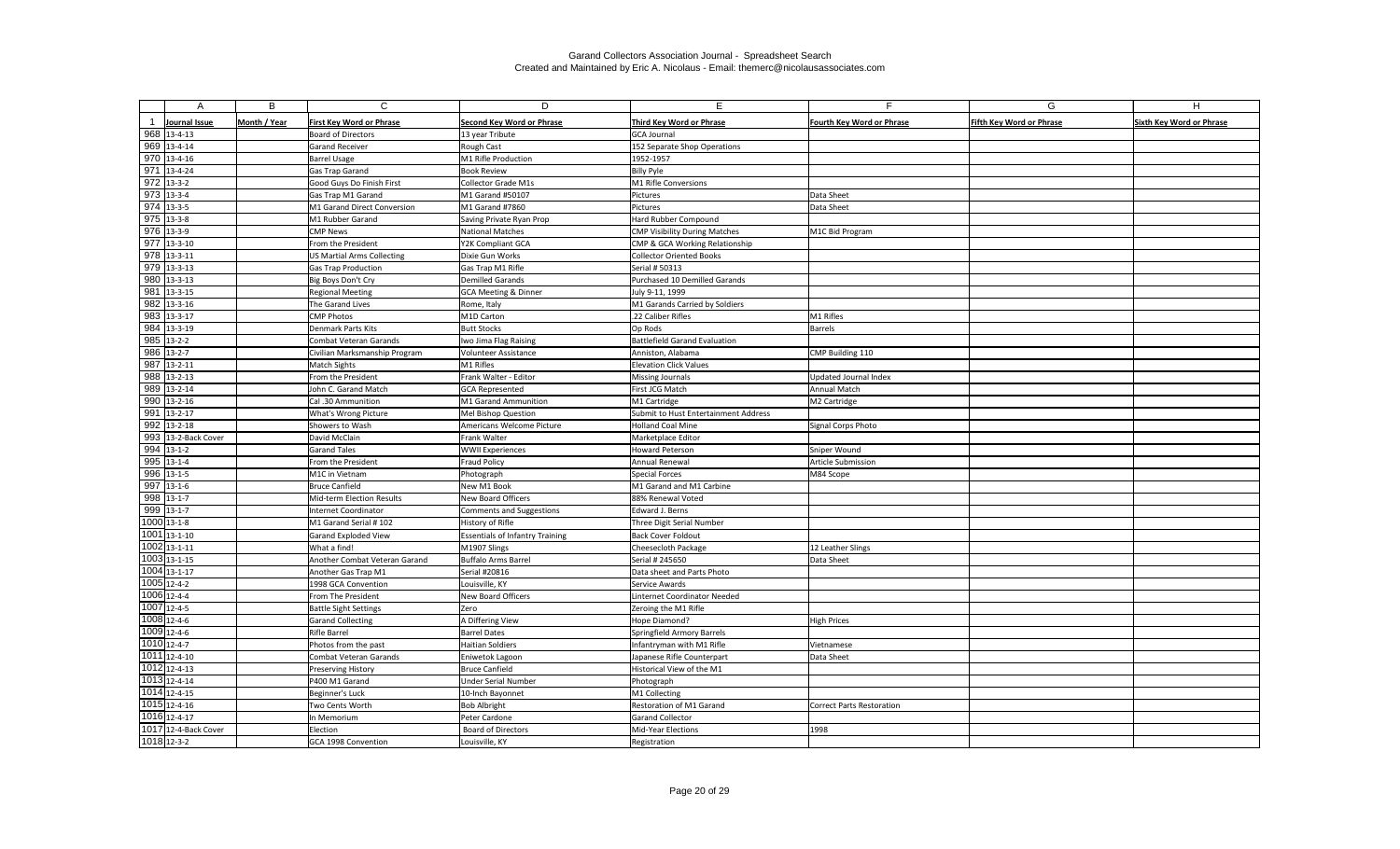# Garand Collectors Association Journal - Spreadsheet Search
Created and Maintained by Eric A. Nicolaus - Email: themerc@nicolausassociates.com

| | A | B | C | D | E | F | G | H |
|---|---|---|---|---|---|---|---|---|
| 1 | Journal Issue | Month / Year | First Key Word or Phrase | Second Key Word or Phrase | Third Key Word or Phrase | Fourth Key Word or Phrase | Fifth Key Word or Phrase | Sixth Key Word or Phrase |
| 968 | 13-4-13 | | Board of Directors | 13 year Tribute | GCA Journal | | | |
| 969 | 13-4-14 | | Garand Receiver | Rough Cast | 152 Separate Shop Operations | | | |
| 970 | 13-4-16 | | Barrel Usage | M1 Rifle Production | 1952-1957 | | | |
| 971 | 13-4-24 | | Gas Trap Garand | Book Review | Billy Pyle | | | |
| 972 | 13-3-2 | | Good Guys Do Finish First | Collector Grade M1s | M1 Rifle Conversions | | | |
| 973 | 13-3-4 | | Gas Trap M1 Garand | M1 Garand #50107 | Pictures | Data Sheet | | |
| 974 | 13-3-5 | | M1 Garand Direct Conversion | M1 Garand #7860 | Pictures | Data Sheet | | |
| 975 | 13-3-8 | | M1 Rubber Garand | Saving Private Ryan Prop | Hard Rubber Compound | | | |
| 976 | 13-3-9 | | CMP News | National Matches | CMP Visibility During Matches | M1C Bid Program | | |
| 977 | 13-3-10 | | From the President | Y2K Compliant GCA | CMP & GCA Working Relationship | | | |
| 978 | 13-3-11 | | US Martial Arms Collecting | Dixie Gun Works | Collector Oriented Books | | | |
| 979 | 13-3-13 | | Gas Trap Production | Gas Trap M1 Rifle | Serial # 50313 | | | |
| 980 | 13-3-13 | | Big Boys Don't Cry | Demilled Garands | Purchased 10 Demilled Garands | | | |
| 981 | 13-3-15 | | Regional Meeting | GCA Meeting & Dinner | July 9-11, 1999 | | | |
| 982 | 13-3-16 | | The Garand Lives | Rome, Italy | M1 Garands Carried by Soldiers | | | |
| 983 | 13-3-17 | | CMP Photos | M1D Carton | .22 Caliber Rifles | M1 Rifles | | |
| 984 | 13-3-19 | | Denmark Parts Kits | Butt Stocks | Op Rods | Barrels | | |
| 985 | 13-2-2 | | Combat Veteran Garands | Iwo Jima Flag Raising | Battlefield Garand Evaluation | | | |
| 986 | 13-2-7 | | Civilian Marksmanship Program | Volunteer Assistance | Anniston, Alabama | CMP Building 110 | | |
| 987 | 13-2-11 | | Match Sights | M1 Rifles | Elevation Click Values | | | |
| 988 | 13-2-13 | | From the President | Frank Walter - Editor | Missing Journals | Updated Journal Index | | |
| 989 | 13-2-14 | | John C. Garand Match | GCA Represented | First JCG Match | Annual Match | | |
| 990 | 13-2-16 | | Cal .30 Ammunition | M1 Garand Ammunition | M1 Cartridge | M2 Cartridge | | |
| 991 | 13-2-17 | | What's Wrong Picture | Mel Bishop Question | Submit to Hust Entertainment Address | | | |
| 992 | 13-2-18 | | Showers to Wash | Americans Welcome Picture | Holland Coal Mine | Signal Corps Photo | | |
| 993 | 13-2-Back Cover | | David McClain | Frank Walter | Marketplace Editor | | | |
| 994 | 13-1-2 | | Garand Tales | WWII Experiences | Howard Peterson | Sniper Wound | | |
| 995 | 13-1-4 | | From the President | Fraud Policy | Annual Renewal | Article Submission | | |
| 996 | 13-1-5 | | M1C in Vietnam | Photograph | Special Forces | M84 Scope | | |
| 997 | 13-1-6 | | Bruce Canfield | New M1 Book | M1 Garand and M1 Carbine | | | |
| 998 | 13-1-7 | | Mid-term Election Results | New Board Officers | 88% Renewal Voted | | | |
| 999 | 13-1-7 | | Internet Coordinator | Comments and Suggestions | Edward J. Berns | | | |
| 1000 | 13-1-8 | | M1 Garand Serial # 102 | History of Rifle | Three Digit Serial Number | | | |
| 1001 | 13-1-10 | | Garand Exploded View | Essentials of Infantry Training | Back Cover Foldout | | | |
| 1002 | 13-1-11 | | What a find! | M1907 Slings | Cheesecloth Package | 12 Leather Slings | | |
| 1003 | 13-1-15 | | Another Combat Veteran Garand | Buffalo Arms Barrel | Serial # 245650 | Data Sheet | | |
| 1004 | 13-1-17 | | Another Gas Trap M1 | Serial #20816 | Data sheet and Parts Photo | | | |
| 1005 | 12-4-2 | | 1998 GCA Convention | Louisville, KY | Service Awards | | | |
| 1006 | 12-4-4 | | From The President | New Board Officers | Linternet Coordinator Needed | | | |
| 1007 | 12-4-5 | | Battle Sight Settings | Zero | Zeroing the M1 Rifle | | | |
| 1008 | 12-4-6 | | Garand Collecting | A Differing View | Hope Diamond? | High Prices | | |
| 1009 | 12-4-6 | | Rifle Barrel | Barrel Dates | Springfield Armory Barrels | | | |
| 1010 | 12-4-7 | | Photos from the past | Haitian Soldiers | Infantryman with M1 Rifle | Vietnamese | | |
| 1011 | 12-4-10 | | Combat Veteran Garands | Eniwetok Lagoon | Japanese Rifle Counterpart | Data Sheet | | |
| 1012 | 12-4-13 | | Preserving History | Bruce Canfield | Historical View of the M1 | | | |
| 1013 | 12-4-14 | | P400 M1 Garand | Under Serial Number | Photograph | | | |
| 1014 | 12-4-15 | | Beginner's Luck | 10-Inch Bayonnet | M1 Collecting | | | |
| 1015 | 12-4-16 | | Two Cents Worth | Bob Albright | Restoration of M1 Garand | Correct Parts Restoration | | |
| 1016 | 12-4-17 | | In Memorium | Peter Cardone | Garand Collector | | | |
| 1017 | 12-4-Back Cover | | Election | Board of Directors | Mid-Year Elections | 1998 | | |
| 1018 | 12-3-2 | | GCA 1998 Convention | Louisville, KY | Registration | | | |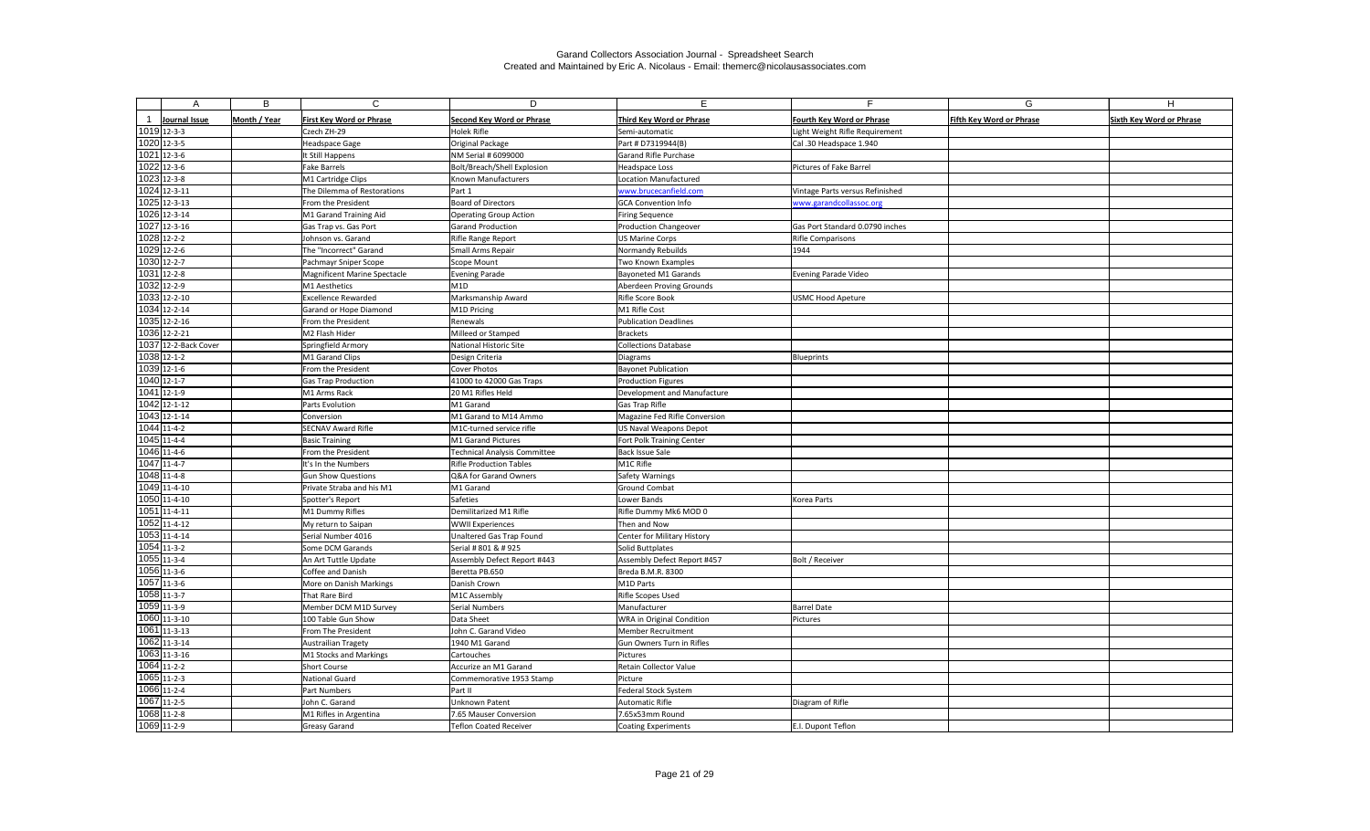Garand Collectors Association Journal - Spreadsheet Search
Created and Maintained by Eric A. Nicolaus - Email: themerc@nicolausassociates.com

| | A | B | C | D | E | F | G | H |
|---|---|---|---|---|---|---|---|---|
| 1 | Journal Issue | Month / Year | First Key Word or Phrase | Second Key Word or Phrase | Third Key Word or Phrase | Fourth Key Word or Phrase | Fifth Key Word or Phrase | Sixth Key Word or Phrase |
| 1019 | 12-3-3 | | Czech ZH-29 | Holek Rifle | Semi-automatic | Light Weight Rifle Requirement | | |
| 1020 | 12-3-5 | | Headspace Gage | Original Package | Part # D7319944(B) | Cal .30 Headspace 1.940 | | |
| 1021 | 12-3-6 | | It Still Happens | NM Serial # 6099000 | Garand Rifle Purchase | | | |
| 1022 | 12-3-6 | | Fake Barrels | Bolt/Breach/Shell Explosion | Headspace Loss | Pictures of Fake Barrel | | |
| 1023 | 12-3-8 | | M1 Cartridge Clips | Known Manufacturers | Location Manufactured | | | |
| 1024 | 12-3-11 | | The Dilemma of Restorations | Part 1 | www.brucecanfield.com | Vintage Parts versus Refinished | | |
| 1025 | 12-3-13 | | From the President | Board of Directors | GCA Convention Info | www.garandcollassoc.org | | |
| 1026 | 12-3-14 | | M1 Garand Training Aid | Operating Group Action | Firing Sequence | | | |
| 1027 | 12-3-16 | | Gas Trap vs. Gas Port | Garand Production | Production Changeover | Gas Port Standard 0.0790 inches | | |
| 1028 | 12-2-2 | | Johnson vs. Garand | Rifle Range Report | US Marine Corps | Rifle Comparisons | | |
| 1029 | 12-2-6 | | The "Incorrect" Garand | Small Arms Repair | Normandy Rebuilds | 1944 | | |
| 1030 | 12-2-7 | | Pachmayr Sniper Scope | Scope Mount | Two Known Examples | | | |
| 1031 | 12-2-8 | | Magnificent Marine Spectacle | Evening Parade | Bayoneted M1 Garands | Evening Parade Video | | |
| 1032 | 12-2-9 | | M1 Aesthetics | M1D | Aberdeen Proving Grounds | | | |
| 1033 | 12-2-10 | | Excellence Rewarded | Marksmanship Award | Rifle Score Book | USMC Hood Apeture | | |
| 1034 | 12-2-14 | | Garand or Hope Diamond | M1D Pricing | M1 Rifle Cost | | | |
| 1035 | 12-2-16 | | From the President | Renewals | Publication Deadlines | | | |
| 1036 | 12-2-21 | | M2 Flash Hider | Milleed or Stamped | Brackets | | | |
| 1037 | 12-2-Back Cover | | Springfield Armory | National Historic Site | Collections Database | | | |
| 1038 | 12-1-2 | | M1 Garand Clips | Design Criteria | Diagrams | Blueprints | | |
| 1039 | 12-1-6 | | From the President | Cover Photos | Bayonet Publication | | | |
| 1040 | 12-1-7 | | Gas Trap Production | 41000 to 42000 Gas Traps | Production Figures | | | |
| 1041 | 12-1-9 | | M1 Arms Rack | 20 M1 Rifles Held | Development and Manufacture | | | |
| 1042 | 12-1-12 | | Parts Evolution | M1 Garand | Gas Trap Rifle | | | |
| 1043 | 12-1-14 | | Conversion | M1 Garand to M14 Ammo | Magazine Fed Rifle Conversion | | | |
| 1044 | 11-4-2 | | SECNAV Award Rifle | M1C-turned service rifle | US Naval Weapons Depot | | | |
| 1045 | 11-4-4 | | Basic Training | M1 Garand Pictures | Fort Polk Training Center | | | |
| 1046 | 11-4-6 | | From the President | Technical Analysis Committee | Back Issue Sale | | | |
| 1047 | 11-4-7 | | It's In the Numbers | Rifle Production Tables | M1C Rifle | | | |
| 1048 | 11-4-8 | | Gun Show Questions | Q&A for Garand Owners | Safety Warnings | | | |
| 1049 | 11-4-10 | | Private Straba and his M1 | M1 Garand | Ground Combat | | | |
| 1050 | 11-4-10 | | Spotter's Report | Safeties | Lower Bands | Korea Parts | | |
| 1051 | 11-4-11 | | M1 Dummy Rifles | Demilitarized M1 Rifle | Rifle Dummy Mk6 MOD 0 | | | |
| 1052 | 11-4-12 | | My return to Saipan | WWII Experiences | Then and Now | | | |
| 1053 | 11-4-14 | | Serial Number 4016 | Unaltered Gas Trap Found | Center for Military History | | | |
| 1054 | 11-3-2 | | Some DCM Garands | Serial # 801 & # 925 | Solid Buttplates | | | |
| 1055 | 11-3-4 | | An Art Tuttle Update | Assembly Defect Report #443 | Assembly Defect Report #457 | Bolt / Receiver | | |
| 1056 | 11-3-6 | | Coffee and Danish | Beretta PB.650 | Breda B.M.R. 8300 | | | |
| 1057 | 11-3-6 | | More on Danish Markings | Danish Crown | M1D Parts | | | |
| 1058 | 11-3-7 | | That Rare Bird | M1C Assembly | Rifle Scopes Used | | | |
| 1059 | 11-3-9 | | Member DCM M1D Survey | Serial Numbers | Manufacturer | Barrel Date | | |
| 1060 | 11-3-10 | | 100 Table Gun Show | Data Sheet | WRA in Original Condition | Pictures | | |
| 1061 | 11-3-13 | | From The President | John C. Garand Video | Member Recruitment | | | |
| 1062 | 11-3-14 | | Austrailian Tragety | 1940 M1 Garand | Gun Owners Turn in Rifles | | | |
| 1063 | 11-3-16 | | M1 Stocks and Markings | Cartouches | Pictures | | | |
| 1064 | 11-2-2 | | Short Course | Accurize an M1 Garand | Retain Collector Value | | | |
| 1065 | 11-2-3 | | National Guard | Commemorative 1953 Stamp | Picture | | | |
| 1066 | 11-2-4 | | Part Numbers | Part II | Federal Stock System | | | |
| 1067 | 11-2-5 | | John C. Garand | Unknown Patent | Automatic Rifle | Diagram of Rifle | | |
| 1068 | 11-2-8 | | M1 Rifles in Argentina | 7.65 Mauser Conversion | 7.65x53mm Round | | | |
| 1069 | 11-2-9 | | Greasy Garand | Teflon Coated Receiver | Coating Experiments | E.I. Dupont Teflon | | |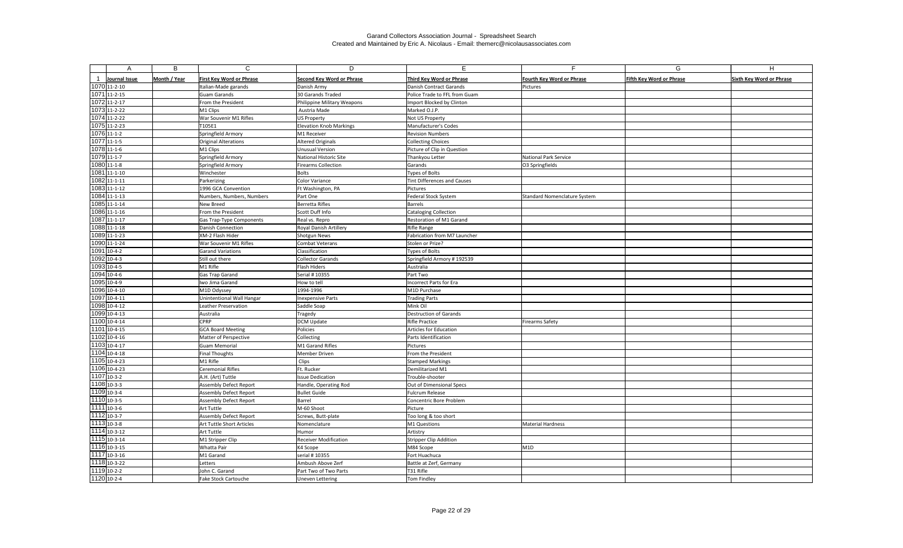Garand Collectors Association Journal - Spreadsheet Search
Created and Maintained by Eric A. Nicolaus - Email: themerc@nicolausassociates.com

| | A | B | C | D | E | F | G | H |
|---|---|---|---|---|---|---|---|---|
| 1 | Journal Issue | Month / Year | First Key Word or Phrase | Second Key Word or Phrase | Third Key Word or Phrase | Fourth Key Word or Phrase | Fifth Key Word or Phrase | Sixth Key Word or Phrase |
| 1070 | 11-2-10 | | Italian-Made garands | Danish Army | Danish Contract Garands | Pictures | | |
| 1071 | 11-2-15 | | Guam Garands | 30 Garands Traded | Police Trade to FFL from Guam | | | |
| 1072 | 11-2-17 | | From the President | Philippine Military Weapons | Import Blocked by Clinton | | | |
| 1073 | 11-2-22 | | M1 Clips | Austria Made | Marked O.J.P. | | | |
| 1074 | 11-2-22 | | War Souvenir M1 Rifles | US Property | Not US Property | | | |
| 1075 | 11-2-23 | | T105E1 | Elevation Knob Markings | Manufacturer's Codes | | | |
| 1076 | 11-1-2 | | Springfield Armory | M1 Receiver | Revision Numbers | | | |
| 1077 | 11-1-5 | | Original Alterations | Altered Originals | Collecting Choices | | | |
| 1078 | 11-1-6 | | M1 Clips | Unusual Version | Picture of Clip in Question | | | |
| 1079 | 11-1-7 | | Springfield Armory | National Historic Site | Thankyou Letter | National Park Service | | |
| 1080 | 11-1-8 | | Springfield Armory | Firearms Collection | Garands | O3 Springfields | | |
| 1081 | 11-1-10 | | Winchester | Bolts | Types of Bolts | | | |
| 1082 | 11-1-11 | | Parkerizing | Color Variance | Tint Differences and Causes | | | |
| 1083 | 11-1-12 | | 1996 GCA Convention | Ft Washington, PA | Pictures | | | |
| 1084 | 11-1-13 | | Numbers, Numbers, Numbers | Part One | Federal Stock System | Standard Nomenclature System | | |
| 1085 | 11-1-14 | | New Breed | Berretta Rifles | Barrels | | | |
| 1086 | 11-1-16 | | From the President | Scott Duff Info | Cataloging Collection | | | |
| 1087 | 11-1-17 | | Gas Trap-Type Components | Real vs. Repro | Restoration of M1 Garand | | | |
| 1088 | 11-1-18 | | Danish Connection | Royal Danish Artillery | Rifle Range | | | |
| 1089 | 11-1-23 | | XM-2 Flash Hider | Shotgun News | Fabrication from M7 Launcher | | | |
| 1090 | 11-1-24 | | War Souvenir M1 Rifles | Combat Veterans | Stolen or Prize? | | | |
| 1091 | 10-4-2 | | Garand Variations | Classification | Types of Bolts | | | |
| 1092 | 10-4-3 | | Still out there | Collector Garands | Springfield Armory # 192539 | | | |
| 1093 | 10-4-5 | | M1 Rifle | Flash Hiders | Australia | | | |
| 1094 | 10-4-6 | | Gas Trap Garand | Serial # 10355 | Part Two | | | |
| 1095 | 10-4-9 | | Iwo Jima Garand | How to tell | Incorrect Parts for Era | | | |
| 1096 | 10-4-10 | | M1D Odyssey | 1994-1996 | M1D Purchase | | | |
| 1097 | 10-4-11 | | Unintentional Wall Hangar | Inexpensive Parts | Trading Parts | | | |
| 1098 | 10-4-12 | | Leather Preservation | Saddle Soap | Mink Oil | | | |
| 1099 | 10-4-13 | | Australia | Tragedy | Destruction of Garands | | | |
| 1100 | 10-4-14 | | CPRP | DCM Update | Rifle Practice | Firearms Safety | | |
| 1101 | 10-4-15 | | GCA Board Meeting | Policies | Articles for Education | | | |
| 1102 | 10-4-16 | | Matter of Perspective | Collecting | Parts Identification | | | |
| 1103 | 10-4-17 | | Guam Memorial | M1 Garand Rifles | Pictures | | | |
| 1104 | 10-4-18 | | Final Thoughts | Member Driven | From the President | | | |
| 1105 | 10-4-23 | | M1 Rifle | Clips | Stamped Markings | | | |
| 1106 | 10-4-23 | | Ceremonial Rifles | Ft. Rucker | Demilitarized M1 | | | |
| 1107 | 10-3-2 | | A.H. (Art) Tuttle | Issue Dedication | Trouble-shooter | | | |
| 1108 | 10-3-3 | | Assembly Defect Report | Handle, Operating Rod | Out of Dimensional Specs | | | |
| 1109 | 10-3-4 | | Assembly Defect Report | Bullet Guide | Fulcrum Release | | | |
| 1110 | 10-3-5 | | Assembly Defect Report | Barrel | Concentric Bore Problem | | | |
| 1111 | 10-3-6 | | Art Tuttle | M-60 Shoot | Picture | | | |
| 1112 | 10-3-7 | | Assembly Defect Report | Screws, Butt-plate | Too long & too short | | | |
| 1113 | 10-3-8 | | Art Tuttle Short Articles | Nomenclature | M1 Questions | Material Hardness | | |
| 1114 | 10-3-12 | | Art Tuttle | Humor | Artistry | | | |
| 1115 | 10-3-14 | | M1 Stripper Clip | Receiver Modification | Stripper Clip Addition | | | |
| 1116 | 10-3-15 | | Whatta Pair | K4 Scope | M84 Scope | M1D | | |
| 1117 | 10-3-16 | | M1 Garand | serial # 10355 | Fort Huachuca | | | |
| 1118 | 10-3-22 | | Letters | Ambush Above Zerf | Battle at Zerf, Germany | | | |
| 1119 | 10-2-2 | | John C. Garand | Part Two of Two Parts | T31 Rifle | | | |
| 1120 | 10-2-4 | | Fake Stock Cartouche | Uneven Lettering | Tom Findley | | | |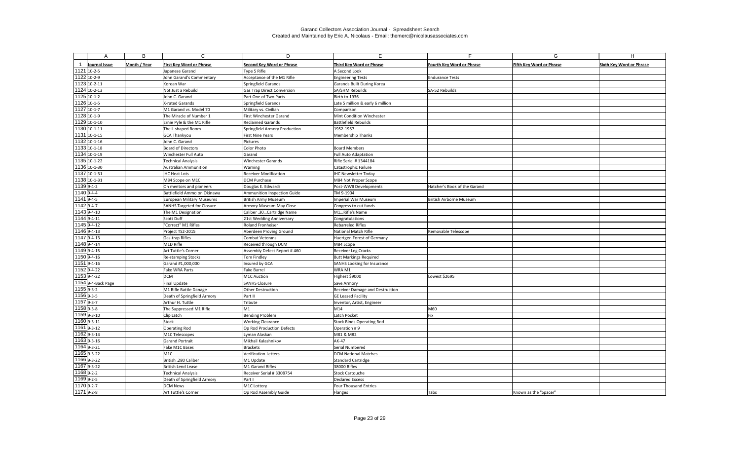Garand Collectors Association Journal - Spreadsheet Search
Created and Maintained by Eric A. Nicolaus - Email: themerc@nicolausassociates.com

| | A | B | C | D | E | F | G | H |
|---|---|---|---|---|---|---|---|---|
| 1 | Journal Issue | Month / Year | First Key Word or Phrase | Second Key Word or Phrase | Third Key Word or Phrase | Fourth Key Word or Phrase | Fifth Key Word or Phrase | Sixth Key Word or Phrase |
| 1121 | 10-2-5 | | Japanese Garand | Type 5 Rifle | A Second Look | | | |
| 1122 | 10-2-9 | | John Garand's Commentary | Acceptance of the M1 Rifle | Engineering Tests | Endurance Tests | | |
| 1123 | 10-2-11 | | Korean War | Springfield Garands | Garands Built During Korea | | | |
| 1124 | 10-2-13 | | Not Just a Rebuild | Gas Trap Direct Conversion | SA/SHM Rebuilds | SA-52 Rebuilds | | |
| 1125 | 10-1-2 | | John C. Garand | Part One of Two Parts | Birth to 1936 | | | |
| 1126 | 10-1-5 | | X-rated Garands | Springfield Garands | Late 5 million & early 6 million | | | |
| 1127 | 10-1-7 | | M1 Garand vs. Model 70 | Military vs. Civilian | Comparison | | | |
| 1128 | 10-1-9 | | The Miracle of Number 1 | First Winchester Garand | Mint Condition Winchester | | | |
| 1129 | 10-1-10 | | Ernie Pyle & the M1 Rifle | Reclaimed Garands | Battlefield Rebuilds | | | |
| 1130 | 10-1-11 | | The L-shaped Room | Springfield Armory Production | 1952-1957 | | | |
| 1131 | 10-1-15 | | GCA Thankyou | First Nine Years | Membership Thanks | | | |
| 1132 | 10-1-16 | | John C. Garand | Pictures | | | | |
| 1133 | 10-1-18 | | Board of Directors | Color Photo | Board Members | | | |
| 1134 | 10-1-19 | | Winchester Full Auto | Garand | Full Auto Adaptation | | | |
| 1135 | 10-1-22 | | Technical Analysis | Winchester Garands | Rifle Serial # 1344184 | | | |
| 1136 | 10-1-30 | | Australian Ammunition | Warning | Catastrophic Failure | | | |
| 1137 | 10-1-31 | | IHC Heat Lots | Receiver Modification | IHC Newsletter Today | | | |
| 1138 | 10-1-31 | | M84 Scope on M1C | DCM Purchase | M84 Not Proper Scope | | | |
| 1139 | 9-4-2 | | On mentors and pioneers | Douglas E. Edwards | Post-WWII Developments | Hatcher's Book of the Garand | | |
| 1140 | 9-4-4 | | Battlefield Ammo on Okinawa | Ammunition Inspection Guide | TM 9-1904 | | | |
| 1141 | 9-4-5 | | European Military Museums | British Army Museum | Imperial War Museum | British Airborne Museum | | |
| 1142 | 9-4-7 | | SANHS Targeted for Closure | Armory Museum May Close | Congress to cut funds | | | |
| 1143 | 9-4-10 | | The M1 Designation | Caliber .30...Cartridge Name | M1...Rifle's Name | | | |
| 1144 | 9-4-11 | | Scott Duff | 21st Wedding Anniversary | Congratulations | | | |
| 1145 | 9-4-12 | | "Correct" M1 Rifles | Roland Fronheiser | Rebarreled Rifles | | | |
| 1146 | 9-4-13 | | Project TS2-2015 | Aberdeen Proving Ground | National Match Rifle | Removable Telescope | | |
| 1147 | 9-4-13 | | Gas-trap Rifles | Combat Veterans | Huertgen Forest of Germany | | | |
| 1148 | 9-4-14 | | M1D Rifle | Received through DCM | M84 Scope | | | |
| 1149 | 9-4-15 | | Art Tuttle's Corner | Assembly Defect Report # 460 | Receiver Leg Cracks | | | |
| 1150 | 9-4-16 | | Re-stamping Stocks | Tom Findley | Butt Markings Required | | | |
| 1151 | 9-4-16 | | Garand #1,000,000 | Insured by GCA | SANHS Looking for Insurance | | | |
| 1152 | 9-4-22 | | Fake WRA Parts | Fake Barrel | WRA M1 | | | |
| 1153 | 9-4-22 | | DCM | M1C Auction | Highest $9000 | Lowest $2695 | | |
| 1154 | 9-4-Back Page | | Final Update | SANHS Closure | Save Armory | | | |
| 1155 | 9-3-2 | | M1 Rifle Battle Danage | Other Destruction | Receiver Damage and Destruction | | | |
| 1156 | 9-3-5 | | Death of Springfield Armory | Part II | GE Leased Facility | | | |
| 1157 | 9-3-7 | | Arthur H. Tuttle | Tribute | Inventor, Artist, Engineer | | | |
| 1158 | 9-3-8 | | The Suppressed M1 Rifle | M1 | M14 | M60 | | |
| 1159 | 9-3-10 | | Clip Latch | Bending Problem | Latch Pocket | Fix | | |
| 1160 | 9-3-11 | | Stock | Working Clearance | Stock Binds Operating Rod | | | |
| 1161 | 9-3-12 | | Operating Rod | Op Rod Production Defects | Operation # 9 | | | |
| 1162 | 9-3-14 | | M1C Telescopes | Lyman Alaskan | M81 & M82 | | | |
| 1163 | 9-3-16 | | Garand Portrait | Mikhail Kalashnikov | AK-47 | | | |
| 1164 | 9-3-21 | | Fake M1C Bases | Brackets | Serial Numbered | | | |
| 1165 | 9-3-22 | | M1C | Verification Letters | DCM National Matches | | | |
| 1166 | 9-3-22 | | British .280 Caliber | M1 Update | Standard Cartridge | | | |
| 1167 | 9-3-22 | | British Lend Lease | M1 Garand Rifles | 38000 Rifles | | | |
| 1168 | 9-2-2 | | Technical Analysis | Receiver Serial # 3308754 | Stock Cartouche | | | |
| 1169 | 9-2-5 | | Death of Springfield Armory | Part I | Declared Excess | | | |
| 1170 | 9-2-7 | | DCM News | M1C Lottery | Four Thousand Entries | | | |
| 1171 | 9-2-8 | | Art Tuttle's Corner | Op Rod Assembly Guide | Flanges | Tabs | Known as the "Spacer" | |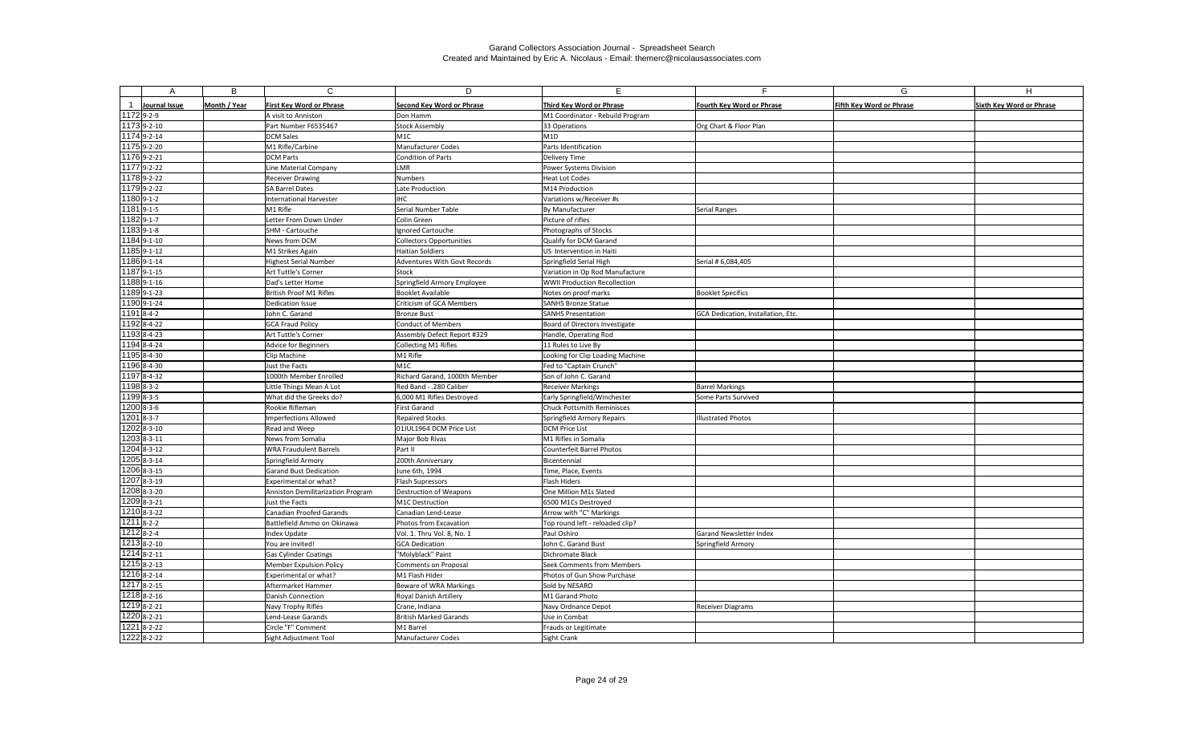Garand Collectors Association Journal - Spreadsheet Search
Created and Maintained by Eric A. Nicolaus - Email: themerc@nicolausassociates.com

| | A | B | C | D | E | F | G | H |
|---|---|---|---|---|---|---|---|---|
| 1 | Journal Issue | Month / Year | First Key Word or Phrase | Second Key Word or Phrase | Third Key Word or Phrase | Fourth Key Word or Phrase | Fifth Key Word or Phrase | Sixth Key Word or Phrase |
| 1172 | 9-2-9 | | A visit to Anniston | Don Hamm | M1 Coordinator - Rebuild Program | | | |
| 1173 | 9-2-10 | | Part Number F6535467 | Stock Assembly | 33 Operations | Org Chart & Floor Plan | | |
| 1174 | 9-2-14 | | DCM Sales | M1C | M1D | | | |
| 1175 | 9-2-20 | | M1 Rifle/Carbine | Manufacturer Codes | Parts Identification | | | |
| 1176 | 9-2-21 | | DCM Parts | Condition of Parts | Delivery Time | | | |
| 1177 | 9-2-22 | | Line Material Company | LMR | Power Systems Division | | | |
| 1178 | 9-2-22 | | Receiver Drawing | Numbers | Heat Lot Codes | | | |
| 1179 | 9-2-22 | | SA Barrel Dates | Late Production | M14 Production | | | |
| 1180 | 9-1-2 | | International Harvester | IHC | Variations w/Receiver #s | | | |
| 1181 | 9-1-5 | | M1 Rifle | Serial Number Table | By Manufacturer | Serial Ranges | | |
| 1182 | 9-1-7 | | Letter From Down Under | Colin Green | Picture of rifles | | | |
| 1183 | 9-1-8 | | SHM - Cartouche | Ignored Cartouche | Photographs of Stocks | | | |
| 1184 | 9-1-10 | | News from DCM | Collectors Opportunities | Qualify for DCM Garand | | | |
| 1185 | 9-1-12 | | M1 Strikes Again | Haitian Soldiers | US Intervention in Haiti | | | |
| 1186 | 9-1-14 | | Highest Serial Number | Adventures With Govt Records | Springfield Serial High | Serial # 6,084,405 | | |
| 1187 | 9-1-15 | | Art Tuttle's Corner | Stock | Variation in Op Rod Manufacture | | | |
| 1188 | 9-1-16 | | Dad's Letter Home | Springfield Armory Employee | WWII Production Recollection | | | |
| 1189 | 9-1-23 | | British Proof M1 Rifles | Booklet Available | Notes on proof marks | Booklet Specifics | | |
| 1190 | 9-1-24 | | Dedication Issue | Criticism of GCA Members | SANHS Bronze Statue | | | |
| 1191 | 8-4-2 | | John C. Garand | Bronze Bust | SANHS Presentation | GCA Dedication, Installation, Etc. | | |
| 1192 | 8-4-22 | | GCA Fraud Policy | Conduct of Members | Board of Directors Investigate | | | |
| 1193 | 8-4-23 | | Art Tuttle's Corner | Assembly Defect Report #329 | Handle, Operating Rod | | | |
| 1194 | 8-4-24 | | Advice for Beginners | Collecting M1 Rifles | 11 Rules to Live By | | | |
| 1195 | 8-4-30 | | Clip Machine | M1 Rifle | Looking for Clip Loading Machine | | | |
| 1196 | 8-4-30 | | Just the Facts | M1C | Fed to "Captain Crunch" | | | |
| 1197 | 8-4-32 | | 1000th Member Enrolled | Richard Garand, 1000th Member | Son of John C. Garand | | | |
| 1198 | 8-3-2 | | Little Things Mean A Lot | Red Band - .280 Caliber | Receiver Markings | Barrel Markings | | |
| 1199 | 8-3-5 | | What did the Greeks do? | 6,000 M1 Rifles Destroyed | Early Springfield/Winchester | Some Parts Survived | | |
| 1200 | 8-3-6 | | Rookie Rifleman | First Garand | Chuck Pottsmith Reminisces | | | |
| 1201 | 8-3-7 | | Imperfections Allowed | Repaired Stocks | Springfield Armory Repairs | Illustrated Photos | | |
| 1202 | 8-3-10 | | Read and Weep | 01JUL1964 DCM Price List | DCM Price List | | | |
| 1203 | 8-3-11 | | News from Somalia | Major Bob Rivas | M1 Rifles in Somalia | | | |
| 1204 | 8-3-12 | | WRA Fraudulent Barrels | Part II | Counterfeit Barrel Photos | | | |
| 1205 | 8-3-14 | | Springfield Armory | 200th Anniversary | Bicentennial | | | |
| 1206 | 8-3-15 | | Garand Bust Dedication | June 6th, 1994 | Time, Place, Events | | | |
| 1207 | 8-3-19 | | Experimental or what? | Flash Supressors | Flash Hiders | | | |
| 1208 | 8-3-20 | | Anniston Demilitarization Program | Destruction of Weapons | One Million M1s Slated | | | |
| 1209 | 8-3-21 | | Just the Facts | M1C Destruction | 6500 M1Cs Destroyed | | | |
| 1210 | 8-3-22 | | Canadian Proofed Garands | Canadian Lend-Lease | Arrow with "C" Markings | | | |
| 1211 | 8-2-2 | | Battlefield Ammo on Okinawa | Photos from Excavation | Top round left - reloaded clip? | | | |
| 1212 | 8-2-4 | | Index Update | Vol. 1. Thru Vol. 8, No. 1 | Paul Oshiro | Garand Newsletter Index | | |
| 1213 | 8-2-10 | | You are invited! | GCA Dedication | John C. Garand Bust | Springfield Armory | | |
| 1214 | 8-2-11 | | Gas Cylinder Coatings | "Molyblack" Paint | Dichromate Black | | | |
| 1215 | 8-2-13 | | Member Expulsion Policy | Comments on Proposal | Seek Comments from Members | | | |
| 1216 | 8-2-14 | | Experimental or what? | M1 Flash Hider | Photos of Gun Show Purchase | | | |
| 1217 | 8-2-15 | | Aftermarket Hammer | Beware of WRA Markings | Sold by NESARO | | | |
| 1218 | 8-2-16 | | Danish Connection | Royal Danish Artillery | M1 Garand Photo | | | |
| 1219 | 8-2-21 | | Navy Trophy Rifles | Crane, Indiana | Navy Ordnance Depot | Receiver Diagrams | | |
| 1220 | 8-2-21 | | Lend-Lease Garands | British Marked Garands | Use in Combat | | | |
| 1221 | 8-2-22 | | Circle "F" Comment | M1 Barrel | Frauds or Legitimate | | | |
| 1222 | 8-2-22 | | Sight Adjustment Tool | Manufacturer Codes | Sight Crank | | | |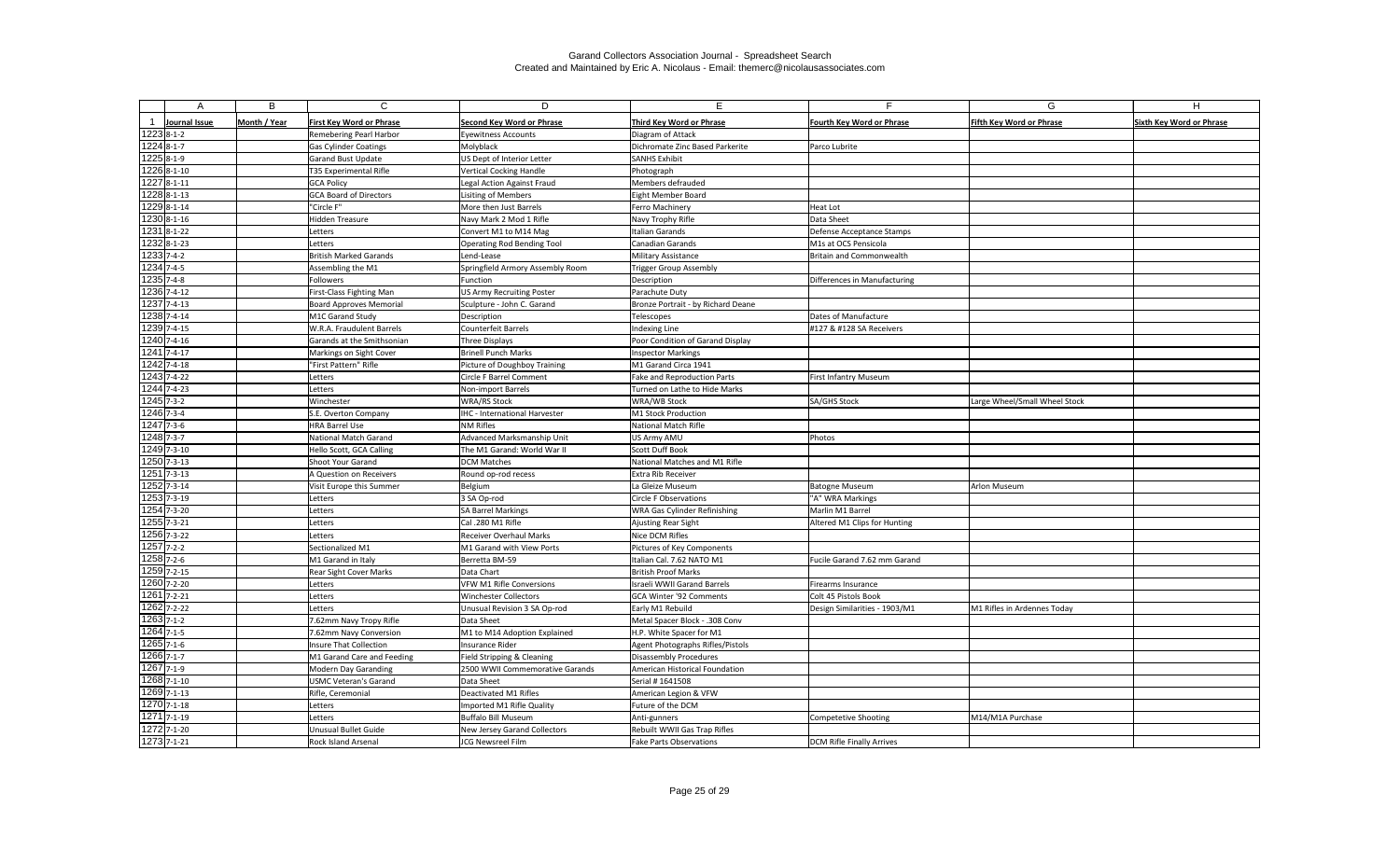Garand Collectors Association Journal - Spreadsheet Search
Created and Maintained by Eric A. Nicolaus - Email: themerc@nicolausassociates.com

| | A | B | C | D | E | F | G | H |
|---|---|---|---|---|---|---|---|---|
| 1 | Journal Issue | Month / Year | First Key Word or Phrase | Second Key Word or Phrase | Third Key Word or Phrase | Fourth Key Word or Phrase | Fifth Key Word or Phrase | Sixth Key Word or Phrase |
| 1223 | 8-1-2 | | Remebering Pearl Harbor | Eyewitness Accounts | Diagram of Attack | | | |
| 1224 | 8-1-7 | | Gas Cylinder Coatings | Molyblack | Dichromate Zinc Based Parkerite | Parco Lubrite | | |
| 1225 | 8-1-9 | | Garand Bust Update | US Dept of Interior Letter | SANHS Exhibit | | | |
| 1226 | 8-1-10 | | T35 Experimental Rifle | Vertical Cocking Handle | Photograph | | | |
| 1227 | 8-1-11 | | GCA Policy | Legal Action Against Fraud | Members defrauded | | | |
| 1228 | 8-1-13 | | GCA Board of Directors | Lisiting of Members | Eight Member Board | | | |
| 1229 | 8-1-14 | | "Circle F" | More then Just Barrels | Ferro Machinery | Heat Lot | | |
| 1230 | 8-1-16 | | Hidden Treasure | Navy Mark 2 Mod 1 Rifle | Navy Trophy Rifle | Data Sheet | | |
| 1231 | 8-1-22 | | Letters | Convert M1 to M14 Mag | Italian Garands | Defense Acceptance Stamps | | |
| 1232 | 8-1-23 | | Letters | Operating Rod Bending Tool | Canadian Garands | M1s at OCS Pensicola | | |
| 1233 | 7-4-2 | | British Marked Garands | Lend-Lease | Military Assistance | Britain and Commonwealth | | |
| 1234 | 7-4-5 | | Assembling the M1 | Springfield Armory Assembly Room | Trigger Group Assembly | | | |
| 1235 | 7-4-8 | | Followers | Function | Description | Differences in Manufacturing | | |
| 1236 | 7-4-12 | | First-Class Fighting Man | US Army Recruiting Poster | Parachute Duty | | | |
| 1237 | 7-4-13 | | Board Approves Memorial | Sculpture - John C. Garand | Bronze Portrait - by Richard Deane | | | |
| 1238 | 7-4-14 | | M1C Garand Study | Description | Telescopes | Dates of Manufacture | | |
| 1239 | 7-4-15 | | W.R.A. Fraudulent Barrels | Counterfeit Barrels | Indexing Line | #127 & #128 SA Receivers | | |
| 1240 | 7-4-16 | | Garands at the Smithsonian | Three Displays | Poor Condition of Garand Display | | | |
| 1241 | 7-4-17 | | Markings on Sight Cover | Brinell Punch Marks | Inspector Markings | | | |
| 1242 | 7-4-18 | | "First Pattern" Rifle | Picture of Doughboy Training | M1 Garand Circa 1941 | | | |
| 1243 | 7-4-22 | | Letters | Circle F Barrel Comment | Fake and Reproduction Parts | First Infantry Museum | | |
| 1244 | 7-4-23 | | Letters | Non-import Barrels | Turned on Lathe to Hide Marks | | | |
| 1245 | 7-3-2 | | Winchester | WRA/RS Stock | WRA/WB Stock | SA/GHS Stock | Large Wheel/Small Wheel Stock | |
| 1246 | 7-3-4 | | S.E. Overton Company | IHC - International Harvester | M1 Stock Production | | | |
| 1247 | 7-3-6 | | HRA Barrel Use | NM Rifles | National Match Rifle | | | |
| 1248 | 7-3-7 | | National Match Garand | Advanced Marksmanship Unit | US Army AMU | Photos | | |
| 1249 | 7-3-10 | | Hello Scott, GCA Calling | The M1 Garand: World War II | Scott Duff Book | | | |
| 1250 | 7-3-13 | | Shoot Your Garand | DCM Matches | National Matches and M1 Rifle | | | |
| 1251 | 7-3-13 | | A Question on Receivers | Round op-rod recess | Extra Rib Receiver | | | |
| 1252 | 7-3-14 | | Visit Europe this Summer | Belgium | La Gleize Museum | Batogne Museum | Arlon Museum | |
| 1253 | 7-3-19 | | Letters | 3 SA Op-rod | Circle F Observations | "A" WRA Markings | | |
| 1254 | 7-3-20 | | Letters | SA Barrel Markings | WRA Gas Cylinder Refinishing | Marlin M1 Barrel | | |
| 1255 | 7-3-21 | | Letters | Cal .280 M1 Rifle | Ajusting Rear Sight | Altered M1 Clips for Hunting | | |
| 1256 | 7-3-22 | | Letters | Receiver Overhaul Marks | Nice DCM Rifles | | | |
| 1257 | 7-2-2 | | Sectionalized M1 | M1 Garand with View Ports | Pictures of Key Components | | | |
| 1258 | 7-2-6 | | M1 Garand in Italy | Berretta BM-59 | Italian Cal. 7.62 NATO M1 | Fucile Garand 7.62 mm Garand | | |
| 1259 | 7-2-15 | | Rear Sight Cover Marks | Data Chart | British Proof Marks | | | |
| 1260 | 7-2-20 | | Letters | VFW M1 Rifle Conversions | Israeli WWII Garand Barrels | Firearms Insurance | | |
| 1261 | 7-2-21 | | Letters | Winchester Collectors | GCA Winter '92 Comments | Colt 45 Pistols Book | | |
| 1262 | 7-2-22 | | Letters | Unusual Revision 3 SA Op-rod | Early M1 Rebuild | Design Similarities - 1903/M1 | M1 Rifles in Ardennes Today | |
| 1263 | 7-1-2 | | 7.62mm Navy Tropy Rifle | Data Sheet | Metal Spacer Block - .308 Conv | | | |
| 1264 | 7-1-5 | | 7.62mm Navy Conversion | M1 to M14 Adoption Explained | H.P. White Spacer for M1 | | | |
| 1265 | 7-1-6 | | Insure That Collection | Insurance Rider | Agent Photographs Rifles/Pistols | | | |
| 1266 | 7-1-7 | | M1 Garand Care and Feeding | Field Stripping & Cleaning | Disassembly Procedures | | | |
| 1267 | 7-1-9 | | Modern Day Garanding | 2500 WWII Commemorative Garands | American Historical Foundation | | | |
| 1268 | 7-1-10 | | USMC Veteran's Garand | Data Sheet | Serial # 1641508 | | | |
| 1269 | 7-1-13 | | Rifle, Ceremonial | Deactivated M1 Rifles | American Legion & VFW | | | |
| 1270 | 7-1-18 | | Letters | Imported M1 Rifle Quality | Future of the DCM | | | |
| 1271 | 7-1-19 | | Letters | Buffalo Bill Museum | Anti-gunners | Competetive Shooting | M14/M1A Purchase | |
| 1272 | 7-1-20 | | Unusual Bullet Guide | New Jersey Garand Collectors | Rebuilt WWII Gas Trap Rifles | | | |
| 1273 | 7-1-21 | | Rock Island Arsenal | JCG Newsreel Film | Fake Parts Observations | DCM Rifle Finally Arrives | | |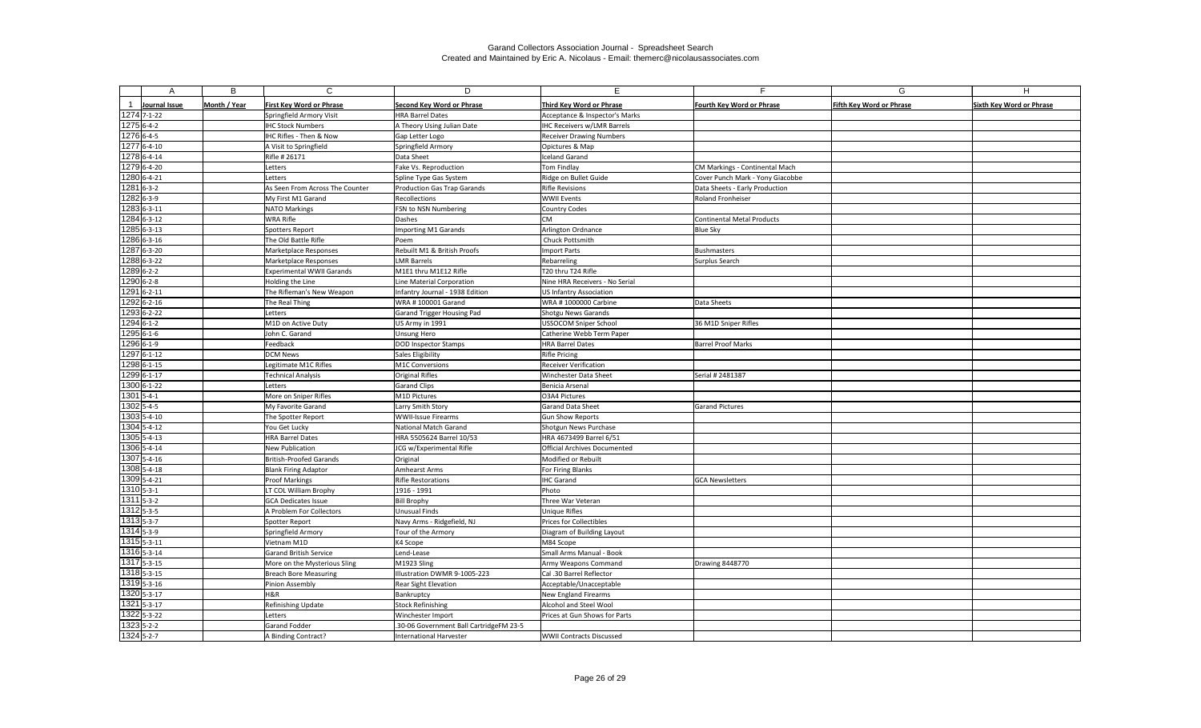# Garand Collectors Association Journal - Spreadsheet Search

Created and Maintained by Eric A. Nicolaus - Email: themerc@nicolausassociates.com

| | A | B | C | D | E | F | G | H |
|---|---|---|---|---|---|---|---|---|
| 1 | Journal Issue | Month / Year | First Key Word or Phrase | Second Key Word or Phrase | Third Key Word or Phrase | Fourth Key Word or Phrase | Fifth Key Word or Phrase | Sixth Key Word or Phrase |
| 1274 | 7-1-22 | | Springfield Armory Visit | HRA Barrel Dates | Acceptance & Inspector's Marks | | | |
| 1275 | 6-4-2 | | IHC Stock Numbers | A Theory Using Julian Date | IHC Receivers w/LMR Barrels | | | |
| 1276 | 6-4-5 | | IHC Rifles - Then & Now | Gap Letter Logo | Receiver Drawing Numbers | | | |
| 1277 | 6-4-10 | | A Visit to Springfield | Springfield Armory | Opictures & Map | | | |
| 1278 | 6-4-14 | | Rifle # 26171 | Data Sheet | Iceland Garand | | | |
| 1279 | 6-4-20 | | Letters | Fake Vs. Reproduction | Tom Findlay | CM Markings - Continental Mach | | |
| 1280 | 6-4-21 | | Letters | Spline Type Gas System | Ridge on Bullet Guide | Cover Punch Mark - Yony Giacobbe | | |
| 1281 | 6-3-2 | | As Seen From Across The Counter | Production Gas Trap Garands | Rifle Revisions | Data Sheets - Early Production | | |
| 1282 | 6-3-9 | | My First M1 Garand | Recollections | WWII Events | Roland Fronheiser | | |
| 1283 | 6-3-11 | | NATO Markings | FSN to NSN Numbering | Country Codes | | | |
| 1284 | 6-3-12 | | WRA Rifle | Dashes | CM | Continental Metal Products | | |
| 1285 | 6-3-13 | | Spotters Report | Importing M1 Garands | Arlington Ordnance | Blue Sky | | |
| 1286 | 6-3-16 | | The Old Battle Rifle | Poem | Chuck Pottsmith | | | |
| 1287 | 6-3-20 | | Marketplace Responses | Rebuilt M1 & British Proofs | Import Parts | Bushmasters | | |
| 1288 | 6-3-22 | | Marketplace Responses | LMR Barrels | Rebarreling | Surplus Search | | |
| 1289 | 6-2-2 | | Experimental WWII Garands | M1E1 thru M1E12 Rifle | T20 thru T24 Rifle | | | |
| 1290 | 6-2-8 | | Holding the Line | Line Material Corporation | Nine HRA Receivers - No Serial | | | |
| 1291 | 6-2-11 | | The Rifleman's New Weapon | Infantry Journal - 1938 Edition | US Infantry Association | | | |
| 1292 | 6-2-16 | | The Real Thing | WRA # 100001 Garand | WRA # 1000000 Carbine | Data Sheets | | |
| 1293 | 6-2-22 | | Letters | Garand Trigger Housing Pad | Shotgu News Garands | | | |
| 1294 | 6-1-2 | | M1D on Active Duty | US Army in 1991 | USSOCOM Sniper School | 36 M1D Sniper Rifles | | |
| 1295 | 6-1-6 | | John C. Garand | Unsung Hero | Catherine Webb Term Paper | | | |
| 1296 | 6-1-9 | | Feedback | DOD Inspector Stamps | HRA Barrel Dates | Barrel Proof Marks | | |
| 1297 | 6-1-12 | | DCM News | Sales Eligibility | Rifle Pricing | | | |
| 1298 | 6-1-15 | | Legitimate M1C Rifles | M1C Conversions | Receiver Verification | | | |
| 1299 | 6-1-17 | | Technical Analysis | Original Rifles | Winchester Data Sheet | Serial # 2481387 | | |
| 1300 | 6-1-22 | | Letters | Garand Clips | Benicia Arsenal | | | |
| 1301 | 5-4-1 | | More on Sniper Rifles | M1D Pictures | O3A4 Pictures | | | |
| 1302 | 5-4-5 | | My Favorite Garand | Larry Smith Story | Garand Data Sheet | Garand Pictures | | |
| 1303 | 5-4-10 | | The Spotter Report | WWII-Issue Firearms | Gun Show Reports | | | |
| 1304 | 5-4-12 | | You Get Lucky | National Match Garand | Shotgun News Purchase | | | |
| 1305 | 5-4-13 | | HRA Barrel Dates | HRA 5505624 Barrel 10/53 | HRA 4673499 Barrel 6/51 | | | |
| 1306 | 5-4-14 | | New Publication | JCG w/Experimental Rifle | Official Archives Documented | | | |
| 1307 | 5-4-16 | | British-Proofed Garands | Original | Modified or Rebuilt | | | |
| 1308 | 5-4-18 | | Blank Firing Adaptor | Amhearst Arms | For Firing Blanks | | | |
| 1309 | 5-4-21 | | Proof Markings | Rifle Restorations | IHC Garand | GCA Newsletters | | |
| 1310 | 5-3-1 | | LT COL William Brophy | 1916 - 1991 | Photo | | | |
| 1311 | 5-3-2 | | GCA Dedicates Issue | Bill Brophy | Three War Veteran | | | |
| 1312 | 5-3-5 | | A Problem For Collectors | Unusual Finds | Unique Rifles | | | |
| 1313 | 5-3-7 | | Spotter Report | Navy Arms - Ridgefield, NJ | Prices for Collectibles | | | |
| 1314 | 5-3-9 | | Springfield Armory | Tour of the Armory | Diagram of Building Layout | | | |
| 1315 | 5-3-11 | | Vietnam M1D | K4 Scope | M84 Scope | | | |
| 1316 | 5-3-14 | | Garand British Service | Lend-Lease | Small Arms Manual - Book | | | |
| 1317 | 5-3-15 | | More on the Mysterious Sling | M1923 Sling | Army Weapons Command | Drawing 8448770 | | |
| 1318 | 5-3-15 | | Breach Bore Measuring | Illustration DWMR 9-1005-223 | Cal .30 Barrel Reflector | | | |
| 1319 | 5-3-16 | | Pinion Assembly | Rear Sight Elevation | Acceptable/Unacceptable | | | |
| 1320 | 5-3-17 | | H&R | Bankruptcy | New England Firearms | | | |
| 1321 | 5-3-17 | | Refinishing Update | Stock Refinishing | Alcohol and Steel Wool | | | |
| 1322 | 5-3-22 | | Letters | Winchester Import | Prices at Gun Shows for Parts | | | |
| 1323 | 5-2-2 | | Garand Fodder | .30-06 Government Ball CartridgeFM 23-5 | | | | |
| 1324 | 5-2-7 | | A Binding Contract? | International Harvester | WWII Contracts Discussed | | | |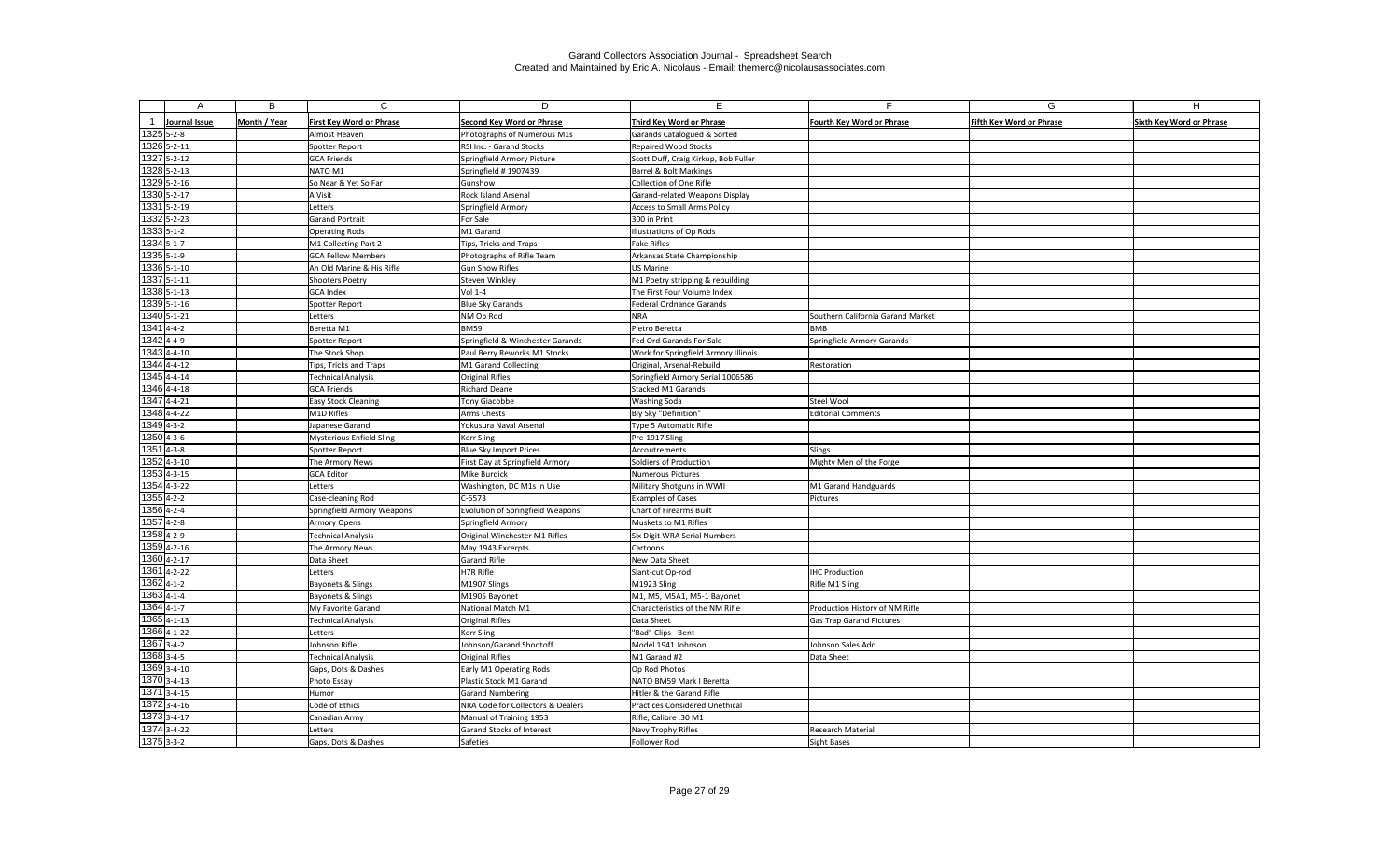Garand Collectors Association Journal - Spreadsheet Search
Created and Maintained by Eric A. Nicolaus - Email: themerc@nicolausassociates.com

| | A | B | C | D | E | F | G | H |
|---|---|---|---|---|---|---|---|---|
| 1 | Journal Issue | Month / Year | First Key Word or Phrase | Second Key Word or Phrase | Third Key Word or Phrase | Fourth Key Word or Phrase | Fifth Key Word or Phrase | Sixth Key Word or Phrase |
| 1325 | 5-2-8 | | Almost Heaven | Photographs of Numerous M1s | Garands Catalogued & Sorted | | | |
| 1326 | 5-2-11 | | Spotter Report | RSI Inc. - Garand Stocks | Repaired Wood Stocks | | | |
| 1327 | 5-2-12 | | GCA Friends | Springfield Armory Picture | Scott Duff, Craig Kirkup, Bob Fuller | | | |
| 1328 | 5-2-13 | | NATO M1 | Springfield # 1907439 | Barrel & Bolt Markings | | | |
| 1329 | 5-2-16 | | So Near & Yet So Far | Gunshow | Collection of One Rifle | | | |
| 1330 | 5-2-17 | | A Visit | Rock Island Arsenal | Garand-related Weapons Display | | | |
| 1331 | 5-2-19 | | Letters | Springfield Armory | Access to Small Arms Policy | | | |
| 1332 | 5-2-23 | | Garand Portrait | For Sale | 300 in Print | | | |
| 1333 | 5-1-2 | | Operating Rods | M1 Garand | Illustrations of Op Rods | | | |
| 1334 | 5-1-7 | | M1 Collecting Part 2 | Tips, Tricks and Traps | Fake Rifles | | | |
| 1335 | 5-1-9 | | GCA Fellow Members | Photographs of Rifle Team | Arkansas State Championship | | | |
| 1336 | 5-1-10 | | An Old Marine & His Rifle | Gun Show Rifles | US Marine | | | |
| 1337 | 5-1-11 | | Shooters Poetry | Steven Winkley | M1 Poetry stripping & rebuilding | | | |
| 1338 | 5-1-13 | | GCA Index | Vol 1-4 | The First Four Volume Index | | | |
| 1339 | 5-1-16 | | Spotter Report | Blue Sky Garands | Federal Ordnance Garands | | | |
| 1340 | 5-1-21 | | Letters | NM Op Rod | NRA | Southern California Garand Market | | |
| 1341 | 4-4-2 | | Beretta M1 | BM59 | Pietro Beretta | BMB | | |
| 1342 | 4-4-9 | | Spotter Report | Springfield & Winchester Garands | Fed Ord Garands For Sale | Springfield Armory Garands | | |
| 1343 | 4-4-10 | | The Stock Shop | Paul Berry Reworks M1 Stocks | Work for Springfield Armory Illinois | | | |
| 1344 | 4-4-12 | | Tips, Tricks and Traps | M1 Garand Collecting | Original, Arsenal-Rebuild | Restoration | | |
| 1345 | 4-4-14 | | Technical Analysis | Original Rifles | Springfield Armory Serial 1006586 | | | |
| 1346 | 4-4-18 | | GCA Friends | Richard Deane | Stacked M1 Garands | | | |
| 1347 | 4-4-21 | | Easy Stock Cleaning | Tony Giacobbe | Washing Soda | Steel Wool | | |
| 1348 | 4-4-22 | | M1D Rifles | Arms Chests | Bly Sky "Definition" | Editorial Comments | | |
| 1349 | 4-3-2 | | Japanese Garand | Yokusura Naval Arsenal | Type 5 Automatic Rifle | | | |
| 1350 | 4-3-6 | | Mysterious Enfield Sling | Kerr Sling | Pre-1917 Sling | | | |
| 1351 | 4-3-8 | | Spotter Report | Blue Sky Import Prices | Accoutrements | Slings | | |
| 1352 | 4-3-10 | | The Armory News | First Day at Springfield Armory | Soldiers of Production | Mighty Men of the Forge | | |
| 1353 | 4-3-15 | | GCA Editor | Mike Burdick | Numerous Pictures | | | |
| 1354 | 4-3-22 | | Letters | Washington, DC M1s in Use | Military Shotguns in WWII | M1 Garand Handguards | | |
| 1355 | 4-2-2 | | Case-cleaning Rod | C-6573 | Examples of Cases | Pictures | | |
| 1356 | 4-2-4 | | Springfield Armory Weapons | Evolution of Springfield Weapons | Chart of Firearms Built | | | |
| 1357 | 4-2-8 | | Armory Opens | Springfield Armory | Muskets to M1 Rifles | | | |
| 1358 | 4-2-9 | | Technical Analysis | Original Winchester M1 Rifles | Six Digit WRA Serial Numbers | | | |
| 1359 | 4-2-16 | | The Armory News | May 1943 Excerpts | Cartoons | | | |
| 1360 | 4-2-17 | | Data Sheet | Garand Rifle | New Data Sheet | | | |
| 1361 | 4-2-22 | | Letters | H7R Rifle | Slant-cut Op-rod | IHC Production | | |
| 1362 | 4-1-2 | | Bayonets & Slings | M1907 Slings | M1923 Sling | Rifle M1 Sling | | |
| 1363 | 4-1-4 | | Bayonets & Slings | M1905 Bayonet | M1, M5, M5A1, M5-1 Bayonet | | | |
| 1364 | 4-1-7 | | My Favorite Garand | National Match M1 | Characteristics of the NM Rifle | Production History of NM Rifle | | |
| 1365 | 4-1-13 | | Technical Analysis | Original Rifles | Data Sheet | Gas Trap Garand Pictures | | |
| 1366 | 4-1-22 | | Letters | Kerr Sling | "Bad" Clips - Bent | | | |
| 1367 | 3-4-2 | | Johnson Rifle | Johnson/Garand Shootoff | Model 1941 Johnson | Johnson Sales Add | | |
| 1368 | 3-4-5 | | Technical Analysis | Original Rifles | M1 Garand #2 | Data Sheet | | |
| 1369 | 3-4-10 | | Gaps, Dots & Dashes | Early M1 Operating Rods | Op Rod Photos | | | |
| 1370 | 3-4-13 | | Photo Essay | Plastic Stock M1 Garand | NATO BM59 Mark I Beretta | | | |
| 1371 | 3-4-15 | | Humor | Garand Numbering | Hitler & the Garand Rifle | | | |
| 1372 | 3-4-16 | | Code of Ethics | NRA Code for Collectors & Dealers | Practices Considered Unethical | | | |
| 1373 | 3-4-17 | | Canadian Army | Manual of Training 1953 | Rifle, Calibre .30 M1 | | | |
| 1374 | 3-4-22 | | Letters | Garand Stocks of Interest | Navy Trophy Rifles | Research Material | | |
| 1375 | 3-3-2 | | Gaps, Dots & Dashes | Safeties | Follower Rod | Sight Bases | | |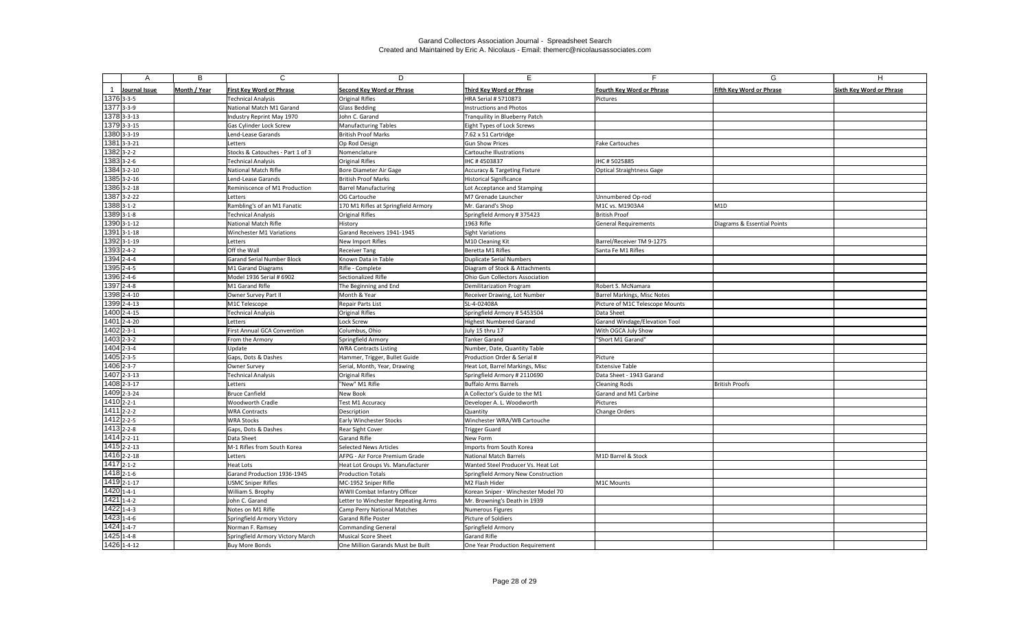Garand Collectors Association Journal - Spreadsheet Search
Created and Maintained by Eric A. Nicolaus - Email: themerc@nicolausassociates.com

| | A | B | C | D | E | F | G | H |
|---|---|---|---|---|---|---|---|---|
| 1 | Journal Issue | Month / Year | First Key Word or Phrase | Second Key Word or Phrase | Third Key Word or Phrase | Fourth Key Word or Phrase | Fifth Key Word or Phrase | Sixth Key Word or Phrase |
| 1376 | 3-3-5 | | Technical Analysis | Original Rifles | HRA Serial # 5710873 | Pictures | | |
| 1377 | 3-3-9 | | National Match M1 Garand | Glass Bedding | Instructions and Photos | | | |
| 1378 | 3-3-13 | | Industry Reprint May 1970 | John C. Garand | Tranquility in Blueberry Patch | | | |
| 1379 | 3-3-15 | | Gas Cylinder Lock Screw | Manufacturing Tables | Eight Types of Lock Screws | | | |
| 1380 | 3-3-19 | | Lend-Lease Garands | British Proof Marks | 7.62 x 51 Cartridge | | | |
| 1381 | 3-3-21 | | Letters | Op Rod Design | Gun Show Prices | Fake Cartouches | | |
| 1382 | 3-2-2 | | Stocks & Catouches - Part 1 of 3 | Nomenclature | Cartouche Illustrations | | | |
| 1383 | 3-2-6 | | Technical Analysis | Original Rifles | IHC # 4503837 | IHC # 5025885 | | |
| 1384 | 3-2-10 | | National Match Rifle | Bore Diameter Air Gage | Accuracy & Targeting Fixture | Optical Straightness Gage | | |
| 1385 | 3-2-16 | | Lend-Lease Garands | British Proof Marks | Historical Significance | | | |
| 1386 | 3-2-18 | | Reminiscence of M1 Production | Barrel Manufacturing | Lot Acceptance and Stamping | | | |
| 1387 | 3-2-22 | | Letters | OG Cartouche | M7 Grenade Launcher | Unnumbered Op-rod | | |
| 1388 | 3-1-2 | | Rambling's of an M1 Fanatic | 170 M1 Rifles at Springfield Armory | Mr. Garand's Shop | M1C vs. M1903A4 | M1D | |
| 1389 | 3-1-8 | | Technical Analysis | Original Rifles | Springfield Armory # 375423 | British Proof | | |
| 1390 | 3-1-12 | | National Match Rifle | History | 1963 Rifle | General Requirements | Diagrams & Essential Points | |
| 1391 | 3-1-18 | | Winchester M1 Variations | Garand Receivers 1941-1945 | Sight Variations | | | |
| 1392 | 3-1-19 | | Letters | New Import Rifles | M10 Cleaning Kit | Barrel/Receiver TM 9-1275 | | |
| 1393 | 2-4-2 | | Off the Wall | Receiver Tang | Beretta M1 Rifles | Santa Fe M1 Rifles | | |
| 1394 | 2-4-4 | | Garand Serial Number Block | Known Data in Table | Duplicate Serial Numbers | | | |
| 1395 | 2-4-5 | | M1 Garand Diagrams | Rifle - Complete | Diagram of Stock & Attachments | | | |
| 1396 | 2-4-6 | | Model 1936 Serial # 6902 | Sectionalized Rifle | Ohio Gun Collectors Association | | | |
| 1397 | 2-4-8 | | M1 Garand Rifle | The Beginning and End | Demilitarization Program | Robert S. McNamara | | |
| 1398 | 2-4-10 | | Owner Survey Part II | Month & Year | Receiver Drawing, Lot Number | Barrel Markings, Misc Notes | | |
| 1399 | 2-4-13 | | M1C Telescope | Repair Parts List | SL-4-02408A | Picture of M1C Telescope Mounts | | |
| 1400 | 2-4-15 | | Technical Analysis | Original Rifles | Springfield Armory # 5453504 | Data Sheet | | |
| 1401 | 2-4-20 | | Letters | Lock Screw | Highest Numbered Garand | Garand Windage/Elevation Tool | | |
| 1402 | 2-3-1 | | First Annual GCA Convention | Columbus, Ohio | July 15 thru 17 | With OGCA July Show | | |
| 1403 | 2-3-2 | | From the Armory | Springfield Armory | Tanker Garand | "Short M1 Garand" | | |
| 1404 | 2-3-4 | | Update | WRA Contracts Listing | Number, Date, Quantity Table | | | |
| 1405 | 2-3-5 | | Gaps, Dots & Dashes | Hammer, Trigger, Bullet Guide | Production Order & Serial # | Picture | | |
| 1406 | 2-3-7 | | Owner Survey | Serial, Month, Year, Drawing | Heat Lot, Barrel Markings, Misc | Extensive Table | | |
| 1407 | 2-3-13 | | Technical Analysis | Original Rifles | Springfield Armory # 2110690 | Data Sheet - 1943 Garand | | |
| 1408 | 2-3-17 | | Letters | "New" M1 Rifle | Buffalo Arms Barrels | Cleaning Rods | British Proofs | |
| 1409 | 2-3-24 | | Bruce Canfield | New Book | A Collector's Guide to the M1 | Garand and M1 Carbine | | |
| 1410 | 2-2-1 | | Woodworth Cradle | Test M1 Accuracy | Developer A. L. Woodworth | Pictures | | |
| 1411 | 2-2-2 | | WRA Contracts | Description | Quantity | Change Orders | | |
| 1412 | 2-2-5 | | WRA Stocks | Early Winchester Stocks | Winchester WRA/WB Cartouche | | | |
| 1413 | 2-2-8 | | Gaps, Dots & Dashes | Rear Sight Cover | Trigger Guard | | | |
| 1414 | 2-2-11 | | Data Sheet | Garand Rifle | New Form | | | |
| 1415 | 2-2-13 | | M-1 Rifles from South Korea | Selected News Articles | Imports from South Korea | | | |
| 1416 | 2-2-18 | | Letters | AFPG - Air Force Premium Grade | National Match Barrels | M1D Barrel & Stock | | |
| 1417 | 2-1-2 | | Heat Lots | Heat Lot Groups Vs. Manufacturer | Wanted Steel Producer Vs. Heat Lot | | | |
| 1418 | 2-1-6 | | Garand Production 1936-1945 | Production Totals | Springfield Armory New Construction | | | |
| 1419 | 2-1-17 | | USMC Sniper Rifles | MC-1952 Sniper Rifle | M2 Flash Hider | M1C Mounts | | |
| 1420 | 1-4-1 | | William S. Brophy | WWII Combat Infantry Officer | Korean Sniper - Winchester Model 70 | | | |
| 1421 | 1-4-2 | | John C. Garand | Letter to Winchester Repeating Arms | Mr. Browning's Death in 1939 | | | |
| 1422 | 1-4-3 | | Notes on M1 Rifle | Camp Perry National Matches | Numerous Figures | | | |
| 1423 | 1-4-6 | | Springfield Armory Victory | Garand Rifle Poster | Picture of Soldiers | | | |
| 1424 | 1-4-7 | | Norman F. Ramsey | Commanding General | Springfield Armory | | | |
| 1425 | 1-4-8 | | Springfield Armory Victory March | Musical Score Sheet | Garand Rifle | | | |
| 1426 | 1-4-12 | | Buy More Bonds | One Million Garands Must be Built | One Year Production Requirement | | | |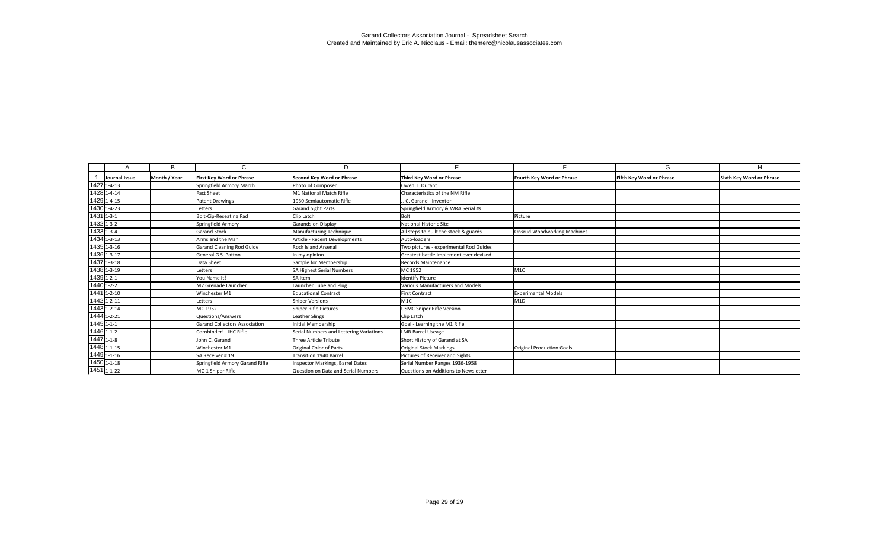Garand Collectors Association Journal - Spreadsheet Search
Created and Maintained by Eric A. Nicolaus - Email: themerc@nicolausassociates.com

| | A | B | C | D | E | F | G | H |
|---|---|---|---|---|---|---|---|---|
| 1 | Journal Issue | Month / Year | First Key Word or Phrase | Second Key Word or Phrase | Third Key Word or Phrase | Fourth Key Word or Phrase | Fifth Key Word or Phrase | Sixth Key Word or Phrase |
| 1427 | 1-4-13 | | Springfield Armory March | Photo of Composer | Owen T. Durant | | | |
| 1428 | 1-4-14 | | Fact Sheet | M1 National Match Rifle | Characteristics of the NM Rifle | | | |
| 1429 | 1-4-15 | | Patent Drawings | 1930 Semiautomatic Rifle | J. C. Garand - Inventor | | | |
| 1430 | 1-4-23 | | Letters | Garand Sight Parts | Springfield Armory & WRA Serial #s | | | |
| 1431 | 1-3-1 | | Bolt-Clip-Reseating Pad | Clip Latch | Bolt | Picture | | |
| 1432 | 1-3-2 | | Springfield Armory | Garands on Display | National Historic Site | | | |
| 1433 | 1-3-4 | | Garand Stock | Manufacturing Technique | All steps to built the stock & guards | Onsrud Woodworking Machines | | |
| 1434 | 1-3-13 | | Arms and the Man | Article - Recent Developments | Auto-loaders | | | |
| 1435 | 1-3-16 | | Garand Cleaning Rod Guide | Rock Island Arsenal | Two pictures - experimental Rod Guides | | | |
| 1436 | 1-3-17 | | General G.S. Patton | In my opinion | Greatest battle implement ever devised | | | |
| 1437 | 1-3-18 | | Data Sheet | Sample for Membership | Records Maintenance | | | |
| 1438 | 1-3-19 | | Letters | SA Highest Serial Numbers | MC 1952 | M1C | | |
| 1439 | 1-2-1 | | You Name It! | SA Item | Identify Picture | | | |
| 1440 | 1-2-2 | | M7 Grenade Launcher | Launcher Tube and Plug | Various Manufacturers and Models | | | |
| 1441 | 1-2-10 | | Winchester M1 | Educational Contract | First Contract | Experimantal Models | | |
| 1442 | 1-2-11 | | Letters | Sniper Versions | M1C | M1D | | |
| 1443 | 1-2-14 | | MC 1952 | Sniper Rifle Pictures | USMC Sniper Rifle Version | | | |
| 1444 | 1-2-21 | | Questions/Answers | Leather Slings | Clip Latch | | | |
| 1445 | 1-1-1 | | Garand Collectors Association | Initial Membership | Goal - Learning the M1 Rifle | | | |
| 1446 | 1-1-2 | | Cornbinder! - IHC Rifle | Serial Numbers and Lettering Variations | LMR Barrel Useage | | | |
| 1447 | 1-1-8 | | John C. Garand | Three Article Tribute | Short History of Garand at SA | | | |
| 1448 | 1-1-15 | | Winchester M1 | Original Color of Parts | Original Stock Markings | Original Production Goals | | |
| 1449 | 1-1-16 | | SA Receiver # 19 | Transition 1940 Barrel | Pictures of Receiver and Sights | | | |
| 1450 | 1-1-18 | | Springfield Armory Garand Rifle | Inspector Markings, Barrel Dates | Serial Number Ranges 1936-1958 | | | |
| 1451 | 1-1-22 | | MC-1 Sniper Rifle | Question on Data and Serial Numbers | Questions on Additions to Newsletter | | | |